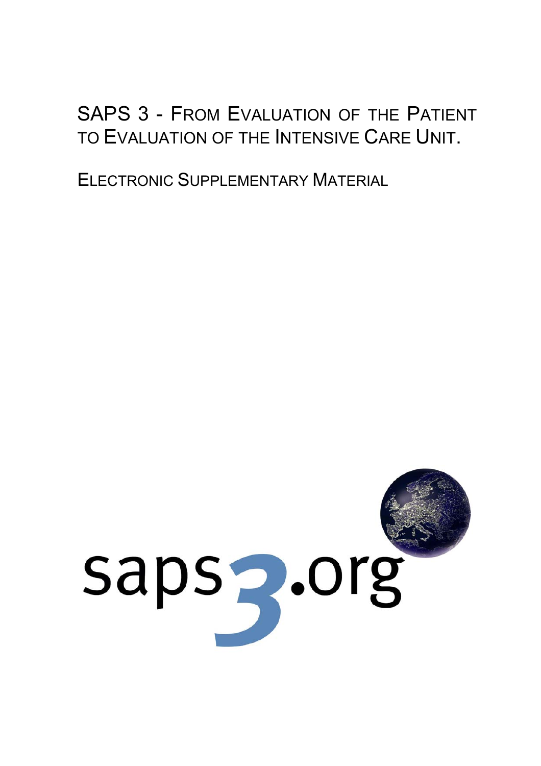# SAPS 3 - From Evaluation of the Patient to Evaluation of the Intensive Care Unit.

## Electronic Supplementary Material

saps3.org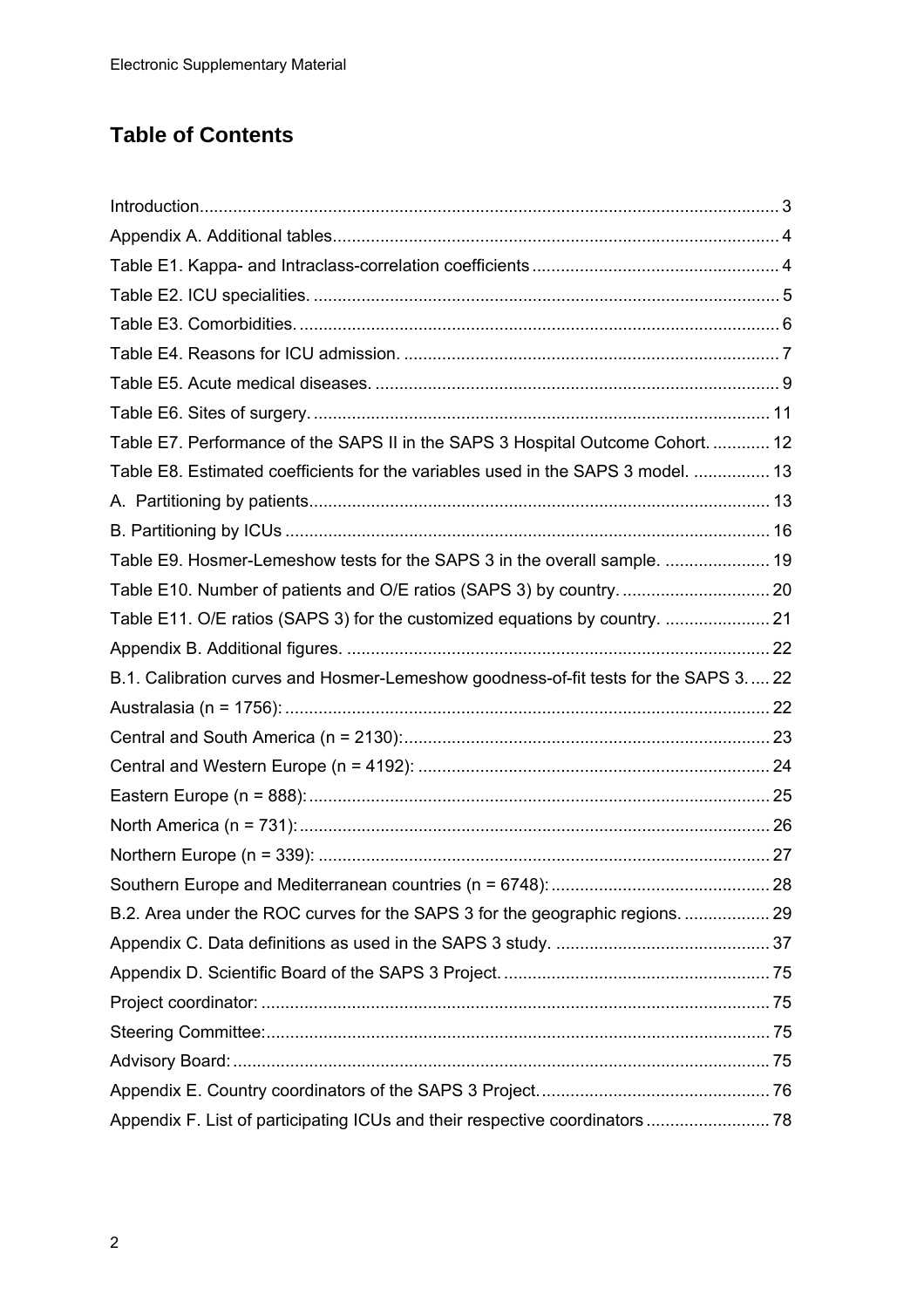# Table of Contents

Introduction ... 3

Appendix A. Additional tables ... 4

Table E1. Kappa- and Intraclass-correlation coefficients ... 4

Table E2. ICU specialities. ... 5

Table E3. Comorbidities. ... 6

Table E4. Reasons for ICU admission. ... 7

Table E5. Acute medical diseases. ... 9

Table E6. Sites of surgery. ... 11

Table E7. Performance of the SAPS II in the SAPS 3 Hospital Outcome Cohort. ... 12

Table E8. Estimated coefficients for the variables used in the SAPS 3 model. ... 13

A. Partitioning by patients ... 13

B. Partitioning by ICUs ... 16

Table E9. Hosmer-Lemeshow tests for the SAPS 3 in the overall sample. ... 19

Table E10. Number of patients and O/E ratios (SAPS 3) by country. ... 20

Table E11. O/E ratios (SAPS 3) for the customized equations by country. ... 21

Appendix B. Additional figures. ... 22

B.1. Calibration curves and Hosmer-Lemeshow goodness-of-fit tests for the SAPS 3. ... 22

Australasia (n = 1756): ... 22

Central and South America (n = 2130): ... 23

Central and Western Europe (n = 4192): ... 24

Eastern Europe (n = 888): ... 25

North America (n = 731): ... 26

Northern Europe (n = 339): ... 27

Southern Europe and Mediterranean countries (n = 6748): ... 28

B.2. Area under the ROC curves for the SAPS 3 for the geographic regions. ... 29

Appendix C. Data definitions as used in the SAPS 3 study. ... 37

Appendix D. Scientific Board of the SAPS 3 Project. ... 75

Project coordinator: ... 75

Steering Committee: ... 75

Advisory Board: ... 75

Appendix E. Country coordinators of the SAPS 3 Project. ... 76

Appendix F. List of participating ICUs and their respective coordinators ... 78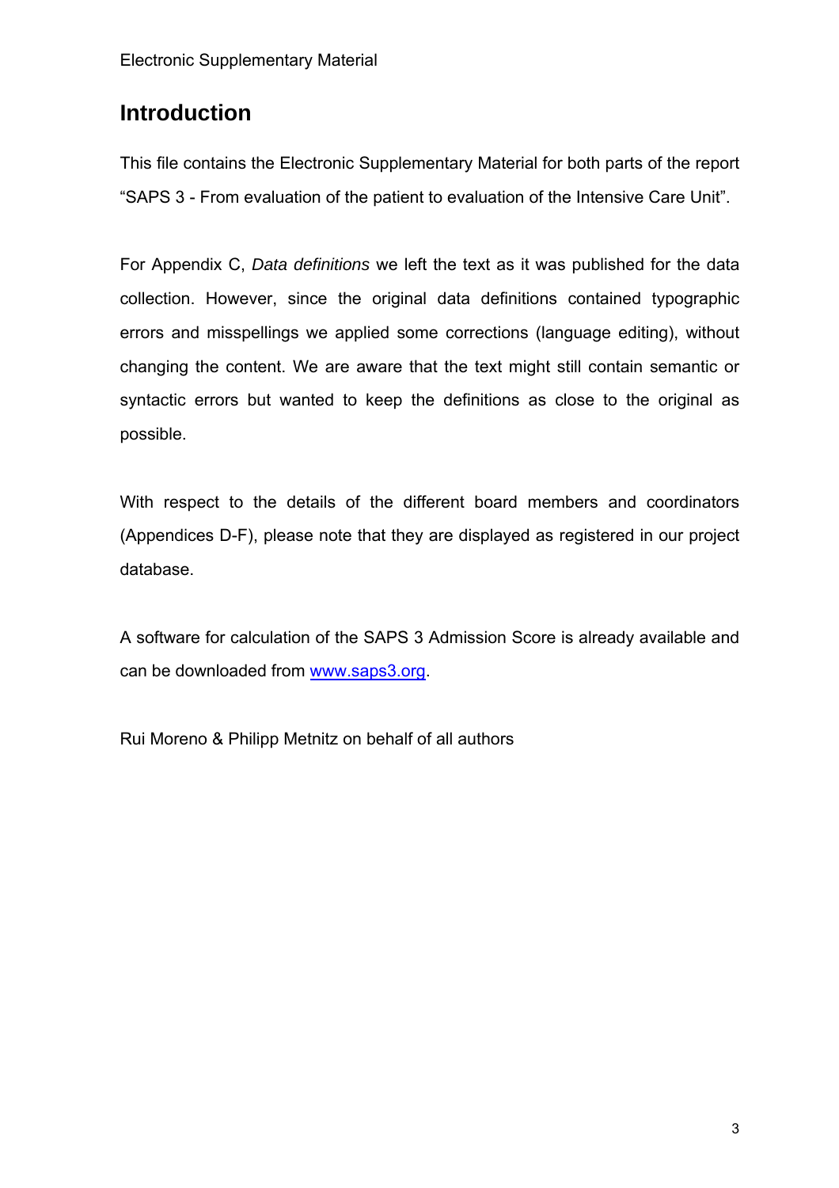## Introduction

This file contains the Electronic Supplementary Material for both parts of the report "SAPS 3 - From evaluation of the patient to evaluation of the Intensive Care Unit".

For Appendix C, *Data definitions* we left the text as it was published for the data collection. However, since the original data definitions contained typographic errors and misspellings we applied some corrections (language editing), without changing the content. We are aware that the text might still contain semantic or syntactic errors but wanted to keep the definitions as close to the original as possible.

With respect to the details of the different board members and coordinators (Appendices D-F), please note that they are displayed as registered in our project database.

A software for calculation of the SAPS 3 Admission Score is already available and can be downloaded from [www.saps3.org](http://www.saps3.org).

Rui Moreno & Philipp Metnitz on behalf of all authors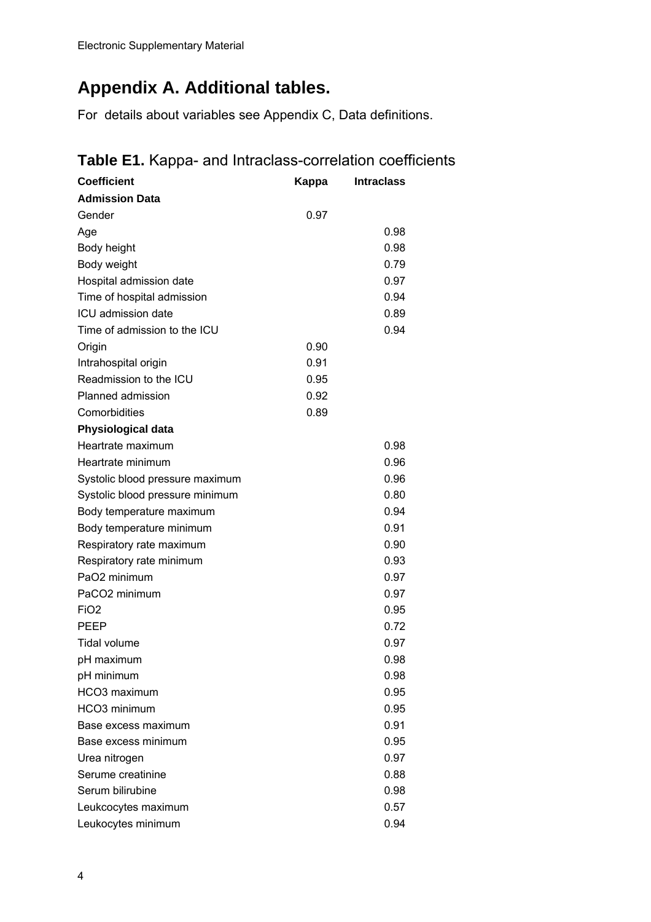Electronic Supplementary Material

# Appendix A. Additional tables.

For details about variables see Appendix C, Data definitions.

## **Table E1.** Kappa- and Intraclass-correlation coefficients

| Coefficient | Kappa | Intraclass |
|---|---|---|
| **Admission Data** | | |
| Gender | 0.97 | |
| Age | | 0.98 |
| Body height | | 0.98 |
| Body weight | | 0.79 |
| Hospital admission date | | 0.97 |
| Time of hospital admission | | 0.94 |
| ICU admission date | | 0.89 |
| Time of admission to the ICU | | 0.94 |
| Origin | 0.90 | |
| Intrahospital origin | 0.91 | |
| Readmission to the ICU | 0.95 | |
| Planned admission | 0.92 | |
| Comorbidities | 0.89 | |
| **Physiological data** | | |
| Heartrate maximum | | 0.98 |
| Heartrate minimum | | 0.96 |
| Systolic blood pressure maximum | | 0.96 |
| Systolic blood pressure minimum | | 0.80 |
| Body temperature maximum | | 0.94 |
| Body temperature minimum | | 0.91 |
| Respiratory rate maximum | | 0.90 |
| Respiratory rate minimum | | 0.93 |
| $PaO_2$ minimum | | 0.97 |
| $PaCO_2$ minimum | | 0.97 |
| $FiO_2$ | | 0.95 |
| PEEP | | 0.72 |
| Tidal volume | | 0.97 |
| pH maximum | | 0.98 |
| pH minimum | | 0.98 |
| $HCO_3$ maximum | | 0.95 |
| $HCO_3$ minimum | | 0.95 |
| Base excess maximum | | 0.91 |
| Base excess minimum | | 0.95 |
| Urea nitrogen | | 0.97 |
| Serume creatinine | | 0.88 |
| Serum bilirubine | | 0.98 |
| Leukcocytes maximum | | 0.57 |
| Leukocytes minimum | | 0.94 |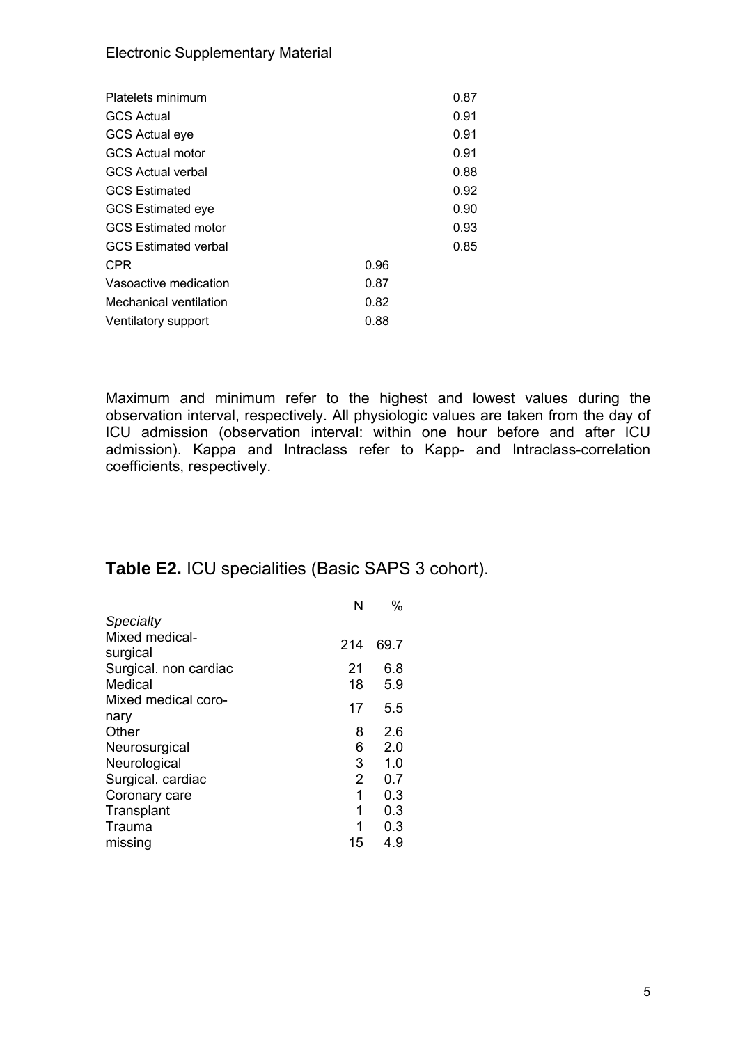| | Kappa | Intraclass |
|---|---|---|
| Platelets minimum | | 0.87 |
| GCS Actual | | 0.91 |
| GCS Actual eye | | 0.91 |
| GCS Actual motor | | 0.91 |
| GCS Actual verbal | | 0.88 |
| GCS Estimated | | 0.92 |
| GCS Estimated eye | | 0.90 |
| GCS Estimated motor | | 0.93 |
| GCS Estimated verbal | | 0.85 |
| CPR | 0.96 | |
| Vasoactive medication | 0.87 | |
| Mechanical ventilation | 0.82 | |
| Ventilatory support | 0.88 | |

Maximum and minimum refer to the highest and lowest values during the observation interval, respectively. All physiologic values are taken from the day of ICU admission (observation interval: within one hour before and after ICU admission). Kappa and Intraclass refer to Kapp- and Intraclass-correlation coefficients, respectively.

## **Table E2.** ICU specialities (Basic SAPS 3 cohort).

| | N | % |
|---|---|---|
| *Specialty* | | |
| Mixed medical-surgical | 214 | 69.7 |
| Surgical. non cardiac | 21 | 6.8 |
| Medical | 18 | 5.9 |
| Mixed medical coronary | 17 | 5.5 |
| Other | 8 | 2.6 |
| Neurosurgical | 6 | 2.0 |
| Neurological | 3 | 1.0 |
| Surgical. cardiac | 2 | 0.7 |
| Coronary care | 1 | 0.3 |
| Transplant | 1 | 0.3 |
| Trauma | 1 | 0.3 |
| missing | 15 | 4.9 |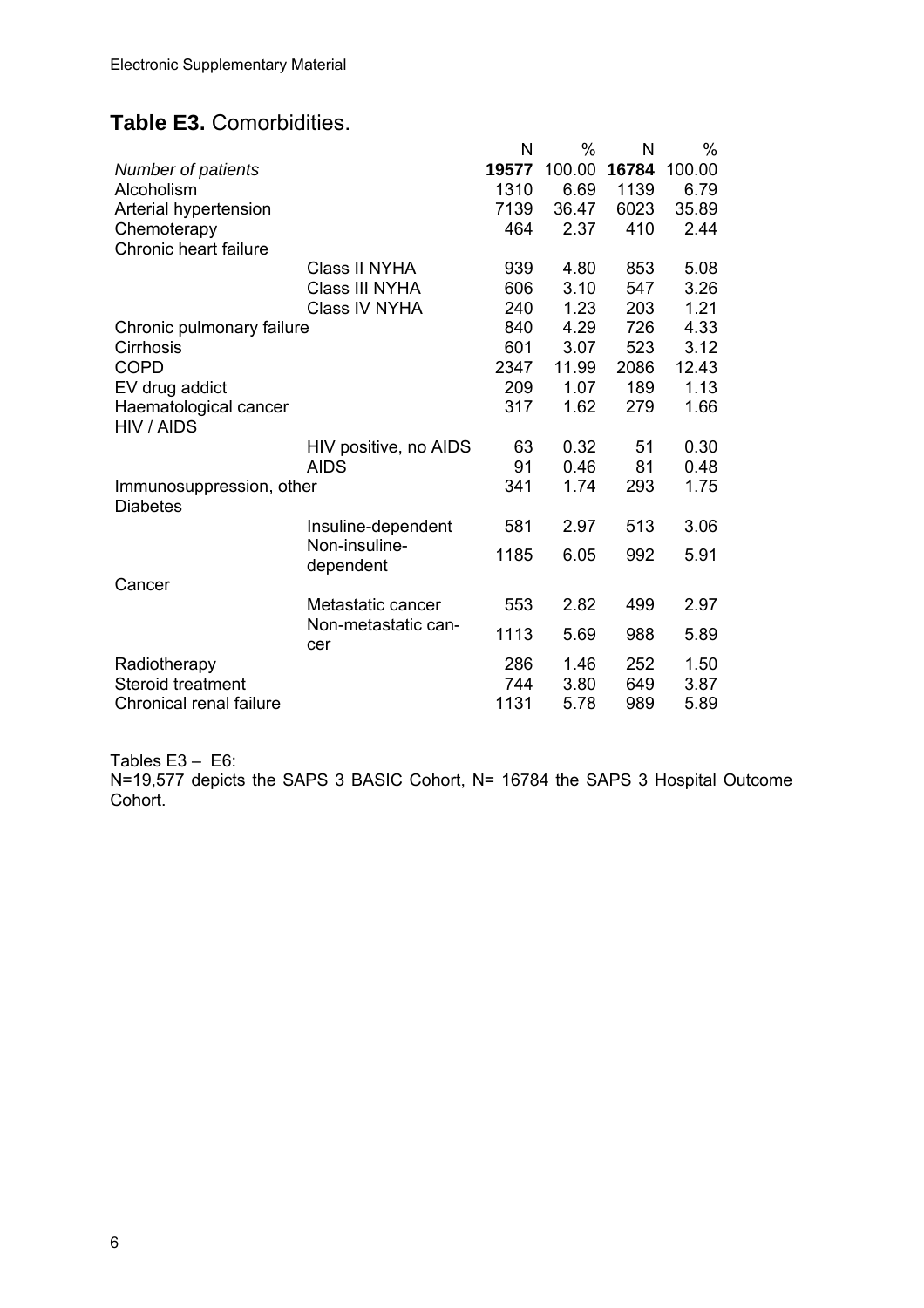Electronic Supplementary Material

## **Table E3.** Comorbidities.

| | | N | % | N | % |
|---|---|---|---|---|---|
| *Number of patients* | | **19577** | 100.00 | **16784** | 100.00 |
| Alcoholism | | 1310 | 6.69 | 1139 | 6.79 |
| Arterial hypertension | | 7139 | 36.47 | 6023 | 35.89 |
| Chemoterapy | | 464 | 2.37 | 410 | 2.44 |
| Chronic heart failure | | | | | |
| | Class II NYHA | 939 | 4.80 | 853 | 5.08 |
| | Class III NYHA | 606 | 3.10 | 547 | 3.26 |
| | Class IV NYHA | 240 | 1.23 | 203 | 1.21 |
| Chronic pulmonary failure | | 840 | 4.29 | 726 | 4.33 |
| Cirrhosis | | 601 | 3.07 | 523 | 3.12 |
| COPD | | 2347 | 11.99 | 2086 | 12.43 |
| EV drug addict | | 209 | 1.07 | 189 | 1.13 |
| Haematological cancer | | 317 | 1.62 | 279 | 1.66 |
| HIV / AIDS | | | | | |
| | HIV positive, no AIDS | 63 | 0.32 | 51 | 0.30 |
| | AIDS | 91 | 0.46 | 81 | 0.48 |
| Immunosuppression, other | | 341 | 1.74 | 293 | 1.75 |
| Diabetes | | | | | |
| | Insuline-dependent | 581 | 2.97 | 513 | 3.06 |
| | Non-insuline-dependent | 1185 | 6.05 | 992 | 5.91 |
| Cancer | | | | | |
| | Metastatic cancer | 553 | 2.82 | 499 | 2.97 |
| | Non-metastatic cancer | 1113 | 5.69 | 988 | 5.89 |
| Radiotherapy | | 286 | 1.46 | 252 | 1.50 |
| Steroid treatment | | 744 | 3.80 | 649 | 3.87 |
| Chronical renal failure | | 1131 | 5.78 | 989 | 5.89 |

Tables E3 – E6:
N=19,577 depicts the SAPS 3 BASIC Cohort, N= 16784 the SAPS 3 Hospital Outcome Cohort.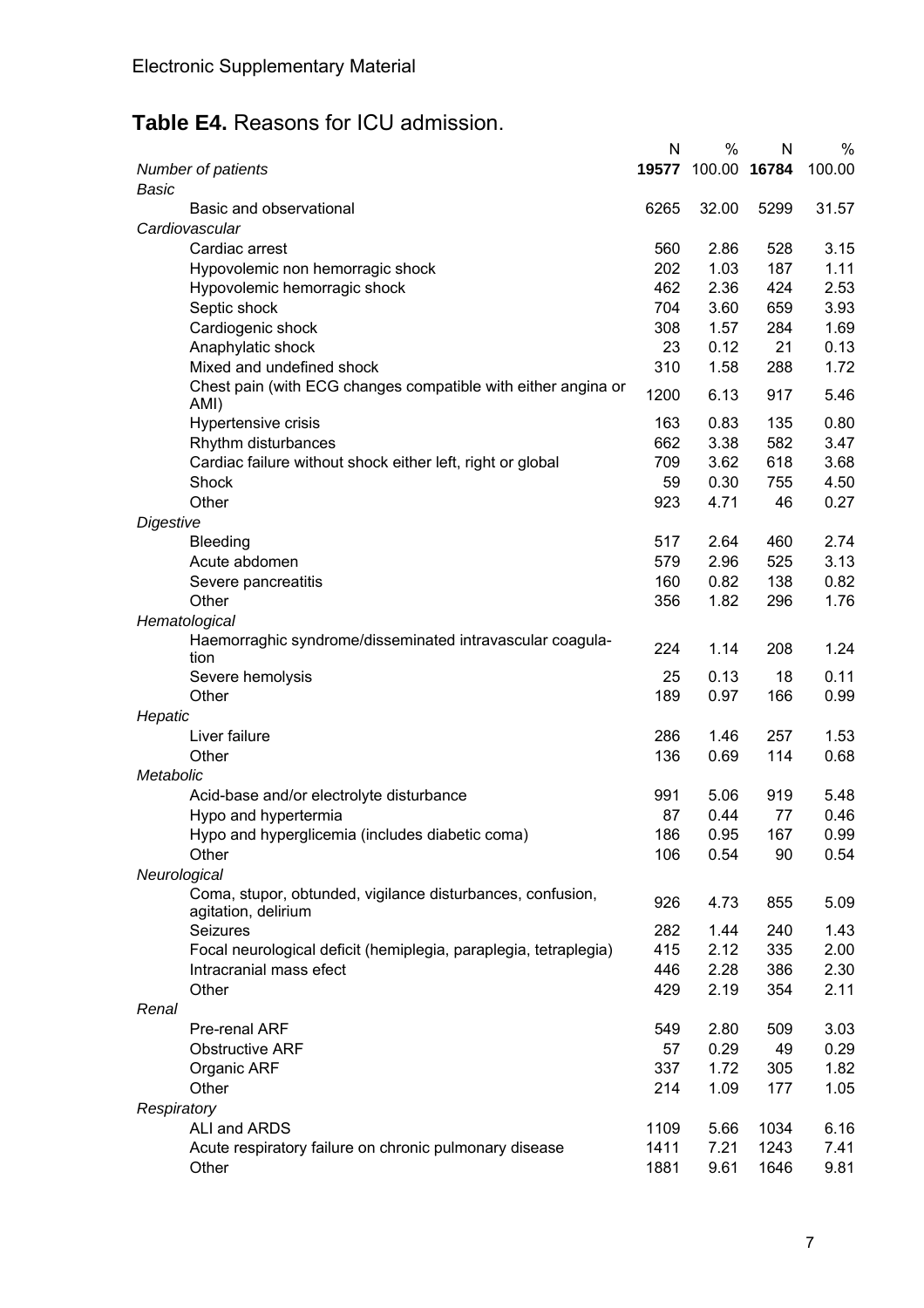Electronic Supplementary Material

## Table E4. Reasons for ICU admission.

| | N | % | N | % |
|---|---|---|---|---|
| *Number of patients* | **19577** | 100.00 | **16784** | 100.00 |
| *Basic* | | | | |
| Basic and observational | 6265 | 32.00 | 5299 | 31.57 |
| *Cardiovascular* | | | | |
| Cardiac arrest | 560 | 2.86 | 528 | 3.15 |
| Hypovolemic non hemorragic shock | 202 | 1.03 | 187 | 1.11 |
| Hypovolemic hemorragic shock | 462 | 2.36 | 424 | 2.53 |
| Septic shock | 704 | 3.60 | 659 | 3.93 |
| Cardiogenic shock | 308 | 1.57 | 284 | 1.69 |
| Anaphylatic shock | 23 | 0.12 | 21 | 0.13 |
| Mixed and undefined shock | 310 | 1.58 | 288 | 1.72 |
| Chest pain (with ECG changes compatible with either angina or AMI) | 1200 | 6.13 | 917 | 5.46 |
| Hypertensive crisis | 163 | 0.83 | 135 | 0.80 |
| Rhythm disturbances | 662 | 3.38 | 582 | 3.47 |
| Cardiac failure without shock either left, right or global | 709 | 3.62 | 618 | 3.68 |
| Shock | 59 | 0.30 | 755 | 4.50 |
| Other | 923 | 4.71 | 46 | 0.27 |
| *Digestive* | | | | |
| Bleeding | 517 | 2.64 | 460 | 2.74 |
| Acute abdomen | 579 | 2.96 | 525 | 3.13 |
| Severe pancreatitis | 160 | 0.82 | 138 | 0.82 |
| Other | 356 | 1.82 | 296 | 1.76 |
| *Hematological* | | | | |
| Haemorraghic syndrome/disseminated intravascular coagulation | 224 | 1.14 | 208 | 1.24 |
| Severe hemolysis | 25 | 0.13 | 18 | 0.11 |
| Other | 189 | 0.97 | 166 | 0.99 |
| *Hepatic* | | | | |
| Liver failure | 286 | 1.46 | 257 | 1.53 |
| Other | 136 | 0.69 | 114 | 0.68 |
| *Metabolic* | | | | |
| Acid-base and/or electrolyte disturbance | 991 | 5.06 | 919 | 5.48 |
| Hypo and hypertermia | 87 | 0.44 | 77 | 0.46 |
| Hypo and hyperglicemia (includes diabetic coma) | 186 | 0.95 | 167 | 0.99 |
| Other | 106 | 0.54 | 90 | 0.54 |
| *Neurological* | | | | |
| Coma, stupor, obtunded, vigilance disturbances, confusion, agitation, delirium | 926 | 4.73 | 855 | 5.09 |
| Seizures | 282 | 1.44 | 240 | 1.43 |
| Focal neurological deficit (hemiplegia, paraplegia, tetraplegia) | 415 | 2.12 | 335 | 2.00 |
| Intracranial mass efect | 446 | 2.28 | 386 | 2.30 |
| Other | 429 | 2.19 | 354 | 2.11 |
| *Renal* | | | | |
| Pre-renal ARF | 549 | 2.80 | 509 | 3.03 |
| Obstructive ARF | 57 | 0.29 | 49 | 0.29 |
| Organic ARF | 337 | 1.72 | 305 | 1.82 |
| Other | 214 | 1.09 | 177 | 1.05 |
| *Respiratory* | | | | |
| ALI and ARDS | 1109 | 5.66 | 1034 | 6.16 |
| Acute respiratory failure on chronic pulmonary disease | 1411 | 7.21 | 1243 | 7.41 |
| Other | 1881 | 9.61 | 1646 | 9.81 |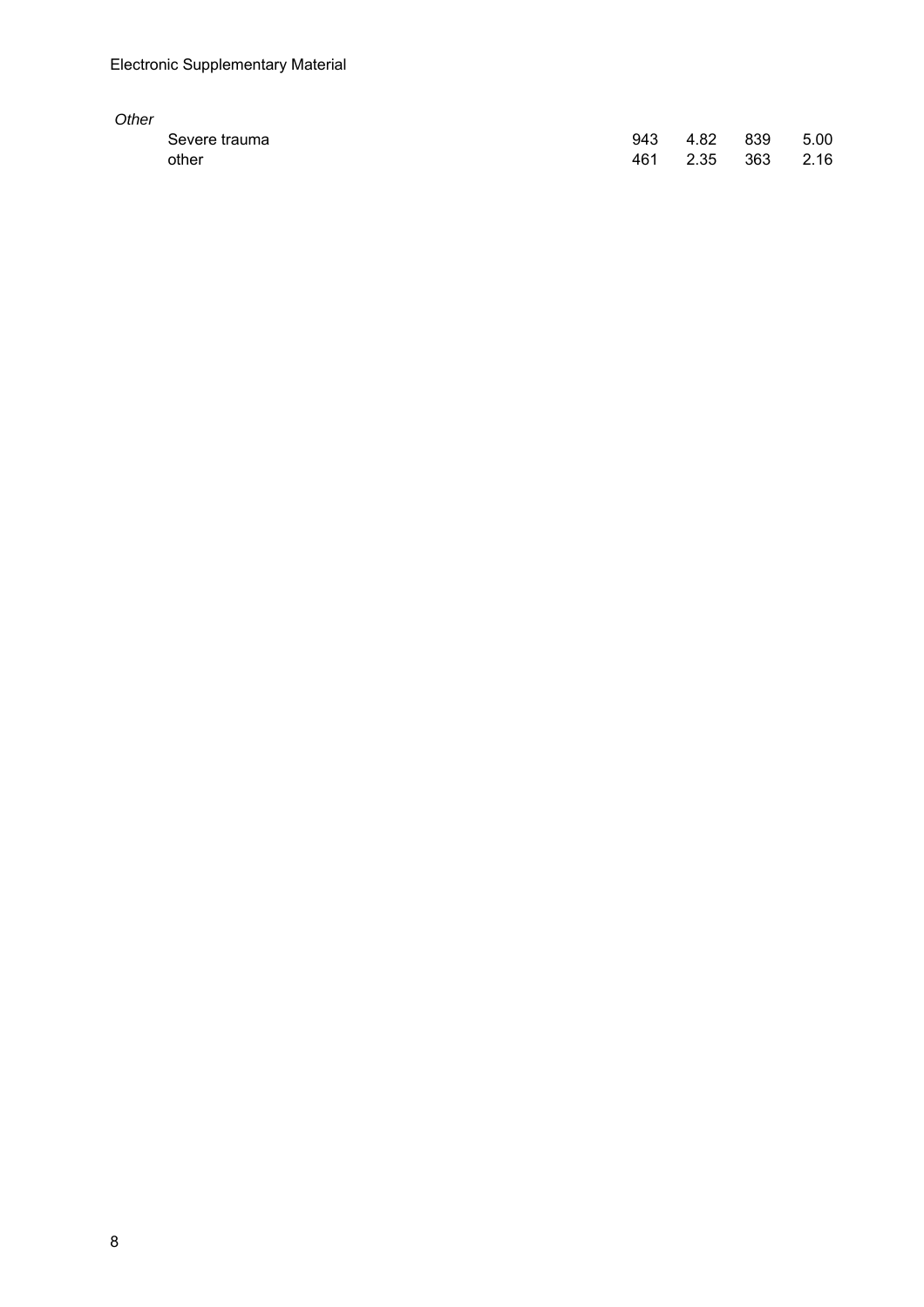| | | | | |
|---|---|---|---|---|
| *Other* | | | | |
| Severe trauma | 943 | 4.82 | 839 | 5.00 |
| other | 461 | 2.35 | 363 | 2.16 |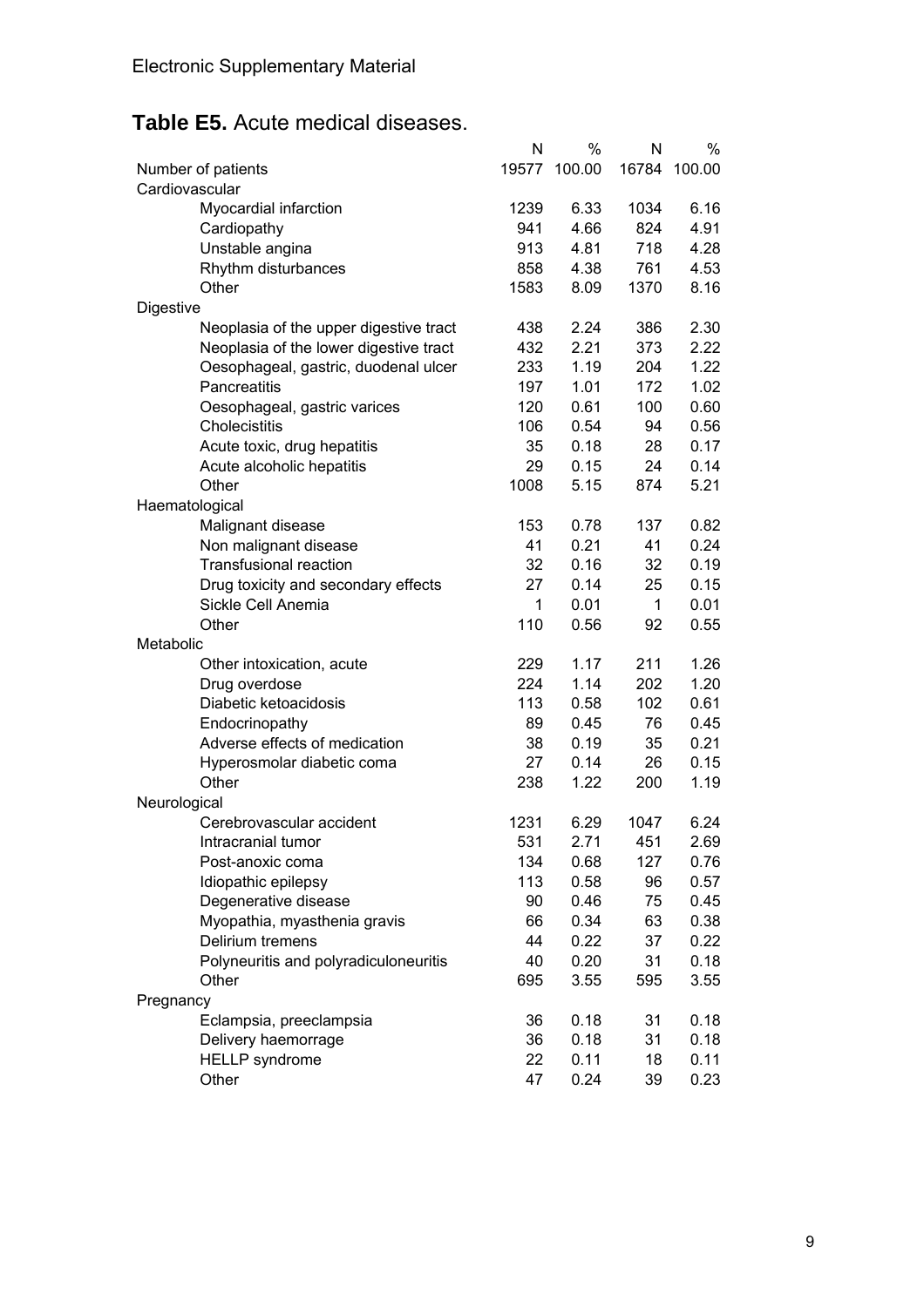Electronic Supplementary Material

## **Table E5.** Acute medical diseases.

| | N | % | N | % |
|---|---|---|---|---|
| Number of patients | 19577 | 100.00 | 16784 | 100.00 |
| Cardiovascular | | | | |
| Myocardial infarction | 1239 | 6.33 | 1034 | 6.16 |
| Cardiopathy | 941 | 4.66 | 824 | 4.91 |
| Unstable angina | 913 | 4.81 | 718 | 4.28 |
| Rhythm disturbances | 858 | 4.38 | 761 | 4.53 |
| Other | 1583 | 8.09 | 1370 | 8.16 |
| Digestive | | | | |
| Neoplasia of the upper digestive tract | 438 | 2.24 | 386 | 2.30 |
| Neoplasia of the lower digestive tract | 432 | 2.21 | 373 | 2.22 |
| Oesophageal, gastric, duodenal ulcer | 233 | 1.19 | 204 | 1.22 |
| Pancreatitis | 197 | 1.01 | 172 | 1.02 |
| Oesophageal, gastric varices | 120 | 0.61 | 100 | 0.60 |
| Cholecistitis | 106 | 0.54 | 94 | 0.56 |
| Acute toxic, drug hepatitis | 35 | 0.18 | 28 | 0.17 |
| Acute alcoholic hepatitis | 29 | 0.15 | 24 | 0.14 |
| Other | 1008 | 5.15 | 874 | 5.21 |
| Haematological | | | | |
| Malignant disease | 153 | 0.78 | 137 | 0.82 |
| Non malignant disease | 41 | 0.21 | 41 | 0.24 |
| Transfusional reaction | 32 | 0.16 | 32 | 0.19 |
| Drug toxicity and secondary effects | 27 | 0.14 | 25 | 0.15 |
| Sickle Cell Anemia | 1 | 0.01 | 1 | 0.01 |
| Other | 110 | 0.56 | 92 | 0.55 |
| Metabolic | | | | |
| Other intoxication, acute | 229 | 1.17 | 211 | 1.26 |
| Drug overdose | 224 | 1.14 | 202 | 1.20 |
| Diabetic ketoacidosis | 113 | 0.58 | 102 | 0.61 |
| Endocrinopathy | 89 | 0.45 | 76 | 0.45 |
| Adverse effects of medication | 38 | 0.19 | 35 | 0.21 |
| Hyperosmolar diabetic coma | 27 | 0.14 | 26 | 0.15 |
| Other | 238 | 1.22 | 200 | 1.19 |
| Neurological | | | | |
| Cerebrovascular accident | 1231 | 6.29 | 1047 | 6.24 |
| Intracranial tumor | 531 | 2.71 | 451 | 2.69 |
| Post-anoxic coma | 134 | 0.68 | 127 | 0.76 |
| Idiopathic epilepsy | 113 | 0.58 | 96 | 0.57 |
| Degenerative disease | 90 | 0.46 | 75 | 0.45 |
| Myopathia, myasthenia gravis | 66 | 0.34 | 63 | 0.38 |
| Delirium tremens | 44 | 0.22 | 37 | 0.22 |
| Polyneuritis and polyradiculoneuritis | 40 | 0.20 | 31 | 0.18 |
| Other | 695 | 3.55 | 595 | 3.55 |
| Pregnancy | | | | |
| Eclampsia, preeclampsia | 36 | 0.18 | 31 | 0.18 |
| Delivery haemorrage | 36 | 0.18 | 31 | 0.18 |
| HELLP syndrome | 22 | 0.11 | 18 | 0.11 |
| Other | 47 | 0.24 | 39 | 0.23 |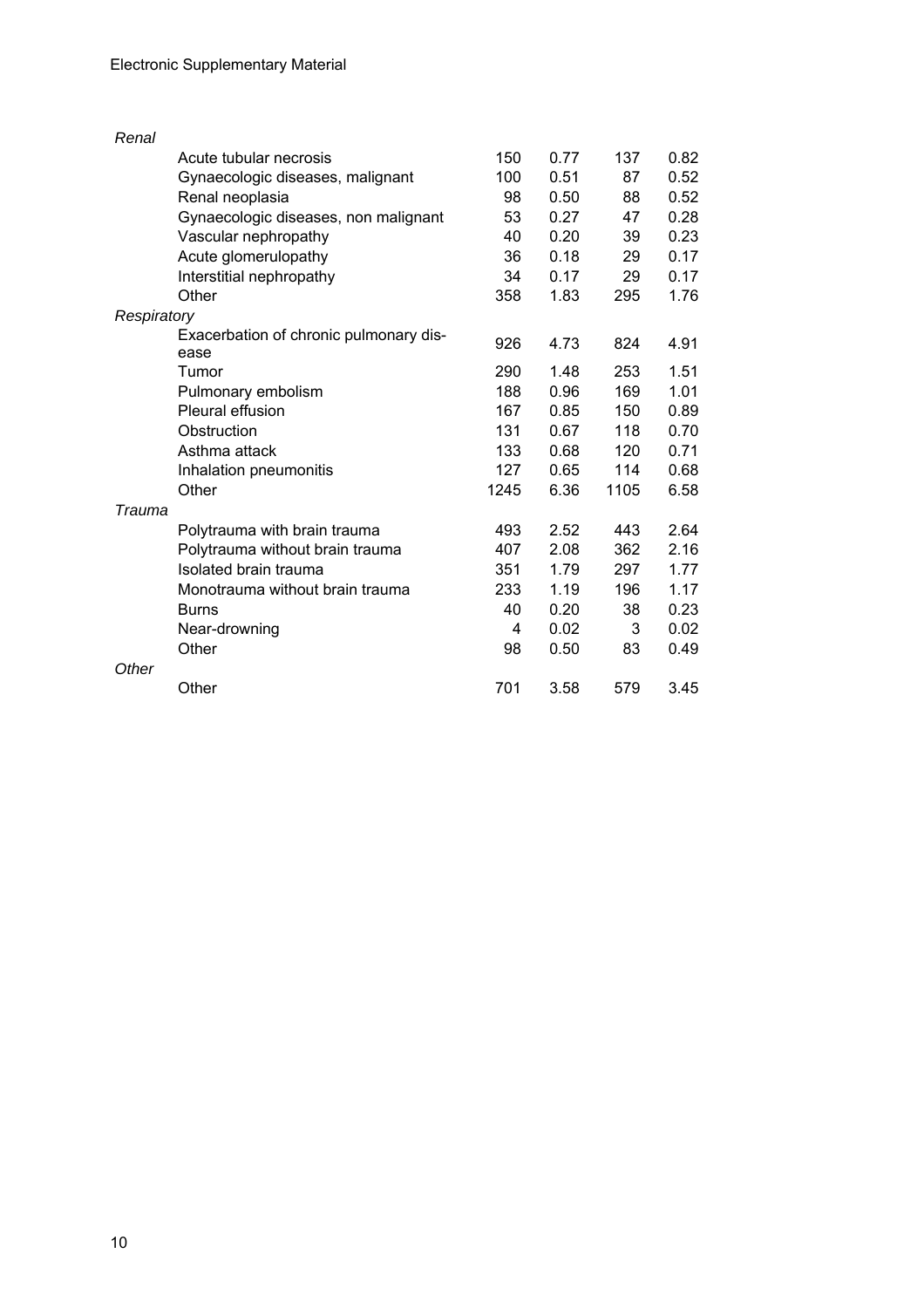| | | | | |
|---|---|---|---|---|
| *Renal* | | | | |
| Acute tubular necrosis | 150 | 0.77 | 137 | 0.82 |
| Gynaecologic diseases, malignant | 100 | 0.51 | 87 | 0.52 |
| Renal neoplasia | 98 | 0.50 | 88 | 0.52 |
| Gynaecologic diseases, non malignant | 53 | 0.27 | 47 | 0.28 |
| Vascular nephropathy | 40 | 0.20 | 39 | 0.23 |
| Acute glomerulopathy | 36 | 0.18 | 29 | 0.17 |
| Interstitial nephropathy | 34 | 0.17 | 29 | 0.17 |
| Other | 358 | 1.83 | 295 | 1.76 |
| *Respiratory* | | | | |
| Exacerbation of chronic pulmonary disease | 926 | 4.73 | 824 | 4.91 |
| Tumor | 290 | 1.48 | 253 | 1.51 |
| Pulmonary embolism | 188 | 0.96 | 169 | 1.01 |
| Pleural effusion | 167 | 0.85 | 150 | 0.89 |
| Obstruction | 131 | 0.67 | 118 | 0.70 |
| Asthma attack | 133 | 0.68 | 120 | 0.71 |
| Inhalation pneumonitis | 127 | 0.65 | 114 | 0.68 |
| Other | 1245 | 6.36 | 1105 | 6.58 |
| *Trauma* | | | | |
| Polytrauma with brain trauma | 493 | 2.52 | 443 | 2.64 |
| Polytrauma without brain trauma | 407 | 2.08 | 362 | 2.16 |
| Isolated brain trauma | 351 | 1.79 | 297 | 1.77 |
| Monotrauma without brain trauma | 233 | 1.19 | 196 | 1.17 |
| Burns | 40 | 0.20 | 38 | 0.23 |
| Near-drowning | 4 | 0.02 | 3 | 0.02 |
| Other | 98 | 0.50 | 83 | 0.49 |
| *Other* | | | | |
| Other | 701 | 3.58 | 579 | 3.45 |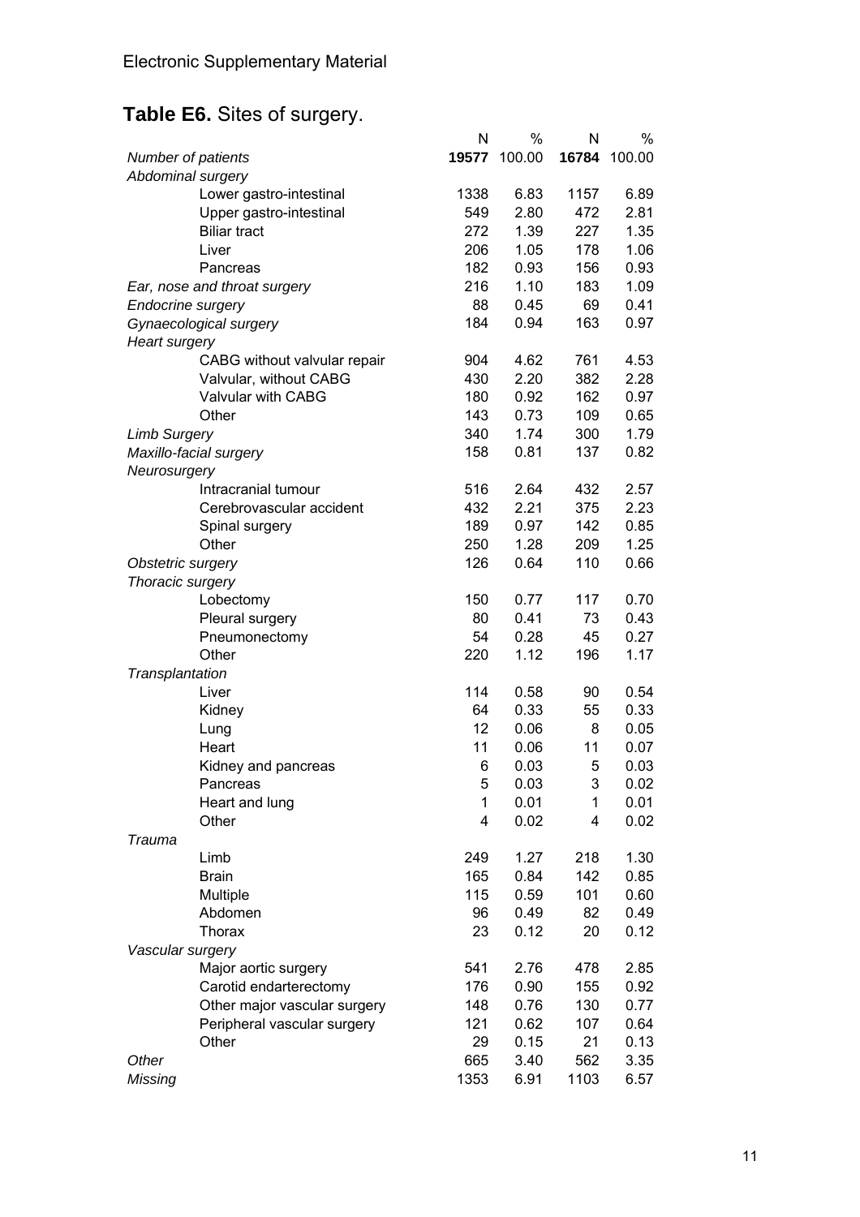Electronic Supplementary Material

## **Table E6.** Sites of surgery.

| | N | % | N | % |
|---|---|---|---|---|
| *Number of patients* | **19577** | 100.00 | **16784** | 100.00 |
| *Abdominal surgery* | | | | |
| Lower gastro-intestinal | 1338 | 6.83 | 1157 | 6.89 |
| Upper gastro-intestinal | 549 | 2.80 | 472 | 2.81 |
| Biliar tract | 272 | 1.39 | 227 | 1.35 |
| Liver | 206 | 1.05 | 178 | 1.06 |
| Pancreas | 182 | 0.93 | 156 | 0.93 |
| *Ear, nose and throat surgery* | 216 | 1.10 | 183 | 1.09 |
| *Endocrine surgery* | 88 | 0.45 | 69 | 0.41 |
| *Gynaecological surgery* | 184 | 0.94 | 163 | 0.97 |
| *Heart surgery* | | | | |
| CABG without valvular repair | 904 | 4.62 | 761 | 4.53 |
| Valvular, without CABG | 430 | 2.20 | 382 | 2.28 |
| Valvular with CABG | 180 | 0.92 | 162 | 0.97 |
| Other | 143 | 0.73 | 109 | 0.65 |
| *Limb Surgery* | 340 | 1.74 | 300 | 1.79 |
| *Maxillo-facial surgery* | 158 | 0.81 | 137 | 0.82 |
| *Neurosurgery* | | | | |
| Intracranial tumour | 516 | 2.64 | 432 | 2.57 |
| Cerebrovascular accident | 432 | 2.21 | 375 | 2.23 |
| Spinal surgery | 189 | 0.97 | 142 | 0.85 |
| Other | 250 | 1.28 | 209 | 1.25 |
| *Obstetric surgery* | 126 | 0.64 | 110 | 0.66 |
| *Thoracic surgery* | | | | |
| Lobectomy | 150 | 0.77 | 117 | 0.70 |
| Pleural surgery | 80 | 0.41 | 73 | 0.43 |
| Pneumonectomy | 54 | 0.28 | 45 | 0.27 |
| Other | 220 | 1.12 | 196 | 1.17 |
| *Transplantation* | | | | |
| Liver | 114 | 0.58 | 90 | 0.54 |
| Kidney | 64 | 0.33 | 55 | 0.33 |
| Lung | 12 | 0.06 | 8 | 0.05 |
| Heart | 11 | 0.06 | 11 | 0.07 |
| Kidney and pancreas | 6 | 0.03 | 5 | 0.03 |
| Pancreas | 5 | 0.03 | 3 | 0.02 |
| Heart and lung | 1 | 0.01 | 1 | 0.01 |
| Other | 4 | 0.02 | 4 | 0.02 |
| *Trauma* | | | | |
| Limb | 249 | 1.27 | 218 | 1.30 |
| Brain | 165 | 0.84 | 142 | 0.85 |
| Multiple | 115 | 0.59 | 101 | 0.60 |
| Abdomen | 96 | 0.49 | 82 | 0.49 |
| Thorax | 23 | 0.12 | 20 | 0.12 |
| *Vascular surgery* | | | | |
| Major aortic surgery | 541 | 2.76 | 478 | 2.85 |
| Carotid endarterectomy | 176 | 0.90 | 155 | 0.92 |
| Other major vascular surgery | 148 | 0.76 | 130 | 0.77 |
| Peripheral vascular surgery | 121 | 0.62 | 107 | 0.64 |
| Other | 29 | 0.15 | 21 | 0.13 |
| *Other* | 665 | 3.40 | 562 | 3.35 |
| *Missing* | 1353 | 6.91 | 1103 | 6.57 |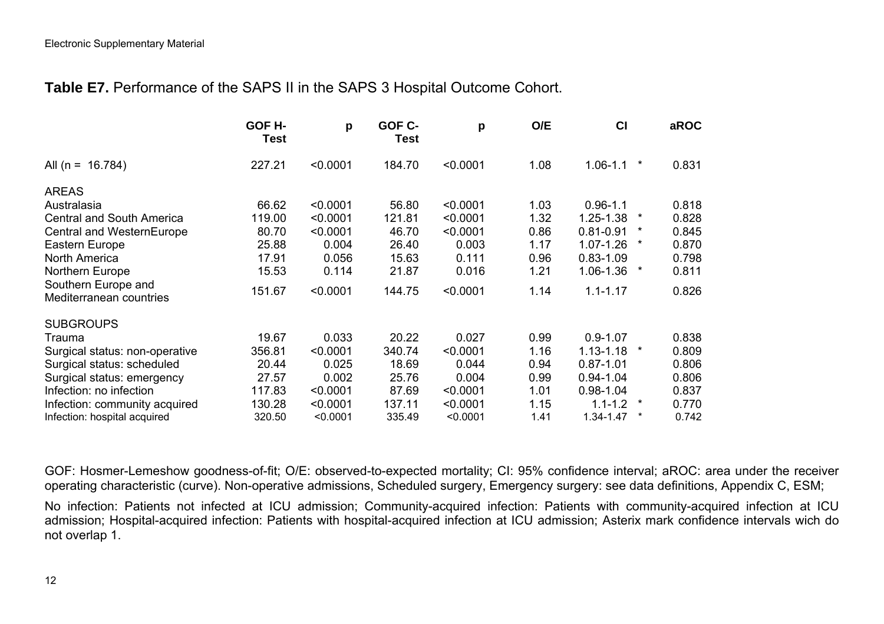**Table E7.** Performance of the SAPS II in the SAPS 3 Hospital Outcome Cohort.

| | GOF H-Test | p | GOF C-Test | p | O/E | CI | | aROC |
|---|---|---|---|---|---|---|---|---|
| All (n = 16.784) | 227.21 | <0.0001 | 184.70 | <0.0001 | 1.08 | 1.06-1.1 | * | 0.831 |
| AREAS | | | | | | | | |
| Australasia | 66.62 | <0.0001 | 56.80 | <0.0001 | 1.03 | 0.96-1.1 | | 0.818 |
| Central and South America | 119.00 | <0.0001 | 121.81 | <0.0001 | 1.32 | 1.25-1.38 | * | 0.828 |
| Central and WesternEurope | 80.70 | <0.0001 | 46.70 | <0.0001 | 0.86 | 0.81-0.91 | * | 0.845 |
| Eastern Europe | 25.88 | 0.004 | 26.40 | 0.003 | 1.17 | 1.07-1.26 | * | 0.870 |
| North America | 17.91 | 0.056 | 15.63 | 0.111 | 0.96 | 0.83-1.09 | | 0.798 |
| Northern Europe | 15.53 | 0.114 | 21.87 | 0.016 | 1.21 | 1.06-1.36 | * | 0.811 |
| Southern Europe and Mediterranean countries | 151.67 | <0.0001 | 144.75 | <0.0001 | 1.14 | 1.1-1.17 | | 0.826 |
| SUBGROUPS | | | | | | | | |
| Trauma | 19.67 | 0.033 | 20.22 | 0.027 | 0.99 | 0.9-1.07 | | 0.838 |
| Surgical status: non-operative | 356.81 | <0.0001 | 340.74 | <0.0001 | 1.16 | 1.13-1.18 | * | 0.809 |
| Surgical status: scheduled | 20.44 | 0.025 | 18.69 | 0.044 | 0.94 | 0.87-1.01 | | 0.806 |
| Surgical status: emergency | 27.57 | 0.002 | 25.76 | 0.004 | 0.99 | 0.94-1.04 | | 0.806 |
| Infection: no infection | 117.83 | <0.0001 | 87.69 | <0.0001 | 1.01 | 0.98-1.04 | | 0.837 |
| Infection: community acquired | 130.28 | <0.0001 | 137.11 | <0.0001 | 1.15 | 1.1-1.2 | * | 0.770 |
| Infection: hospital acquired | 320.50 | <0.0001 | 335.49 | <0.0001 | 1.41 | 1.34-1.47 | * | 0.742 |

GOF: Hosmer-Lemeshow goodness-of-fit; O/E: observed-to-expected mortality; CI: 95% confidence interval; aROC: area under the receiver operating characteristic (curve). Non-operative admissions, Scheduled surgery, Emergency surgery: see data definitions, Appendix C, ESM;

No infection: Patients not infected at ICU admission; Community-acquired infection: Patients with community-acquired infection at ICU admission; Hospital-acquired infection: Patients with hospital-acquired infection at ICU admission; Asterix mark confidence intervals wich do not overlap 1.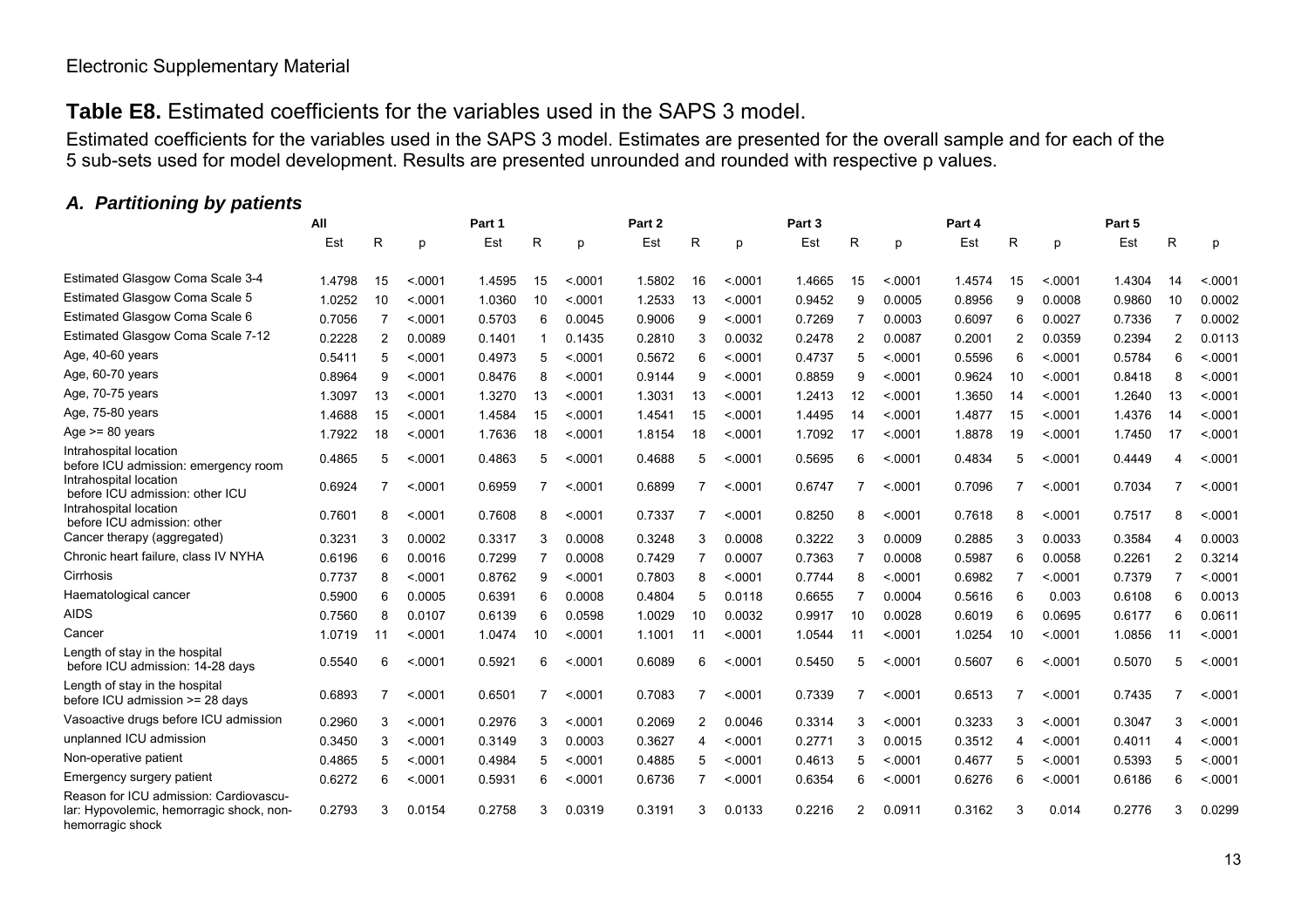Electronic Supplementary Material

## **Table E8.** Estimated coefficients for the variables used in the SAPS 3 model.

Estimated coefficients for the variables used in the SAPS 3 model. Estimates are presented for the overall sample and for each of the 5 sub-sets used for model development. Results are presented unrounded and rounded with respective p values.

### *A. Partitioning by patients*

| | All | | | Part 1 | | | Part 2 | | | Part 3 | | | Part 4 | | | Part 5 | | |
|---|---|---|---|---|---|---|---|---|---|---|---|---|---|---|---|---|---|---|
| | Est | R | p | Est | R | p | Est | R | p | Est | R | p | Est | R | p | Est | R | p |
| Estimated Glasgow Coma Scale 3-4 | 1.4798 | 15 | <.0001 | 1.4595 | 15 | <.0001 | 1.5802 | 16 | <.0001 | 1.4665 | 15 | <.0001 | 1.4574 | 15 | <.0001 | 1.4304 | 14 | <.0001 |
| Estimated Glasgow Coma Scale 5 | 1.0252 | 10 | <.0001 | 1.0360 | 10 | <.0001 | 1.2533 | 13 | <.0001 | 0.9452 | 9 | 0.0005 | 0.8956 | 9 | 0.0008 | 0.9860 | 10 | 0.0002 |
| Estimated Glasgow Coma Scale 6 | 0.7056 | 7 | <.0001 | 0.5703 | 6 | 0.0045 | 0.9006 | 9 | <.0001 | 0.7269 | 7 | 0.0003 | 0.6097 | 6 | 0.0027 | 0.7336 | 7 | 0.0002 |
| Estimated Glasgow Coma Scale 7-12 | 0.2228 | 2 | 0.0089 | 0.1401 | 1 | 0.1435 | 0.2810 | 3 | 0.0032 | 0.2478 | 2 | 0.0087 | 0.2001 | 2 | 0.0359 | 0.2394 | 2 | 0.0113 |
| Age, 40-60 years | 0.5411 | 5 | <.0001 | 0.4973 | 5 | <.0001 | 0.5672 | 6 | <.0001 | 0.4737 | 5 | <.0001 | 0.5596 | 6 | <.0001 | 0.5784 | 6 | <.0001 |
| Age, 60-70 years | 0.8964 | 9 | <.0001 | 0.8476 | 8 | <.0001 | 0.9144 | 9 | <.0001 | 0.8859 | 9 | <.0001 | 0.9624 | 10 | <.0001 | 0.8418 | 8 | <.0001 |
| Age, 70-75 years | 1.3097 | 13 | <.0001 | 1.3270 | 13 | <.0001 | 1.3031 | 13 | <.0001 | 1.2413 | 12 | <.0001 | 1.3650 | 14 | <.0001 | 1.2640 | 13 | <.0001 |
| Age, 75-80 years | 1.4688 | 15 | <.0001 | 1.4584 | 15 | <.0001 | 1.4541 | 15 | <.0001 | 1.4495 | 14 | <.0001 | 1.4877 | 15 | <.0001 | 1.4376 | 14 | <.0001 |
| Age >= 80 years | 1.7922 | 18 | <.0001 | 1.7636 | 18 | <.0001 | 1.8154 | 18 | <.0001 | 1.7092 | 17 | <.0001 | 1.8878 | 19 | <.0001 | 1.7450 | 17 | <.0001 |
| Intrahospital location before ICU admission: emergency room | 0.4865 | 5 | <.0001 | 0.4863 | 5 | <.0001 | 0.4688 | 5 | <.0001 | 0.5695 | 6 | <.0001 | 0.4834 | 5 | <.0001 | 0.4449 | 4 | <.0001 |
| Intrahospital location before ICU admission: other ICU | 0.6924 | 7 | <.0001 | 0.6959 | 7 | <.0001 | 0.6899 | 7 | <.0001 | 0.6747 | 7 | <.0001 | 0.7096 | 7 | <.0001 | 0.7034 | 7 | <.0001 |
| Intrahospital location before ICU admission: other | 0.7601 | 8 | <.0001 | 0.7608 | 8 | <.0001 | 0.7337 | 7 | <.0001 | 0.8250 | 8 | <.0001 | 0.7618 | 8 | <.0001 | 0.7517 | 8 | <.0001 |
| Cancer therapy (aggregated) | 0.3231 | 3 | 0.0002 | 0.3317 | 3 | 0.0008 | 0.3248 | 3 | 0.0008 | 0.3222 | 3 | 0.0009 | 0.2885 | 3 | 0.0033 | 0.3584 | 4 | 0.0003 |
| Chronic heart failure, class IV NYHA | 0.6196 | 6 | 0.0016 | 0.7299 | 7 | 0.0008 | 0.7429 | 7 | 0.0007 | 0.7363 | 7 | 0.0008 | 0.5987 | 6 | 0.0058 | 0.2261 | 2 | 0.3214 |
| Cirrhosis | 0.7737 | 8 | <.0001 | 0.8762 | 9 | <.0001 | 0.7803 | 8 | <.0001 | 0.7744 | 8 | <.0001 | 0.6982 | 7 | <.0001 | 0.7379 | 7 | <.0001 |
| Haematological cancer | 0.5900 | 6 | 0.0005 | 0.6391 | 6 | 0.0008 | 0.4804 | 5 | 0.0118 | 0.6655 | 7 | 0.0004 | 0.5616 | 6 | 0.003 | 0.6108 | 6 | 0.0013 |
| AIDS | 0.7560 | 8 | 0.0107 | 0.6139 | 6 | 0.0598 | 1.0029 | 10 | 0.0032 | 0.9917 | 10 | 0.0028 | 0.6019 | 6 | 0.0695 | 0.6177 | 6 | 0.0611 |
| Cancer | 1.0719 | 11 | <.0001 | 1.0474 | 10 | <.0001 | 1.1001 | 11 | <.0001 | 1.0544 | 11 | <.0001 | 1.0254 | 10 | <.0001 | 1.0856 | 11 | <.0001 |
| Length of stay in the hospital before ICU admission: 14-28 days | 0.5540 | 6 | <.0001 | 0.5921 | 6 | <.0001 | 0.6089 | 6 | <.0001 | 0.5450 | 5 | <.0001 | 0.5607 | 6 | <.0001 | 0.5070 | 5 | <.0001 |
| Length of stay in the hospital before ICU admission >= 28 days | 0.6893 | 7 | <.0001 | 0.6501 | 7 | <.0001 | 0.7083 | 7 | <.0001 | 0.7339 | 7 | <.0001 | 0.6513 | 7 | <.0001 | 0.7435 | 7 | <.0001 |
| Vasoactive drugs before ICU admission | 0.2960 | 3 | <.0001 | 0.2976 | 3 | <.0001 | 0.2069 | 2 | 0.0046 | 0.3314 | 3 | <.0001 | 0.3233 | 3 | <.0001 | 0.3047 | 3 | <.0001 |
| unplanned ICU admission | 0.3450 | 3 | <.0001 | 0.3149 | 3 | 0.0003 | 0.3627 | 4 | <.0001 | 0.2771 | 3 | 0.0015 | 0.3512 | 4 | <.0001 | 0.4011 | 4 | <.0001 |
| Non-operative patient | 0.4865 | 5 | <.0001 | 0.4984 | 5 | <.0001 | 0.4885 | 5 | <.0001 | 0.4613 | 5 | <.0001 | 0.4677 | 5 | <.0001 | 0.5393 | 5 | <.0001 |
| Emergency surgery patient | 0.6272 | 6 | <.0001 | 0.5931 | 6 | <.0001 | 0.6736 | 7 | <.0001 | 0.6354 | 6 | <.0001 | 0.6276 | 6 | <.0001 | 0.6186 | 6 | <.0001 |
| Reason for ICU admission: Cardiovascular: Hypovolemic, hemorragic shock, non-hemorragic shock | 0.2793 | 3 | 0.0154 | 0.2758 | 3 | 0.0319 | 0.3191 | 3 | 0.0133 | 0.2216 | 2 | 0.0911 | 0.3162 | 3 | 0.014 | 0.2776 | 3 | 0.0299 |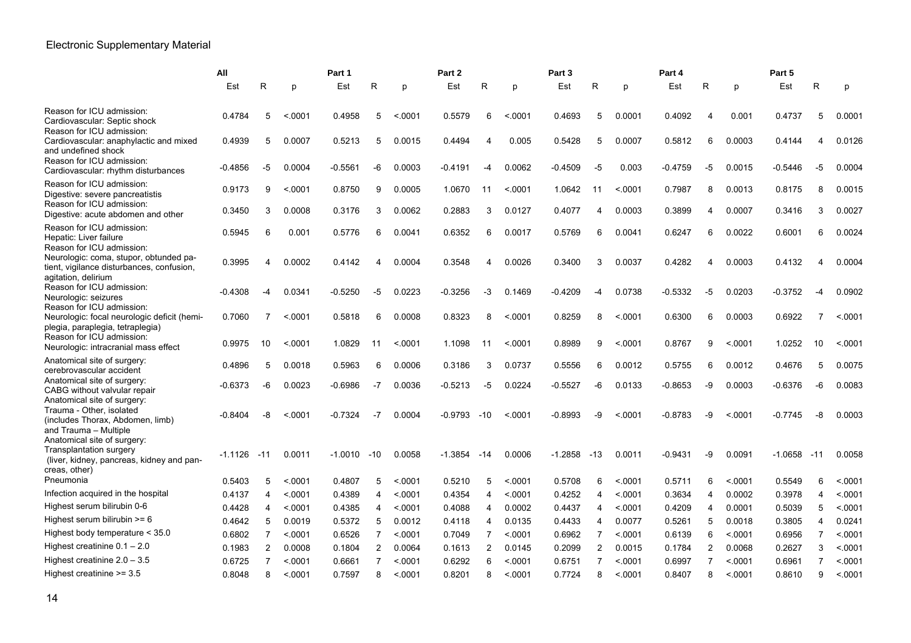Electronic Supplementary Material

| | All | | | Part 1 | | | Part 2 | | | Part 3 | | | Part 4 | | | Part 5 | | |
|---|---|---|---|---|---|---|---|---|---|---|---|---|---|---|---|---|---|---|
| | Est | R | p | Est | R | p | Est | R | p | Est | R | p | Est | R | p | Est | R | p |
| Reason for ICU admission: Cardiovascular: Septic shock | 0.4784 | 5 | <.0001 | 0.4958 | 5 | <.0001 | 0.5579 | 6 | <.0001 | 0.4693 | 5 | 0.0001 | 0.4092 | 4 | 0.001 | 0.4737 | 5 | 0.0001 |
| Reason for ICU admission: Cardiovascular: anaphylactic and mixed and undefined shock | 0.4939 | 5 | 0.0007 | 0.5213 | 5 | 0.0015 | 0.4494 | 4 | 0.005 | 0.5428 | 5 | 0.0007 | 0.5812 | 6 | 0.0003 | 0.4144 | 4 | 0.0126 |
| Reason for ICU admission: Cardiovascular: rhythm disturbances | -0.4856 | -5 | 0.0004 | -0.5561 | -6 | 0.0003 | -0.4191 | -4 | 0.0062 | -0.4509 | -5 | 0.003 | -0.4759 | -5 | 0.0015 | -0.5446 | -5 | 0.0004 |
| Reason for ICU admission: Digestive: severe pancreatistis | 0.9173 | 9 | <.0001 | 0.8750 | 9 | 0.0005 | 1.0670 | 11 | <.0001 | 1.0642 | 11 | <.0001 | 0.7987 | 8 | 0.0013 | 0.8175 | 8 | 0.0015 |
| Reason for ICU admission: Digestive: acute abdomen and other | 0.3450 | 3 | 0.0008 | 0.3176 | 3 | 0.0062 | 0.2883 | 3 | 0.0127 | 0.4077 | 4 | 0.0003 | 0.3899 | 4 | 0.0007 | 0.3416 | 3 | 0.0027 |
| Reason for ICU admission: Hepatic: Liver failure | 0.5945 | 6 | 0.001 | 0.5776 | 6 | 0.0041 | 0.6352 | 6 | 0.0017 | 0.5769 | 6 | 0.0041 | 0.6247 | 6 | 0.0022 | 0.6001 | 6 | 0.0024 |
| Reason for ICU admission: Neurologic: coma, stupor, obtunded patient, vigilance disturbances, confusion, agitation, delirium | 0.3995 | 4 | 0.0002 | 0.4142 | 4 | 0.0004 | 0.3548 | 4 | 0.0026 | 0.3400 | 3 | 0.0037 | 0.4282 | 4 | 0.0003 | 0.4132 | 4 | 0.0004 |
| Reason for ICU admission: Neurologic: seizures | -0.4308 | -4 | 0.0341 | -0.5250 | -5 | 0.0223 | -0.3256 | -3 | 0.1469 | -0.4209 | -4 | 0.0738 | -0.5332 | -5 | 0.0203 | -0.3752 | -4 | 0.0902 |
| Reason for ICU admission: Neurologic: focal neurologic deficit (hemiplegia, paraplegia, tetraplegia) | 0.7060 | 7 | <.0001 | 0.5818 | 6 | 0.0008 | 0.8323 | 8 | <.0001 | 0.8259 | 8 | <.0001 | 0.6300 | 6 | 0.0003 | 0.6922 | 7 | <.0001 |
| Reason for ICU admission: Neurologic: intracranial mass effect | 0.9975 | 10 | <.0001 | 1.0829 | 11 | <.0001 | 1.1098 | 11 | <.0001 | 0.8989 | 9 | <.0001 | 0.8767 | 9 | <.0001 | 1.0252 | 10 | <.0001 |
| Anatomical site of surgery: cerebrovascular accident | 0.4896 | 5 | 0.0018 | 0.5963 | 6 | 0.0006 | 0.3186 | 3 | 0.0737 | 0.5556 | 6 | 0.0012 | 0.5755 | 6 | 0.0012 | 0.4676 | 5 | 0.0075 |
| Anatomical site of surgery: CABG without valvular repair | -0.6373 | -6 | 0.0023 | -0.6986 | -7 | 0.0036 | -0.5213 | -5 | 0.0224 | -0.5527 | -6 | 0.0133 | -0.8653 | -9 | 0.0003 | -0.6376 | -6 | 0.0083 |
| Anatomical site of surgery: Trauma - Other, isolated (includes Thorax, Abdomen, limb) and Trauma – Multiple | -0.8404 | -8 | <.0001 | -0.7324 | -7 | 0.0004 | -0.9793 | -10 | <.0001 | -0.8993 | -9 | <.0001 | -0.8783 | -9 | <.0001 | -0.7745 | -8 | 0.0003 |
| Anatomical site of surgery: Transplantation surgery (liver, kidney, pancreas, kidney and pancreas, other) | -1.1126 | -11 | 0.0011 | -1.0010 | -10 | 0.0058 | -1.3854 | -14 | 0.0006 | -1.2858 | -13 | 0.0011 | -0.9431 | -9 | 0.0091 | -1.0658 | -11 | 0.0058 |
| Pneumonia | 0.5403 | 5 | <.0001 | 0.4807 | 5 | <.0001 | 0.5210 | 5 | <.0001 | 0.5708 | 6 | <.0001 | 0.5711 | 6 | <.0001 | 0.5549 | 6 | <.0001 |
| Infection acquired in the hospital | 0.4137 | 4 | <.0001 | 0.4389 | 4 | <.0001 | 0.4354 | 4 | <.0001 | 0.4252 | 4 | <.0001 | 0.3634 | 4 | 0.0002 | 0.3978 | 4 | <.0001 |
| Highest serum bilirubin 0-6 | 0.4428 | 4 | <.0001 | 0.4385 | 4 | <.0001 | 0.4088 | 4 | 0.0002 | 0.4437 | 4 | <.0001 | 0.4209 | 4 | 0.0001 | 0.5039 | 5 | <.0001 |
| Highest serum bilirubin >= 6 | 0.4642 | 5 | 0.0019 | 0.5372 | 5 | 0.0012 | 0.4118 | 4 | 0.0135 | 0.4433 | 4 | 0.0077 | 0.5261 | 5 | 0.0018 | 0.3805 | 4 | 0.0241 |
| Highest body temperature < 35.0 | 0.6802 | 7 | <.0001 | 0.6526 | 7 | <.0001 | 0.7049 | 7 | <.0001 | 0.6962 | 7 | <.0001 | 0.6139 | 6 | <.0001 | 0.6956 | 7 | <.0001 |
| Highest creatinine 0.1 – 2.0 | 0.1983 | 2 | 0.0008 | 0.1804 | 2 | 0.0064 | 0.1613 | 2 | 0.0145 | 0.2099 | 2 | 0.0015 | 0.1784 | 2 | 0.0068 | 0.2627 | 3 | <.0001 |
| Highest creatinine 2.0 – 3.5 | 0.6725 | 7 | <.0001 | 0.6661 | 7 | <.0001 | 0.6292 | 6 | <.0001 | 0.6751 | 7 | <.0001 | 0.6997 | 7 | <.0001 | 0.6961 | 7 | <.0001 |
| Highest creatinine >= 3.5 | 0.8048 | 8 | <.0001 | 0.7597 | 8 | <.0001 | 0.8201 | 8 | <.0001 | 0.7724 | 8 | <.0001 | 0.8407 | 8 | <.0001 | 0.8610 | 9 | <.0001 |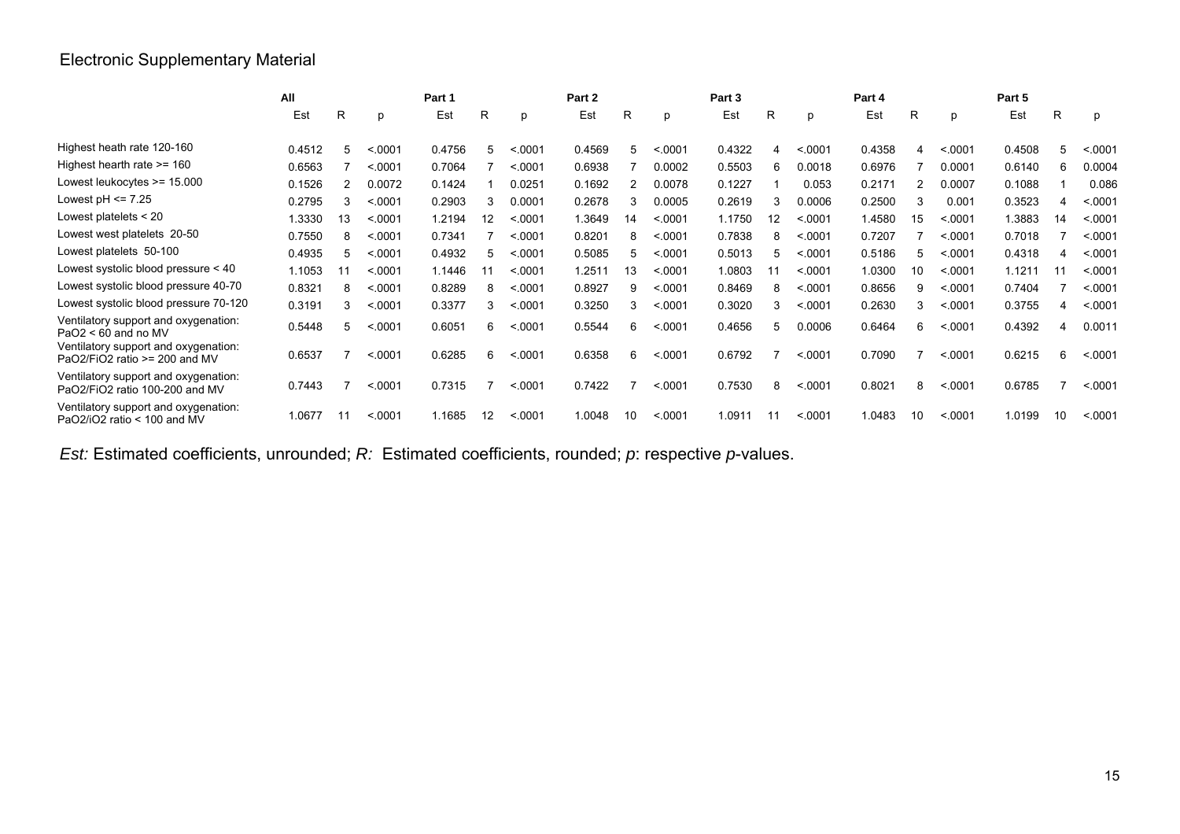Electronic Supplementary Material

| | All | | | Part 1 | | | Part 2 | | | Part 3 | | | Part 4 | | | Part 5 | | |
|---|---|---|---|---|---|---|---|---|---|---|---|---|---|---|---|---|---|---|
| | Est | R | p | Est | R | p | Est | R | p | Est | R | p | Est | R | p | Est | R | p |
| Highest heath rate 120-160 | 0.4512 | 5 | <.0001 | 0.4756 | 5 | <.0001 | 0.4569 | 5 | <.0001 | 0.4322 | 4 | <.0001 | 0.4358 | 4 | <.0001 | 0.4508 | 5 | <.0001 |
| Highest hearth rate >= 160 | 0.6563 | 7 | <.0001 | 0.7064 | 7 | <.0001 | 0.6938 | 7 | 0.0002 | 0.5503 | 6 | 0.0018 | 0.6976 | 7 | 0.0001 | 0.6140 | 6 | 0.0004 |
| Lowest leukocytes >= 15.000 | 0.1526 | 2 | 0.0072 | 0.1424 | 1 | 0.0251 | 0.1692 | 2 | 0.0078 | 0.1227 | 1 | 0.053 | 0.2171 | 2 | 0.0007 | 0.1088 | 1 | 0.086 |
| Lowest pH <= 7.25 | 0.2795 | 3 | <.0001 | 0.2903 | 3 | 0.0001 | 0.2678 | 3 | 0.0005 | 0.2619 | 3 | 0.0006 | 0.2500 | 3 | 0.001 | 0.3523 | 4 | <.0001 |
| Lowest platelets < 20 | 1.3330 | 13 | <.0001 | 1.2194 | 12 | <.0001 | 1.3649 | 14 | <.0001 | 1.1750 | 12 | <.0001 | 1.4580 | 15 | <.0001 | 1.3883 | 14 | <.0001 |
| Lowest west platelets 20-50 | 0.7550 | 8 | <.0001 | 0.7341 | 7 | <.0001 | 0.8201 | 8 | <.0001 | 0.7838 | 8 | <.0001 | 0.7207 | 7 | <.0001 | 0.7018 | 7 | <.0001 |
| Lowest platelets 50-100 | 0.4935 | 5 | <.0001 | 0.4932 | 5 | <.0001 | 0.5085 | 5 | <.0001 | 0.5013 | 5 | <.0001 | 0.5186 | 5 | <.0001 | 0.4318 | 4 | <.0001 |
| Lowest systolic blood pressure < 40 | 1.1053 | 11 | <.0001 | 1.1446 | 11 | <.0001 | 1.2511 | 13 | <.0001 | 1.0803 | 11 | <.0001 | 1.0300 | 10 | <.0001 | 1.1211 | 11 | <.0001 |
| Lowest systolic blood pressure 40-70 | 0.8321 | 8 | <.0001 | 0.8289 | 8 | <.0001 | 0.8927 | 9 | <.0001 | 0.8469 | 8 | <.0001 | 0.8656 | 9 | <.0001 | 0.7404 | 7 | <.0001 |
| Lowest systolic blood pressure 70-120 | 0.3191 | 3 | <.0001 | 0.3377 | 3 | <.0001 | 0.3250 | 3 | <.0001 | 0.3020 | 3 | <.0001 | 0.2630 | 3 | <.0001 | 0.3755 | 4 | <.0001 |
| Ventilatory support and oxygenation: PaO2 < 60 and no MV | 0.5448 | 5 | <.0001 | 0.6051 | 6 | <.0001 | 0.5544 | 6 | <.0001 | 0.4656 | 5 | 0.0006 | 0.6464 | 6 | <.0001 | 0.4392 | 4 | 0.0011 |
| Ventilatory support and oxygenation: PaO2/FiO2 ratio >= 200 and MV | 0.6537 | 7 | <.0001 | 0.6285 | 6 | <.0001 | 0.6358 | 6 | <.0001 | 0.6792 | 7 | <.0001 | 0.7090 | 7 | <.0001 | 0.6215 | 6 | <.0001 |
| Ventilatory support and oxygenation: PaO2/FiO2 ratio 100-200 and MV | 0.7443 | 7 | <.0001 | 0.7315 | 7 | <.0001 | 0.7422 | 7 | <.0001 | 0.7530 | 8 | <.0001 | 0.8021 | 8 | <.0001 | 0.6785 | 7 | <.0001 |
| Ventilatory support and oxygenation: PaO2/iO2 ratio < 100 and MV | 1.0677 | 11 | <.0001 | 1.1685 | 12 | <.0001 | 1.0048 | 10 | <.0001 | 1.0911 | 11 | <.0001 | 1.0483 | 10 | <.0001 | 1.0199 | 10 | <.0001 |

*Est:* Estimated coefficients, unrounded; *R:* Estimated coefficients, rounded; *p*: respective *p*-values.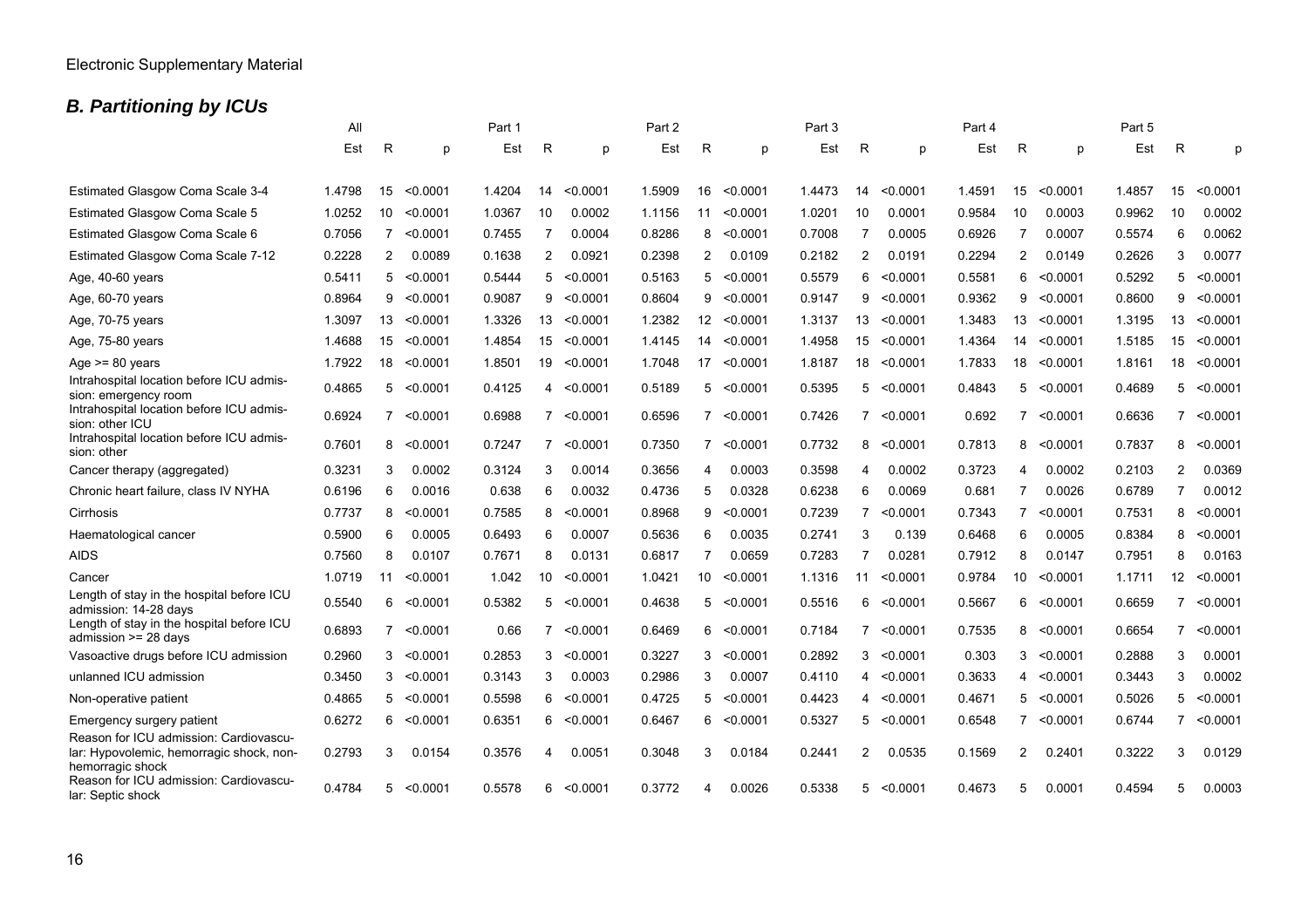Electronic Supplementary Material

## *B. Partitioning by ICUs*

| | All | | | Part 1 | | | Part 2 | | | Part 3 | | | Part 4 | | | Part 5 | | |
|---|---|---|---|---|---|---|---|---|---|---|---|---|---|---|---|---|---|---|
| | Est | R | p | Est | R | p | Est | R | p | Est | R | p | Est | R | p | Est | R | p |
| Estimated Glasgow Coma Scale 3-4 | 1.4798 | 15 | <0.0001 | 1.4204 | 14 | <0.0001 | 1.5909 | 16 | <0.0001 | 1.4473 | 14 | <0.0001 | 1.4591 | 15 | <0.0001 | 1.4857 | 15 | <0.0001 |
| Estimated Glasgow Coma Scale 5 | 1.0252 | 10 | <0.0001 | 1.0367 | 10 | 0.0002 | 1.1156 | 11 | <0.0001 | 1.0201 | 10 | 0.0001 | 0.9584 | 10 | 0.0003 | 0.9962 | 10 | 0.0002 |
| Estimated Glasgow Coma Scale 6 | 0.7056 | 7 | <0.0001 | 0.7455 | 7 | 0.0004 | 0.8286 | 8 | <0.0001 | 0.7008 | 7 | 0.0005 | 0.6926 | 7 | 0.0007 | 0.5574 | 6 | 0.0062 |
| Estimated Glasgow Coma Scale 7-12 | 0.2228 | 2 | 0.0089 | 0.1638 | 2 | 0.0921 | 0.2398 | 2 | 0.0109 | 0.2182 | 2 | 0.0191 | 0.2294 | 2 | 0.0149 | 0.2626 | 3 | 0.0077 |
| Age, 40-60 years | 0.5411 | 5 | <0.0001 | 0.5444 | 5 | <0.0001 | 0.5163 | 5 | <0.0001 | 0.5579 | 6 | <0.0001 | 0.5581 | 6 | <0.0001 | 0.5292 | 5 | <0.0001 |
| Age, 60-70 years | 0.8964 | 9 | <0.0001 | 0.9087 | 9 | <0.0001 | 0.8604 | 9 | <0.0001 | 0.9147 | 9 | <0.0001 | 0.9362 | 9 | <0.0001 | 0.8600 | 9 | <0.0001 |
| Age, 70-75 years | 1.3097 | 13 | <0.0001 | 1.3326 | 13 | <0.0001 | 1.2382 | 12 | <0.0001 | 1.3137 | 13 | <0.0001 | 1.3483 | 13 | <0.0001 | 1.3195 | 13 | <0.0001 |
| Age, 75-80 years | 1.4688 | 15 | <0.0001 | 1.4854 | 15 | <0.0001 | 1.4145 | 14 | <0.0001 | 1.4958 | 15 | <0.0001 | 1.4364 | 14 | <0.0001 | 1.5185 | 15 | <0.0001 |
| Age >= 80 years | 1.7922 | 18 | <0.0001 | 1.8501 | 19 | <0.0001 | 1.7048 | 17 | <0.0001 | 1.8187 | 18 | <0.0001 | 1.7833 | 18 | <0.0001 | 1.8161 | 18 | <0.0001 |
| Intrahospital location before ICU admission: emergency room | 0.4865 | 5 | <0.0001 | 0.4125 | 4 | <0.0001 | 0.5189 | 5 | <0.0001 | 0.5395 | 5 | <0.0001 | 0.4843 | 5 | <0.0001 | 0.4689 | 5 | <0.0001 |
| Intrahospital location before ICU admission: other ICU | 0.6924 | 7 | <0.0001 | 0.6988 | 7 | <0.0001 | 0.6596 | 7 | <0.0001 | 0.7426 | 7 | <0.0001 | 0.692 | 7 | <0.0001 | 0.6636 | 7 | <0.0001 |
| Intrahospital location before ICU admission: other | 0.7601 | 8 | <0.0001 | 0.7247 | 7 | <0.0001 | 0.7350 | 7 | <0.0001 | 0.7732 | 8 | <0.0001 | 0.7813 | 8 | <0.0001 | 0.7837 | 8 | <0.0001 |
| Cancer therapy (aggregated) | 0.3231 | 3 | 0.0002 | 0.3124 | 3 | 0.0014 | 0.3656 | 4 | 0.0003 | 0.3598 | 4 | 0.0002 | 0.3723 | 4 | 0.0002 | 0.2103 | 2 | 0.0369 |
| Chronic heart failure, class IV NYHA | 0.6196 | 6 | 0.0016 | 0.638 | 6 | 0.0032 | 0.4736 | 5 | 0.0328 | 0.6238 | 6 | 0.0069 | 0.681 | 7 | 0.0026 | 0.6789 | 7 | 0.0012 |
| Cirrhosis | 0.7737 | 8 | <0.0001 | 0.7585 | 8 | <0.0001 | 0.8968 | 9 | <0.0001 | 0.7239 | 7 | <0.0001 | 0.7343 | 7 | <0.0001 | 0.7531 | 8 | <0.0001 |
| Haematological cancer | 0.5900 | 6 | 0.0005 | 0.6493 | 6 | 0.0007 | 0.5636 | 6 | 0.0035 | 0.2741 | 3 | 0.139 | 0.6468 | 6 | 0.0005 | 0.8384 | 8 | <0.0001 |
| AIDS | 0.7560 | 8 | 0.0107 | 0.7671 | 8 | 0.0131 | 0.6817 | 7 | 0.0659 | 0.7283 | 7 | 0.0281 | 0.7912 | 8 | 0.0147 | 0.7951 | 8 | 0.0163 |
| Cancer | 1.0719 | 11 | <0.0001 | 1.042 | 10 | <0.0001 | 1.0421 | 10 | <0.0001 | 1.1316 | 11 | <0.0001 | 0.9784 | 10 | <0.0001 | 1.1711 | 12 | <0.0001 |
| Length of stay in the hospital before ICU admission: 14-28 days | 0.5540 | 6 | <0.0001 | 0.5382 | 5 | <0.0001 | 0.4638 | 5 | <0.0001 | 0.5516 | 6 | <0.0001 | 0.5667 | 6 | <0.0001 | 0.6659 | 7 | <0.0001 |
| Length of stay in the hospital before ICU admission >= 28 days | 0.6893 | 7 | <0.0001 | 0.66 | 7 | <0.0001 | 0.6469 | 6 | <0.0001 | 0.7184 | 7 | <0.0001 | 0.7535 | 8 | <0.0001 | 0.6654 | 7 | <0.0001 |
| Vasoactive drugs before ICU admission | 0.2960 | 3 | <0.0001 | 0.2853 | 3 | <0.0001 | 0.3227 | 3 | <0.0001 | 0.2892 | 3 | <0.0001 | 0.303 | 3 | <0.0001 | 0.2888 | 3 | 0.0001 |
| unlanned ICU admission | 0.3450 | 3 | <0.0001 | 0.3143 | 3 | 0.0003 | 0.2986 | 3 | 0.0007 | 0.4110 | 4 | <0.0001 | 0.3633 | 4 | <0.0001 | 0.3443 | 3 | 0.0002 |
| Non-operative patient | 0.4865 | 5 | <0.0001 | 0.5598 | 6 | <0.0001 | 0.4725 | 5 | <0.0001 | 0.4423 | 4 | <0.0001 | 0.4671 | 5 | <0.0001 | 0.5026 | 5 | <0.0001 |
| Emergency surgery patient | 0.6272 | 6 | <0.0001 | 0.6351 | 6 | <0.0001 | 0.6467 | 6 | <0.0001 | 0.5327 | 5 | <0.0001 | 0.6548 | 7 | <0.0001 | 0.6744 | 7 | <0.0001 |
| Reason for ICU admission: Cardiovascular: Hypovolemic, hemorragic shock, non-hemorragic shock | 0.2793 | 3 | 0.0154 | 0.3576 | 4 | 0.0051 | 0.3048 | 3 | 0.0184 | 0.2441 | 2 | 0.0535 | 0.1569 | 2 | 0.2401 | 0.3222 | 3 | 0.0129 |
| Reason for ICU admission: Cardiovascular: Septic shock | 0.4784 | 5 | <0.0001 | 0.5578 | 6 | <0.0001 | 0.3772 | 4 | 0.0026 | 0.5338 | 5 | <0.0001 | 0.4673 | 5 | 0.0001 | 0.4594 | 5 | 0.0003 |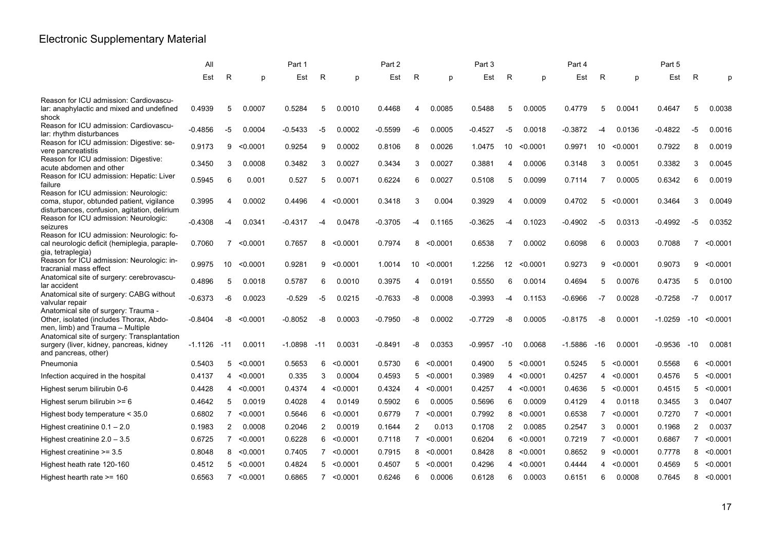# Electronic Supplementary Material

| | All | | | Part 1 | | | Part 2 | | | Part 3 | | | Part 4 | | | Part 5 | | |
|---|---|---|---|---|---|---|---|---|---|---|---|---|---|---|---|---|---|---|
| | Est | R | p | Est | R | p | Est | R | p | Est | R | p | Est | R | p | Est | R | p |
| Reason for ICU admission: Cardiovascular: anaphylactic and mixed and undefined shock | 0.4939 | 5 | 0.0007 | 0.5284 | 5 | 0.0010 | 0.4468 | 4 | 0.0085 | 0.5488 | 5 | 0.0005 | 0.4779 | 5 | 0.0041 | 0.4647 | 5 | 0.0038 |
| Reason for ICU admission: Cardiovascular: rhythm disturbances | -0.4856 | -5 | 0.0004 | -0.5433 | -5 | 0.0002 | -0.5599 | -6 | 0.0005 | -0.4527 | -5 | 0.0018 | -0.3872 | -4 | 0.0136 | -0.4822 | -5 | 0.0016 |
| Reason for ICU admission: Digestive: severe pancreatistis | 0.9173 | 9 | <0.0001 | 0.9254 | 9 | 0.0002 | 0.8106 | 8 | 0.0026 | 1.0475 | 10 | <0.0001 | 0.9971 | 10 | <0.0001 | 0.7922 | 8 | 0.0019 |
| Reason for ICU admission: Digestive: acute abdomen and other | 0.3450 | 3 | 0.0008 | 0.3482 | 3 | 0.0027 | 0.3434 | 3 | 0.0027 | 0.3881 | 4 | 0.0006 | 0.3148 | 3 | 0.0051 | 0.3382 | 3 | 0.0045 |
| Reason for ICU admission: Hepatic: Liver failure | 0.5945 | 6 | 0.001 | 0.527 | 5 | 0.0071 | 0.6224 | 6 | 0.0027 | 0.5108 | 5 | 0.0099 | 0.7114 | 7 | 0.0005 | 0.6342 | 6 | 0.0019 |
| Reason for ICU admission: Neurologic: coma, stupor, obtunded patient, vigilance disturbances, confusion, agitation, delirium | 0.3995 | 4 | 0.0002 | 0.4496 | 4 | <0.0001 | 0.3418 | 3 | 0.004 | 0.3929 | 4 | 0.0009 | 0.4702 | 5 | <0.0001 | 0.3464 | 3 | 0.0049 |
| Reason for ICU admission: Neurologic: seizures | -0.4308 | -4 | 0.0341 | -0.4317 | -4 | 0.0478 | -0.3705 | -4 | 0.1165 | -0.3625 | -4 | 0.1023 | -0.4902 | -5 | 0.0313 | -0.4992 | -5 | 0.0352 |
| Reason for ICU admission: Neurologic: focal neurologic deficit (hemiplegia, paraplegia, tetraplegia) | 0.7060 | 7 | <0.0001 | 0.7657 | 8 | <0.0001 | 0.7974 | 8 | <0.0001 | 0.6538 | 7 | 0.0002 | 0.6098 | 6 | 0.0003 | 0.7088 | 7 | <0.0001 |
| Reason for ICU admission: Neurologic: intracranial mass effect | 0.9975 | 10 | <0.0001 | 0.9281 | 9 | <0.0001 | 1.0014 | 10 | <0.0001 | 1.2256 | 12 | <0.0001 | 0.9273 | 9 | <0.0001 | 0.9073 | 9 | <0.0001 |
| Anatomical site of surgery: cerebrovascular accident | 0.4896 | 5 | 0.0018 | 0.5787 | 6 | 0.0010 | 0.3975 | 4 | 0.0191 | 0.5550 | 6 | 0.0014 | 0.4694 | 5 | 0.0076 | 0.4735 | 5 | 0.0100 |
| Anatomical site of surgery: CABG without valvular repair | -0.6373 | -6 | 0.0023 | -0.529 | -5 | 0.0215 | -0.7633 | -8 | 0.0008 | -0.3993 | -4 | 0.1153 | -0.6966 | -7 | 0.0028 | -0.7258 | -7 | 0.0017 |
| Anatomical site of surgery: Trauma - Other, isolated (includes Thorax, Abdomen, limb) and Trauma – Multiple | -0.8404 | -8 | <0.0001 | -0.8052 | -8 | 0.0003 | -0.7950 | -8 | 0.0002 | -0.7729 | -8 | 0.0005 | -0.8175 | -8 | 0.0001 | -1.0259 | -10 | <0.0001 |
| Anatomical site of surgery: Transplantation surgery (liver, kidney, pancreas, kidney and pancreas, other) | -1.1126 | -11 | 0.0011 | -1.0898 | -11 | 0.0031 | -0.8491 | -8 | 0.0353 | -0.9957 | -10 | 0.0068 | -1.5886 | -16 | 0.0001 | -0.9536 | -10 | 0.0081 |
| Pneumonia | 0.5403 | 5 | <0.0001 | 0.5653 | 6 | <0.0001 | 0.5730 | 6 | <0.0001 | 0.4900 | 5 | <0.0001 | 0.5245 | 5 | <0.0001 | 0.5568 | 6 | <0.0001 |
| Infection acquired in the hospital | 0.4137 | 4 | <0.0001 | 0.335 | 3 | 0.0004 | 0.4593 | 5 | <0.0001 | 0.3989 | 4 | <0.0001 | 0.4257 | 4 | <0.0001 | 0.4576 | 5 | <0.0001 |
| Highest serum bilirubin 0-6 | 0.4428 | 4 | <0.0001 | 0.4374 | 4 | <0.0001 | 0.4324 | 4 | <0.0001 | 0.4257 | 4 | <0.0001 | 0.4636 | 5 | <0.0001 | 0.4515 | 5 | <0.0001 |
| Highest serum bilirubin >= 6 | 0.4642 | 5 | 0.0019 | 0.4028 | 4 | 0.0149 | 0.5902 | 6 | 0.0005 | 0.5696 | 6 | 0.0009 | 0.4129 | 4 | 0.0118 | 0.3455 | 3 | 0.0407 |
| Highest body temperature < 35.0 | 0.6802 | 7 | <0.0001 | 0.5646 | 6 | <0.0001 | 0.6779 | 7 | <0.0001 | 0.7992 | 8 | <0.0001 | 0.6538 | 7 | <0.0001 | 0.7270 | 7 | <0.0001 |
| Highest creatinine 0.1 – 2.0 | 0.1983 | 2 | 0.0008 | 0.2046 | 2 | 0.0019 | 0.1644 | 2 | 0.013 | 0.1708 | 2 | 0.0085 | 0.2547 | 3 | 0.0001 | 0.1968 | 2 | 0.0037 |
| Highest creatinine 2.0 – 3.5 | 0.6725 | 7 | <0.0001 | 0.6228 | 6 | <0.0001 | 0.7118 | 7 | <0.0001 | 0.6204 | 6 | <0.0001 | 0.7219 | 7 | <0.0001 | 0.6867 | 7 | <0.0001 |
| Highest creatinine >= 3.5 | 0.8048 | 8 | <0.0001 | 0.7405 | 7 | <0.0001 | 0.7915 | 8 | <0.0001 | 0.8428 | 8 | <0.0001 | 0.8652 | 9 | <0.0001 | 0.7778 | 8 | <0.0001 |
| Highest heath rate 120-160 | 0.4512 | 5 | <0.0001 | 0.4824 | 5 | <0.0001 | 0.4507 | 5 | <0.0001 | 0.4296 | 4 | <0.0001 | 0.4444 | 4 | <0.0001 | 0.4569 | 5 | <0.0001 |
| Highest hearth rate >= 160 | 0.6563 | 7 | <0.0001 | 0.6865 | 7 | <0.0001 | 0.6246 | 6 | 0.0006 | 0.6128 | 6 | 0.0003 | 0.6151 | 6 | 0.0008 | 0.7645 | 8 | <0.0001 |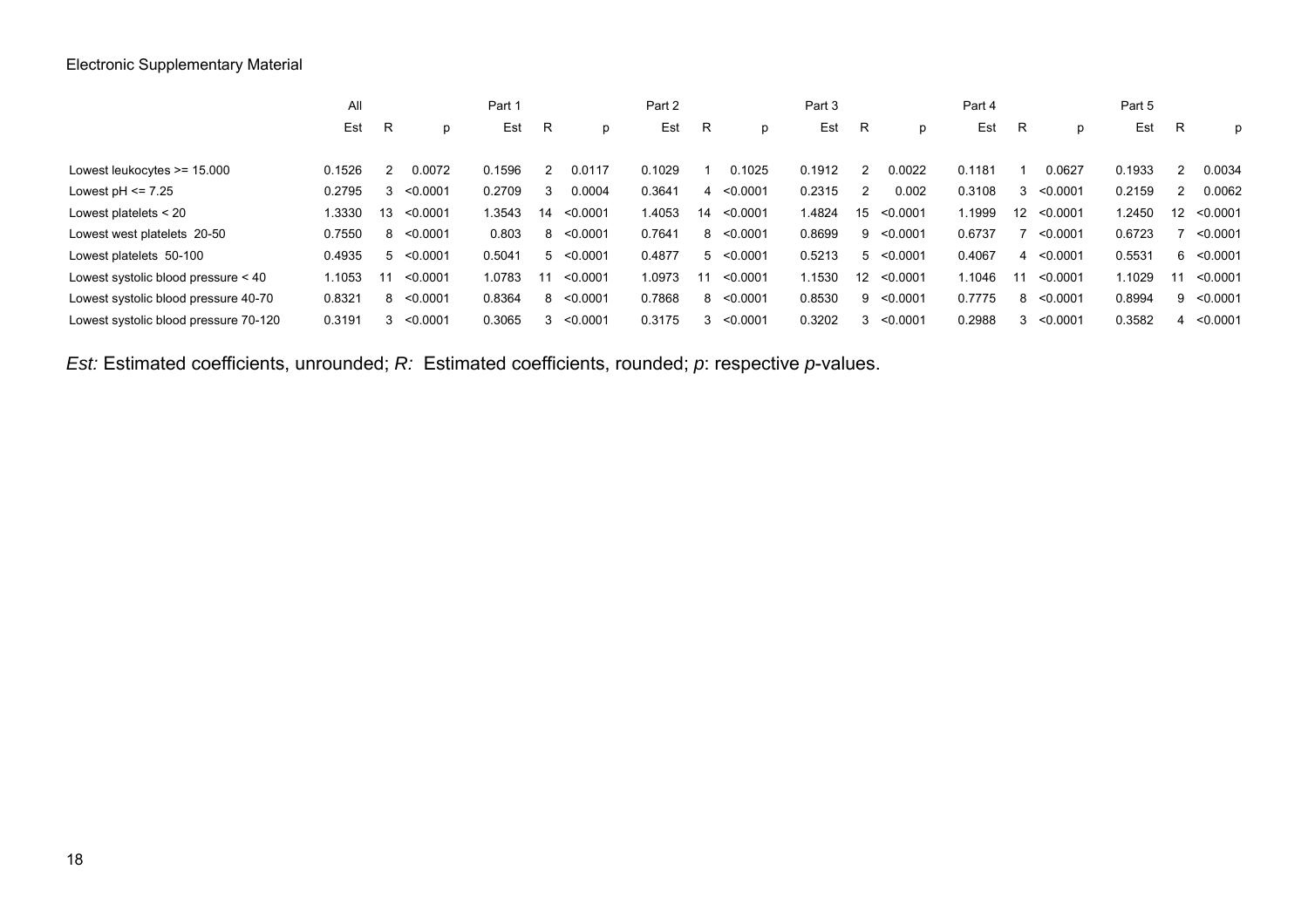Electronic Supplementary Material

| | All | | | Part 1 | | | Part 2 | | | Part 3 | | | Part 4 | | | Part 5 | | |
|---|---|---|---|---|---|---|---|---|---|---|---|---|---|---|---|---|---|---|
| | Est | R | p | Est | R | p | Est | R | p | Est | R | p | Est | R | p | Est | R | p |
| Lowest leukocytes >= 15.000 | 0.1526 | 2 | 0.0072 | 0.1596 | 2 | 0.0117 | 0.1029 | 1 | 0.1025 | 0.1912 | 2 | 0.0022 | 0.1181 | 1 | 0.0627 | 0.1933 | 2 | 0.0034 |
| Lowest pH <= 7.25 | 0.2795 | 3 | <0.0001 | 0.2709 | 3 | 0.0004 | 0.3641 | 4 | <0.0001 | 0.2315 | 2 | 0.002 | 0.3108 | 3 | <0.0001 | 0.2159 | 2 | 0.0062 |
| Lowest platelets < 20 | 1.3330 | 13 | <0.0001 | 1.3543 | 14 | <0.0001 | 1.4053 | 14 | <0.0001 | 1.4824 | 15 | <0.0001 | 1.1999 | 12 | <0.0001 | 1.2450 | 12 | <0.0001 |
| Lowest west platelets 20-50 | 0.7550 | 8 | <0.0001 | 0.803 | 8 | <0.0001 | 0.7641 | 8 | <0.0001 | 0.8699 | 9 | <0.0001 | 0.6737 | 7 | <0.0001 | 0.6723 | 7 | <0.0001 |
| Lowest platelets 50-100 | 0.4935 | 5 | <0.0001 | 0.5041 | 5 | <0.0001 | 0.4877 | 5 | <0.0001 | 0.5213 | 5 | <0.0001 | 0.4067 | 4 | <0.0001 | 0.5531 | 6 | <0.0001 |
| Lowest systolic blood pressure < 40 | 1.1053 | 11 | <0.0001 | 1.0783 | 11 | <0.0001 | 1.0973 | 11 | <0.0001 | 1.1530 | 12 | <0.0001 | 1.1046 | 11 | <0.0001 | 1.1029 | 11 | <0.0001 |
| Lowest systolic blood pressure 40-70 | 0.8321 | 8 | <0.0001 | 0.8364 | 8 | <0.0001 | 0.7868 | 8 | <0.0001 | 0.8530 | 9 | <0.0001 | 0.7775 | 8 | <0.0001 | 0.8994 | 9 | <0.0001 |
| Lowest systolic blood pressure 70-120 | 0.3191 | 3 | <0.0001 | 0.3065 | 3 | <0.0001 | 0.3175 | 3 | <0.0001 | 0.3202 | 3 | <0.0001 | 0.2988 | 3 | <0.0001 | 0.3582 | 4 | <0.0001 |

*Est:* Estimated coefficients, unrounded; *R:* Estimated coefficients, rounded; *p*: respective *p*-values.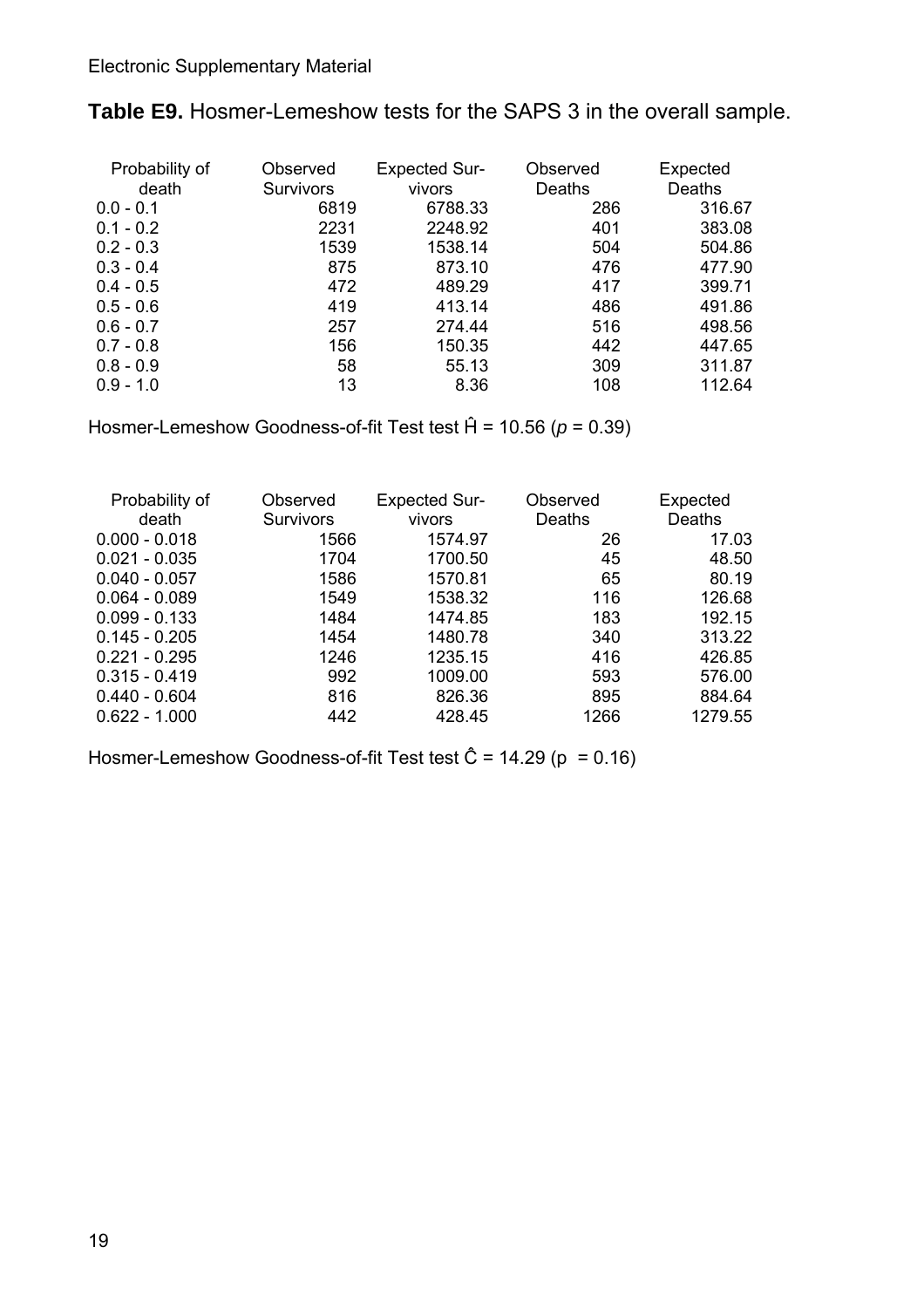Electronic Supplementary Material

**Table E9.** Hosmer-Lemeshow tests for the SAPS 3 in the overall sample.

| Probability of death | Observed Survivors | Expected Survivors | Observed Deaths | Expected Deaths |
|---|---|---|---|---|
| 0.0 - 0.1 | 6819 | 6788.33 | 286 | 316.67 |
| 0.1 - 0.2 | 2231 | 2248.92 | 401 | 383.08 |
| 0.2 - 0.3 | 1539 | 1538.14 | 504 | 504.86 |
| 0.3 - 0.4 | 875 | 873.10 | 476 | 477.90 |
| 0.4 - 0.5 | 472 | 489.29 | 417 | 399.71 |
| 0.5 - 0.6 | 419 | 413.14 | 486 | 491.86 |
| 0.6 - 0.7 | 257 | 274.44 | 516 | 498.56 |
| 0.7 - 0.8 | 156 | 150.35 | 442 | 447.65 |
| 0.8 - 0.9 | 58 | 55.13 | 309 | 311.87 |
| 0.9 - 1.0 | 13 | 8.36 | 108 | 112.64 |

Hosmer-Lemeshow Goodness-of-fit Test test $\hat{H} = 10.56$ ($p = 0.39$)

| Probability of death | Observed Survivors | Expected Survivors | Observed Deaths | Expected Deaths |
|---|---|---|---|---|
| 0.000 - 0.018 | 1566 | 1574.97 | 26 | 17.03 |
| 0.021 - 0.035 | 1704 | 1700.50 | 45 | 48.50 |
| 0.040 - 0.057 | 1586 | 1570.81 | 65 | 80.19 |
| 0.064 - 0.089 | 1549 | 1538.32 | 116 | 126.68 |
| 0.099 - 0.133 | 1484 | 1474.85 | 183 | 192.15 |
| 0.145 - 0.205 | 1454 | 1480.78 | 340 | 313.22 |
| 0.221 - 0.295 | 1246 | 1235.15 | 416 | 426.85 |
| 0.315 - 0.419 | 992 | 1009.00 | 593 | 576.00 |
| 0.440 - 0.604 | 816 | 826.36 | 895 | 884.64 |
| 0.622 - 1.000 | 442 | 428.45 | 1266 | 1279.55 |

Hosmer-Lemeshow Goodness-of-fit Test test $\hat{C} = 14.29$ ($p = 0.16$)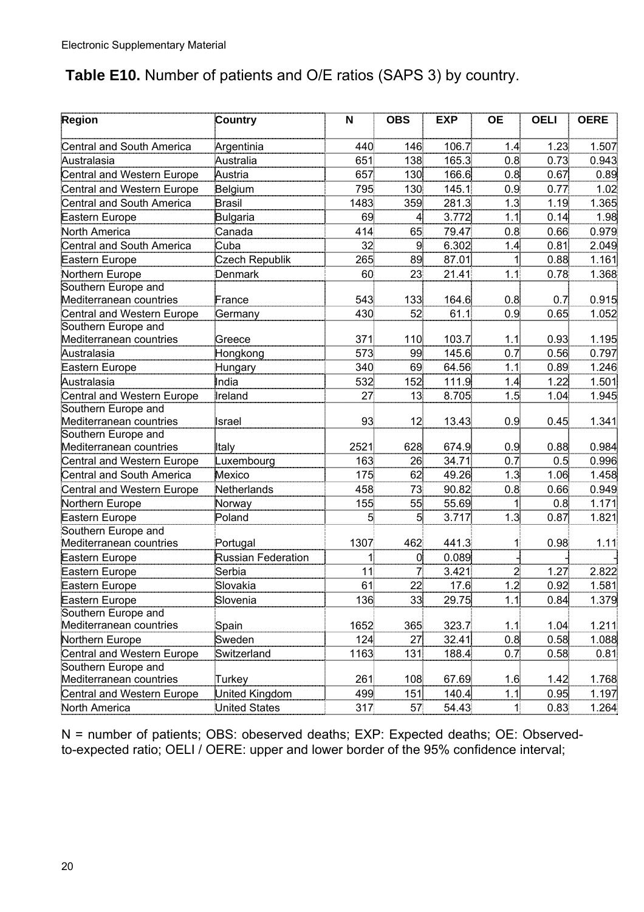Electronic Supplementary Material

**Table E10.** Number of patients and O/E ratios (SAPS 3) by country.

| Region | Country | N | OBS | EXP | OE | OELI | OERE |
|---|---|---|---|---|---|---|---|
| Central and South America | Argentinia | 440 | 146 | 106.7 | 1.4 | 1.23 | 1.507 |
| Australasia | Australia | 651 | 138 | 165.3 | 0.8 | 0.73 | 0.943 |
| Central and Western Europe | Austria | 657 | 130 | 166.6 | 0.8 | 0.67 | 0.89 |
| Central and Western Europe | Belgium | 795 | 130 | 145.1 | 0.9 | 0.77 | 1.02 |
| Central and South America | Brasil | 1483 | 359 | 281.3 | 1.3 | 1.19 | 1.365 |
| Eastern Europe | Bulgaria | 69 | 4 | 3.772 | 1.1 | 0.14 | 1.98 |
| North America | Canada | 414 | 65 | 79.47 | 0.8 | 0.66 | 0.979 |
| Central and South America | Cuba | 32 | 9 | 6.302 | 1.4 | 0.81 | 2.049 |
| Eastern Europe | Czech Republik | 265 | 89 | 87.01 | 1 | 0.88 | 1.161 |
| Northern Europe | Denmark | 60 | 23 | 21.41 | 1.1 | 0.78 | 1.368 |
| Southern Europe and Mediterranean countries | France | 543 | 133 | 164.6 | 0.8 | 0.7 | 0.915 |
| Central and Western Europe | Germany | 430 | 52 | 61.1 | 0.9 | 0.65 | 1.052 |
| Southern Europe and Mediterranean countries | Greece | 371 | 110 | 103.7 | 1.1 | 0.93 | 1.195 |
| Australasia | Hongkong | 573 | 99 | 145.6 | 0.7 | 0.56 | 0.797 |
| Eastern Europe | Hungary | 340 | 69 | 64.56 | 1.1 | 0.89 | 1.246 |
| Australasia | India | 532 | 152 | 111.9 | 1.4 | 1.22 | 1.501 |
| Central and Western Europe | Ireland | 27 | 13 | 8.705 | 1.5 | 1.04 | 1.945 |
| Southern Europe and Mediterranean countries | Israel | 93 | 12 | 13.43 | 0.9 | 0.45 | 1.341 |
| Southern Europe and Mediterranean countries | Italy | 2521 | 628 | 674.9 | 0.9 | 0.88 | 0.984 |
| Central and Western Europe | Luxembourg | 163 | 26 | 34.71 | 0.7 | 0.5 | 0.996 |
| Central and South America | Mexico | 175 | 62 | 49.26 | 1.3 | 1.06 | 1.458 |
| Central and Western Europe | Netherlands | 458 | 73 | 90.82 | 0.8 | 0.66 | 0.949 |
| Northern Europe | Norway | 155 | 55 | 55.69 | 1 | 0.8 | 1.171 |
| Eastern Europe | Poland | 5 | 5 | 3.717 | 1.3 | 0.87 | 1.821 |
| Southern Europe and Mediterranean countries | Portugal | 1307 | 462 | 441.3 | 1 | 0.98 | 1.11 |
| Eastern Europe | Russian Federation | 1 | 0 | 0.089 | - | - | - |
| Eastern Europe | Serbia | 11 | 7 | 3.421 | 2 | 1.27 | 2.822 |
| Eastern Europe | Slovakia | 61 | 22 | 17.6 | 1.2 | 0.92 | 1.581 |
| Eastern Europe | Slovenia | 136 | 33 | 29.75 | 1.1 | 0.84 | 1.379 |
| Southern Europe and Mediterranean countries | Spain | 1652 | 365 | 323.7 | 1.1 | 1.04 | 1.211 |
| Northern Europe | Sweden | 124 | 27 | 32.41 | 0.8 | 0.58 | 1.088 |
| Central and Western Europe | Switzerland | 1163 | 131 | 188.4 | 0.7 | 0.58 | 0.81 |
| Southern Europe and Mediterranean countries | Turkey | 261 | 108 | 67.69 | 1.6 | 1.42 | 1.768 |
| Central and Western Europe | United Kingdom | 499 | 151 | 140.4 | 1.1 | 0.95 | 1.197 |
| North America | United States | 317 | 57 | 54.43 | 1 | 0.83 | 1.264 |

N = number of patients; OBS: obeserved deaths; EXP: Expected deaths; OE: Observed-to-expected ratio; OELI / OERE: upper and lower border of the 95% confidence interval;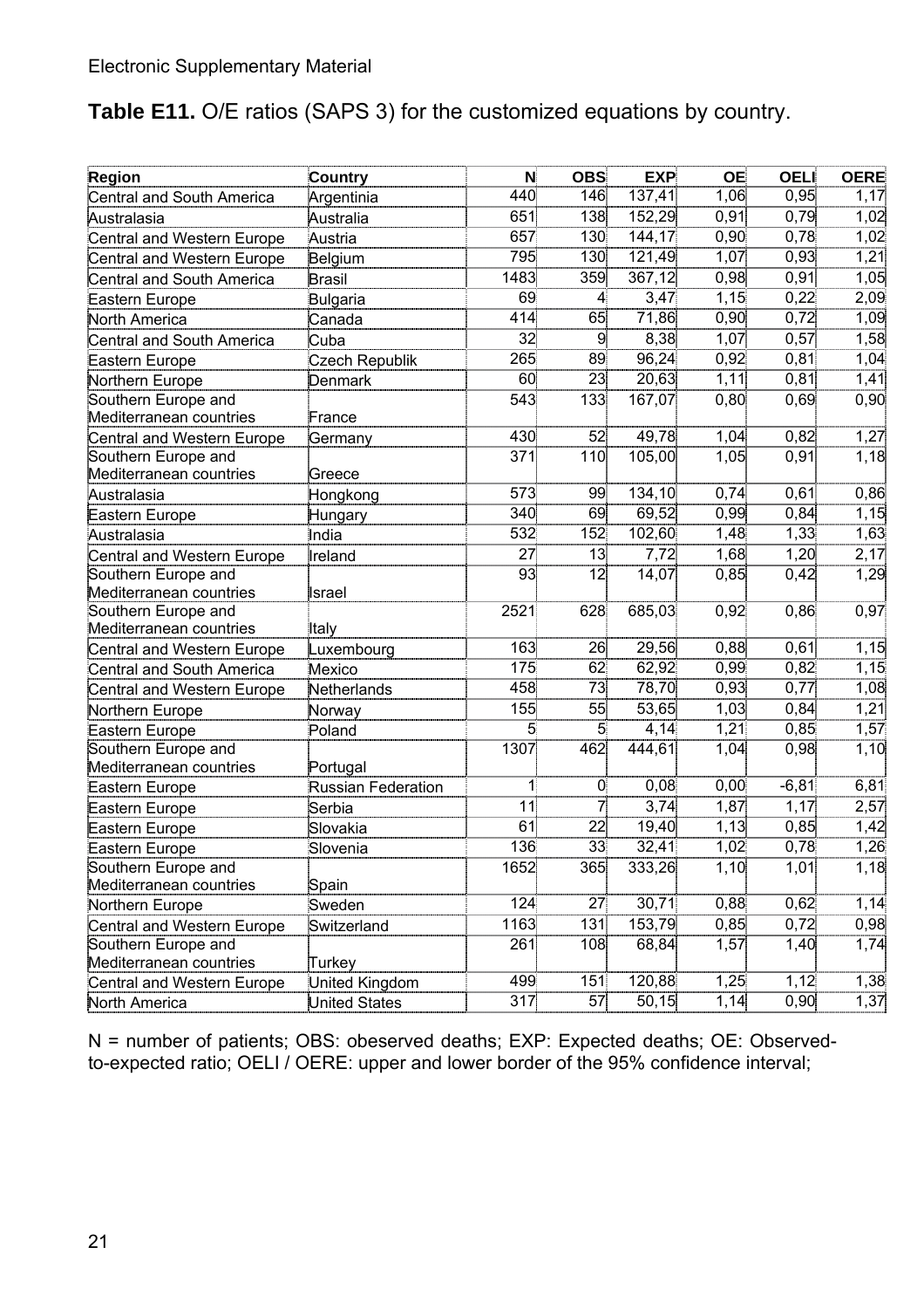Electronic Supplementary Material

**Table E11.** O/E ratios (SAPS 3) for the customized equations by country.

| Region | Country | N | OBS | EXP | OE | OELI | OERE |
|---|---|---|---|---|---|---|---|
| Central and South America | Argentinia | 440 | 146 | 137,41 | 1,06 | 0,95 | 1,17 |
| Australasia | Australia | 651 | 138 | 152,29 | 0,91 | 0,79 | 1,02 |
| Central and Western Europe | Austria | 657 | 130 | 144,17 | 0,90 | 0,78 | 1,02 |
| Central and Western Europe | Belgium | 795 | 130 | 121,49 | 1,07 | 0,93 | 1,21 |
| Central and South America | Brasil | 1483 | 359 | 367,12 | 0,98 | 0,91 | 1,05 |
| Eastern Europe | Bulgaria | 69 | 4 | 3,47 | 1,15 | 0,22 | 2,09 |
| North America | Canada | 414 | 65 | 71,86 | 0,90 | 0,72 | 1,09 |
| Central and South America | Cuba | 32 | 9 | 8,38 | 1,07 | 0,57 | 1,58 |
| Eastern Europe | Czech Republik | 265 | 89 | 96,24 | 0,92 | 0,81 | 1,04 |
| Northern Europe | Denmark | 60 | 23 | 20,63 | 1,11 | 0,81 | 1,41 |
| Southern Europe and Mediterranean countries | France | 543 | 133 | 167,07 | 0,80 | 0,69 | 0,90 |
| Central and Western Europe | Germany | 430 | 52 | 49,78 | 1,04 | 0,82 | 1,27 |
| Southern Europe and Mediterranean countries | Greece | 371 | 110 | 105,00 | 1,05 | 0,91 | 1,18 |
| Australasia | Hongkong | 573 | 99 | 134,10 | 0,74 | 0,61 | 0,86 |
| Eastern Europe | Hungary | 340 | 69 | 69,52 | 0,99 | 0,84 | 1,15 |
| Australasia | India | 532 | 152 | 102,60 | 1,48 | 1,33 | 1,63 |
| Central and Western Europe | Ireland | 27 | 13 | 7,72 | 1,68 | 1,20 | 2,17 |
| Southern Europe and Mediterranean countries | Israel | 93 | 12 | 14,07 | 0,85 | 0,42 | 1,29 |
| Southern Europe and Mediterranean countries | Italy | 2521 | 628 | 685,03 | 0,92 | 0,86 | 0,97 |
| Central and Western Europe | Luxembourg | 163 | 26 | 29,56 | 0,88 | 0,61 | 1,15 |
| Central and South America | Mexico | 175 | 62 | 62,92 | 0,99 | 0,82 | 1,15 |
| Central and Western Europe | Netherlands | 458 | 73 | 78,70 | 0,93 | 0,77 | 1,08 |
| Northern Europe | Norway | 155 | 55 | 53,65 | 1,03 | 0,84 | 1,21 |
| Eastern Europe | Poland | 5 | 5 | 4,14 | 1,21 | 0,85 | 1,57 |
| Southern Europe and Mediterranean countries | Portugal | 1307 | 462 | 444,61 | 1,04 | 0,98 | 1,10 |
| Eastern Europe | Russian Federation | 1 | 0 | 0,08 | 0,00 | -6,81 | 6,81 |
| Eastern Europe | Serbia | 11 | 7 | 3,74 | 1,87 | 1,17 | 2,57 |
| Eastern Europe | Slovakia | 61 | 22 | 19,40 | 1,13 | 0,85 | 1,42 |
| Eastern Europe | Slovenia | 136 | 33 | 32,41 | 1,02 | 0,78 | 1,26 |
| Southern Europe and Mediterranean countries | Spain | 1652 | 365 | 333,26 | 1,10 | 1,01 | 1,18 |
| Northern Europe | Sweden | 124 | 27 | 30,71 | 0,88 | 0,62 | 1,14 |
| Central and Western Europe | Switzerland | 1163 | 131 | 153,79 | 0,85 | 0,72 | 0,98 |
| Southern Europe and Mediterranean countries | Turkey | 261 | 108 | 68,84 | 1,57 | 1,40 | 1,74 |
| Central and Western Europe | United Kingdom | 499 | 151 | 120,88 | 1,25 | 1,12 | 1,38 |
| North America | United States | 317 | 57 | 50,15 | 1,14 | 0,90 | 1,37 |

N = number of patients; OBS: obeserved deaths; EXP: Expected deaths; OE: Observed-to-expected ratio; OELI / OERE: upper and lower border of the 95% confidence interval;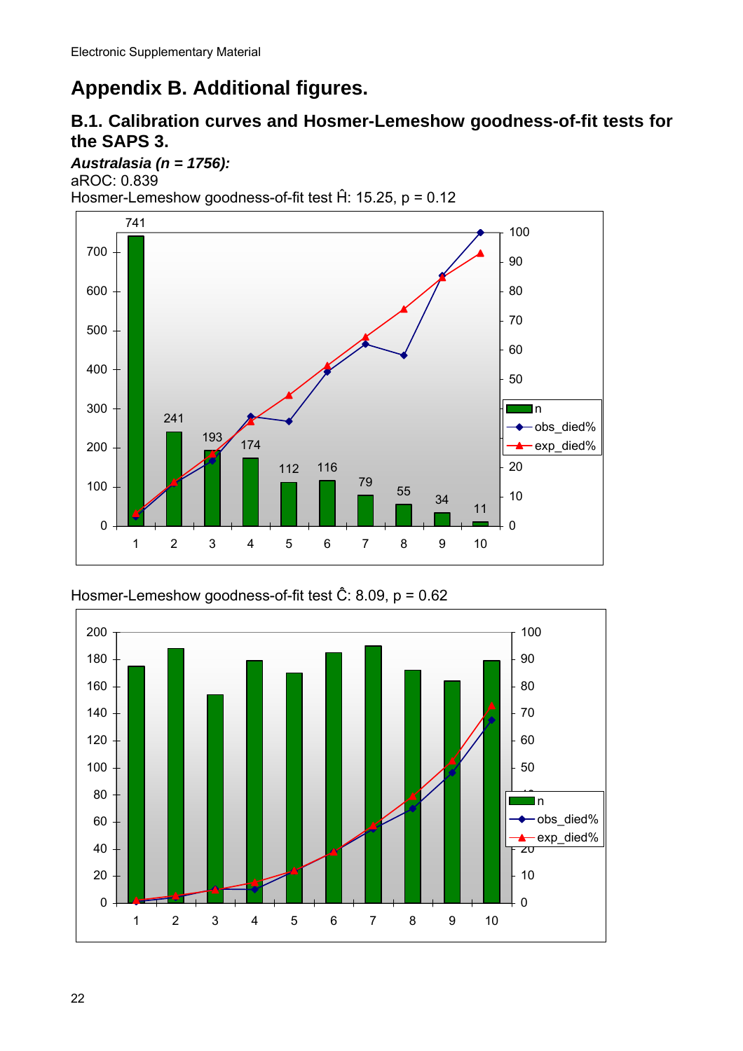Electronic Supplementary Material

# Appendix B. Additional figures.

## B.1. Calibration curves and Hosmer-Lemeshow goodness-of-fit tests for the SAPS 3.

***Australasia (n = 1756):***

aROC: 0.839

Hosmer-Lemeshow goodness-of-fit test $\hat{H}$: 15.25, p = 0.12

Hosmer-Lemeshow goodness-of-fit test $\hat{C}$: 8.09, p = 0.62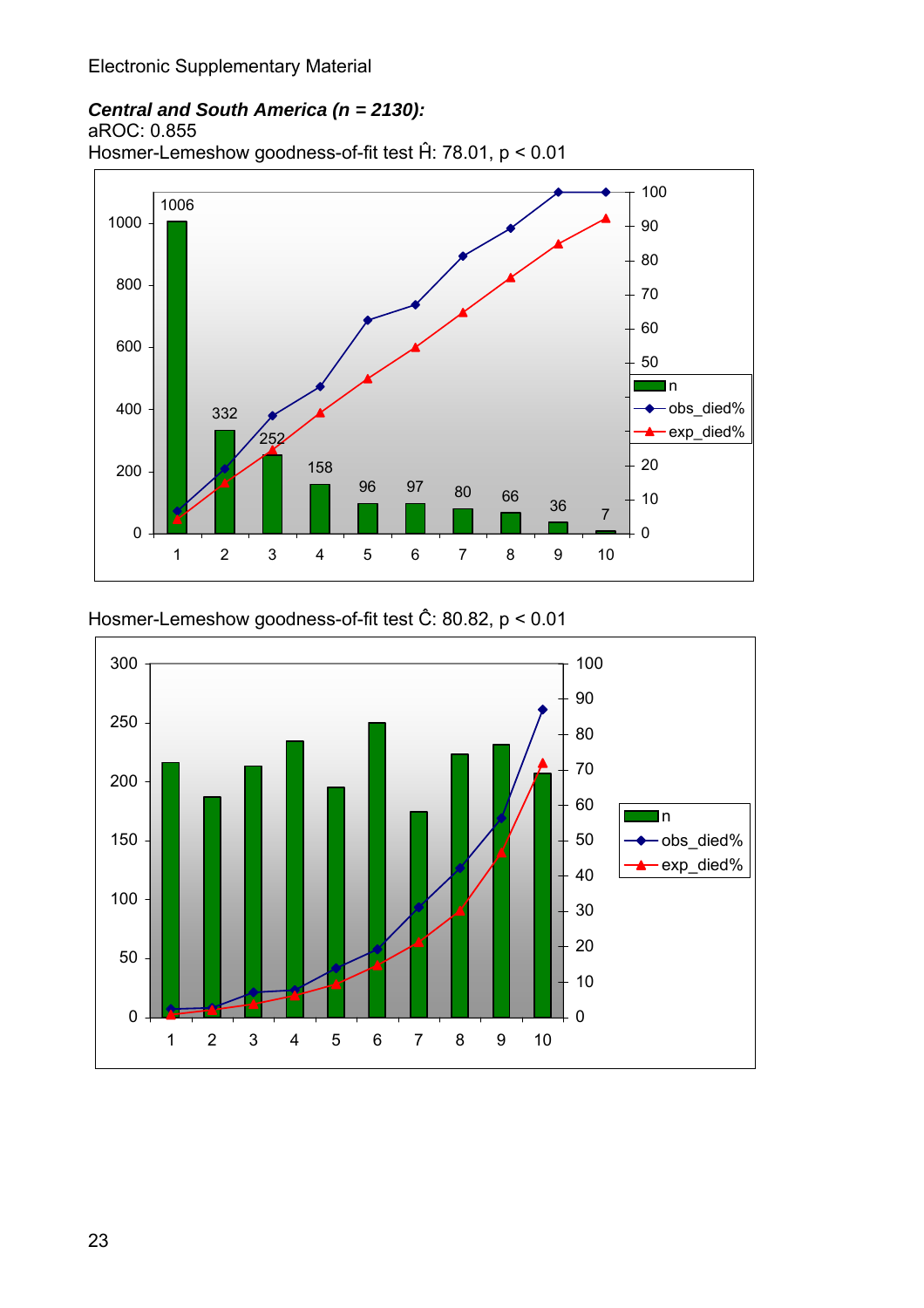Electronic Supplementary Material

***Central and South America (n = 2130):***
aROC: 0.855
Hosmer-Lemeshow goodness-of-fit test $\hat{H}$: 78.01, $p < 0.01$

Hosmer-Lemeshow goodness-of-fit test $\hat{C}$: 80.82, $p < 0.01$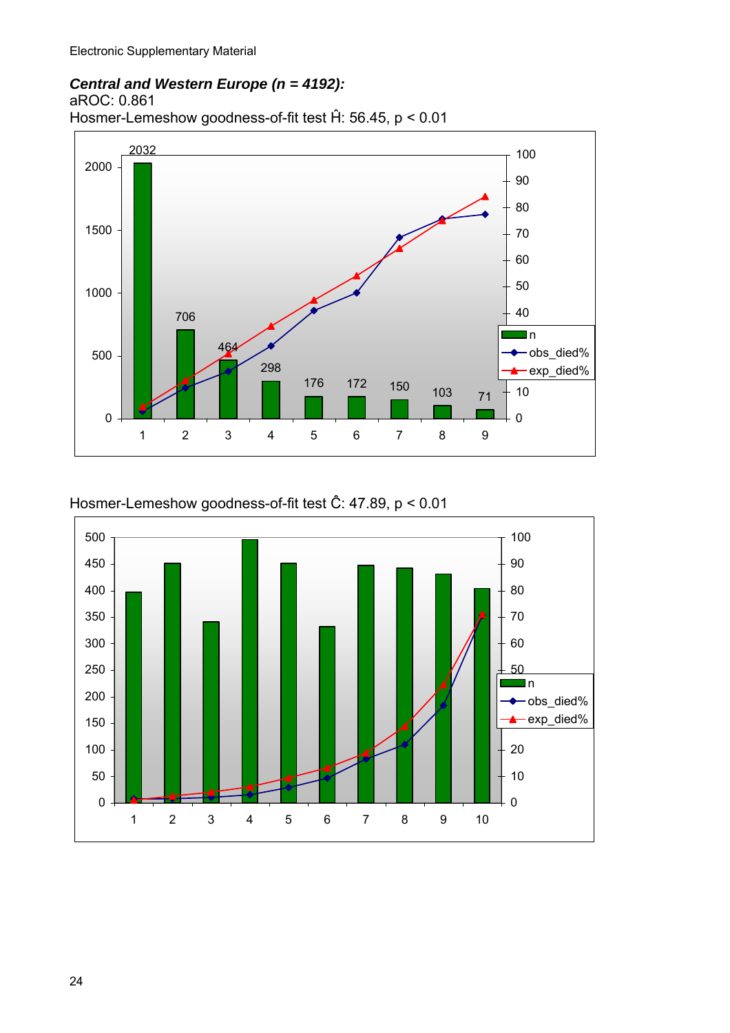***Central and Western Europe (n = 4192):***

aROC: 0.861

Hosmer-Lemeshow goodness-of-fit test $\hat{H}$: 56.45, $p < 0.01$

Hosmer-Lemeshow goodness-of-fit test $\hat{C}$: 47.89, $p < 0.01$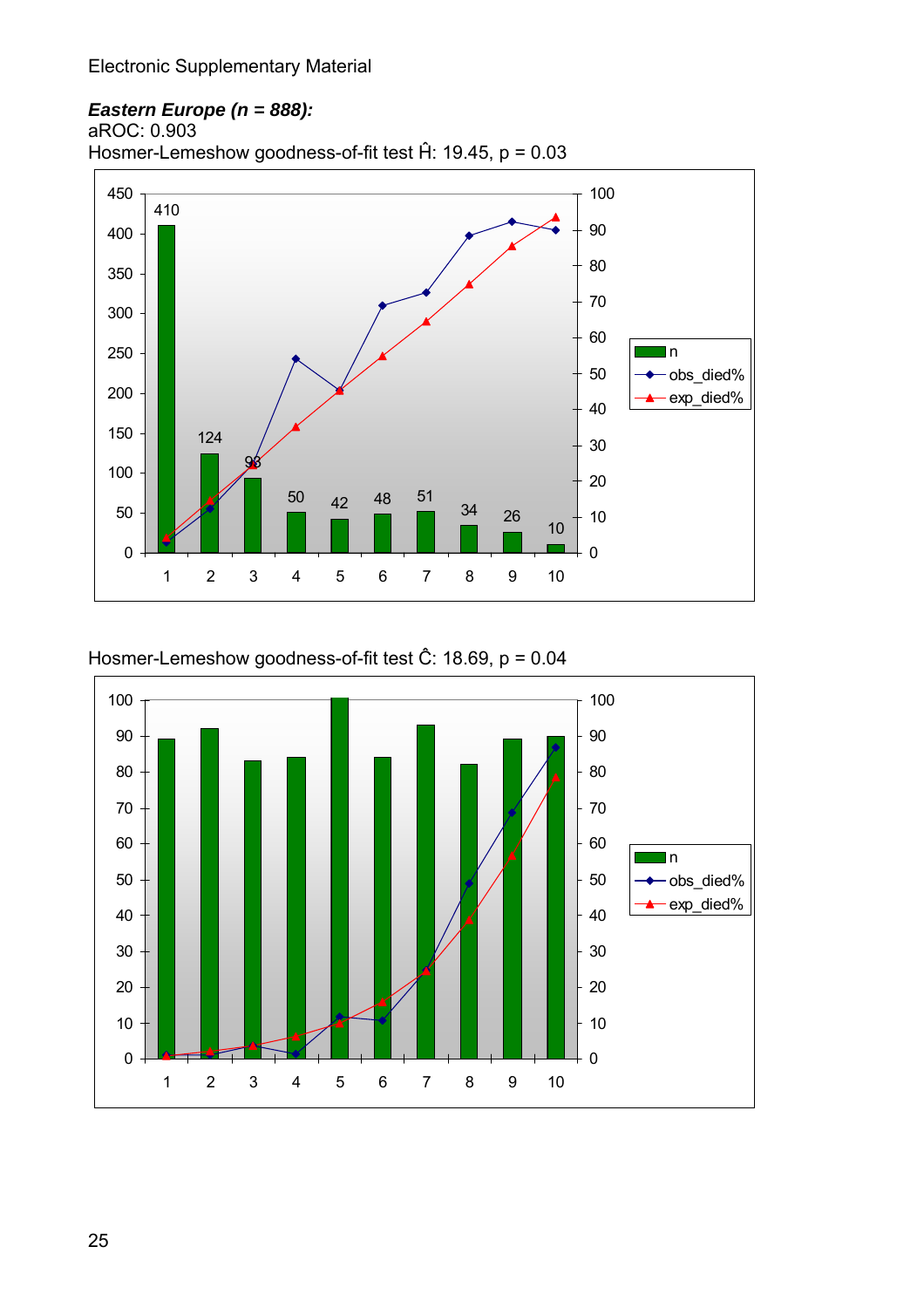Electronic Supplementary Material

***Eastern Europe (n = 888):***

aROC: 0.903

Hosmer-Lemeshow goodness-of-fit test Ĥ: 19.45, p = 0.03

Hosmer-Lemeshow goodness-of-fit test Ĉ: 18.69, p = 0.04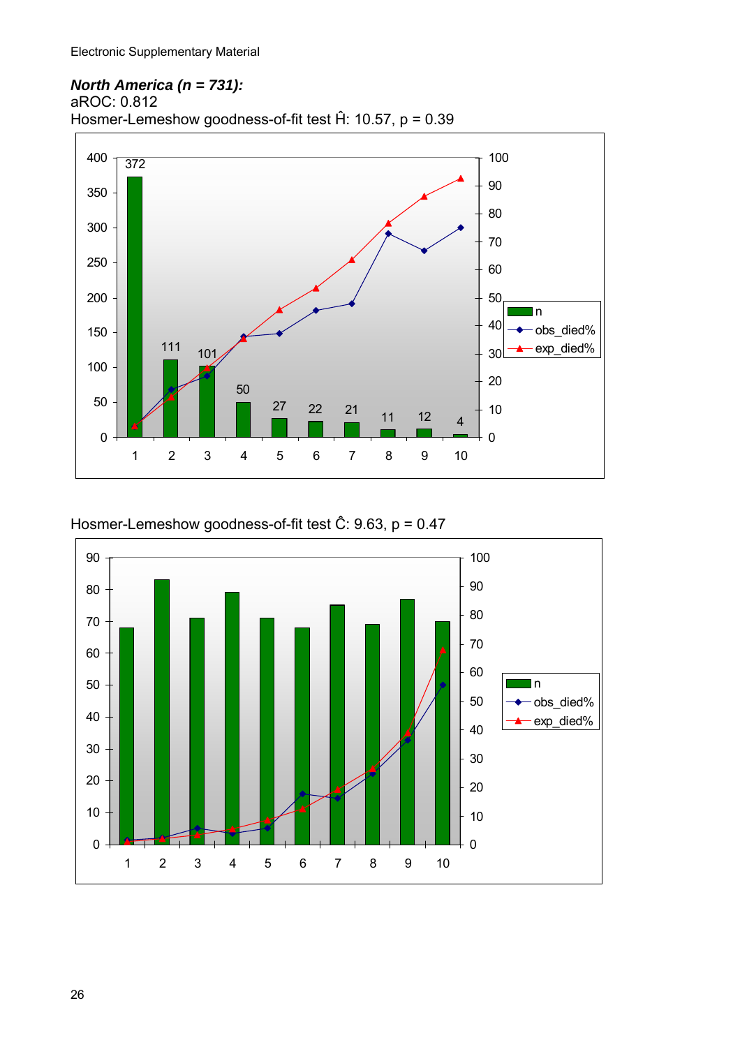***North America (n = 731):***

aROC: 0.812

Hosmer-Lemeshow goodness-of-fit test Ĥ: 10.57, p = 0.39

Hosmer-Lemeshow goodness-of-fit test Ĉ: 9.63, p = 0.47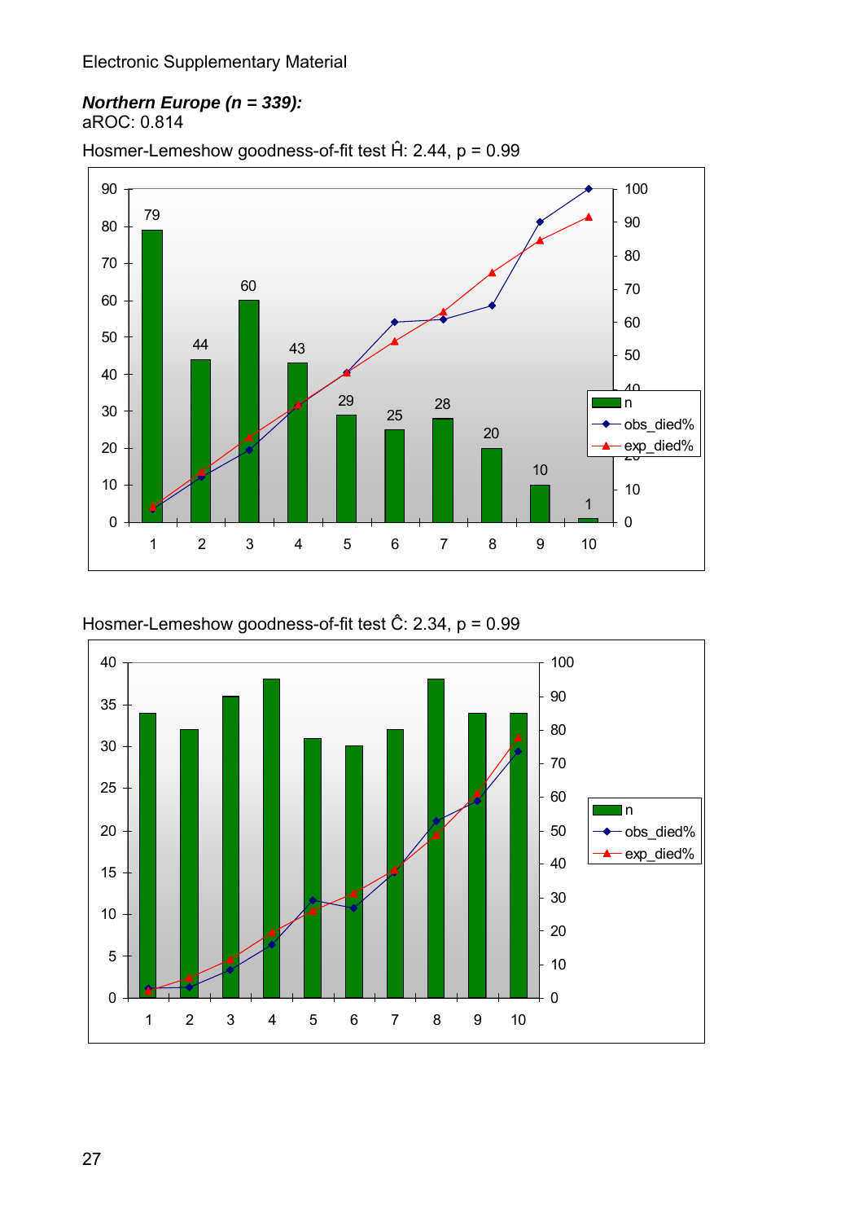Electronic Supplementary Material

***Northern Europe (n = 339):***
aROC: 0.814

Hosmer-Lemeshow goodness-of-fit test Ĥ: 2.44, p = 0.99

Hosmer-Lemeshow goodness-of-fit test Ĉ: 2.34, p = 0.99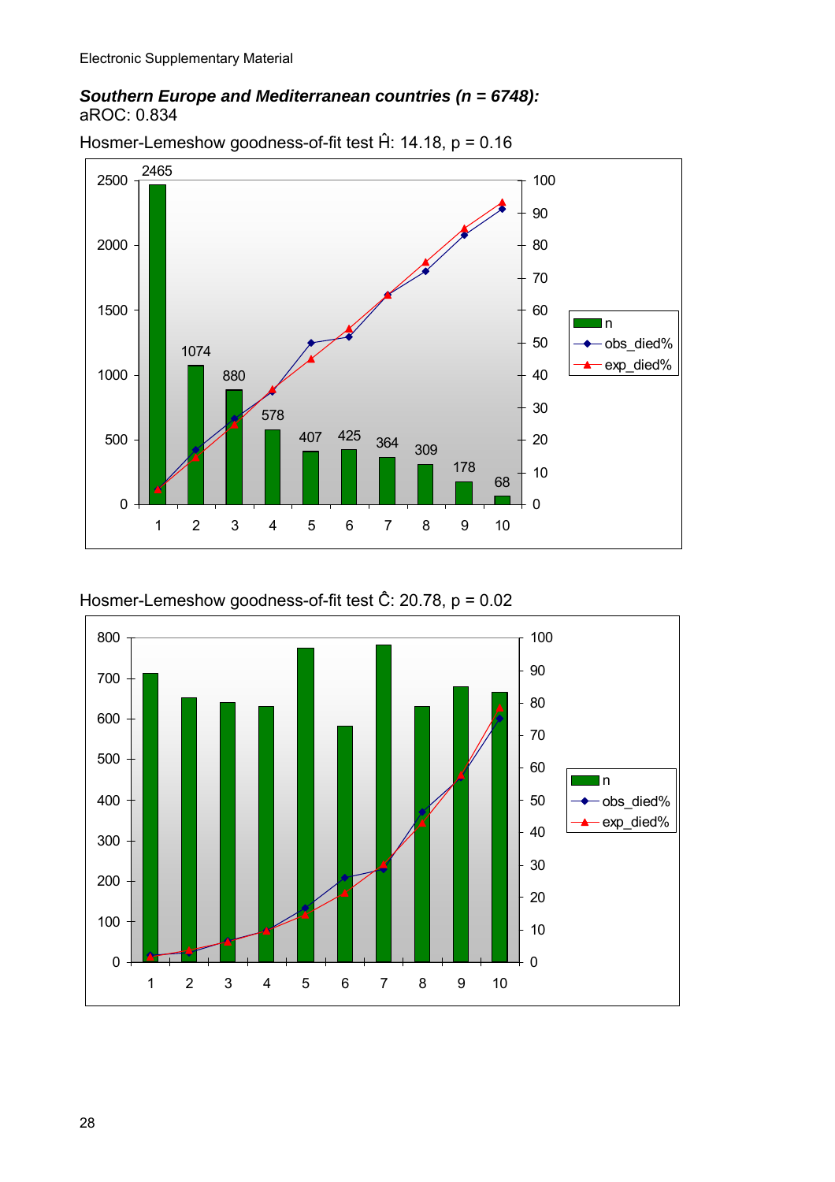***Southern Europe and Mediterranean countries (n = 6748):***

aROC: 0.834

Hosmer-Lemeshow goodness-of-fit test $\hat{H}$: 14.18, p = 0.16

Hosmer-Lemeshow goodness-of-fit test $\hat{C}$: 20.78, p = 0.02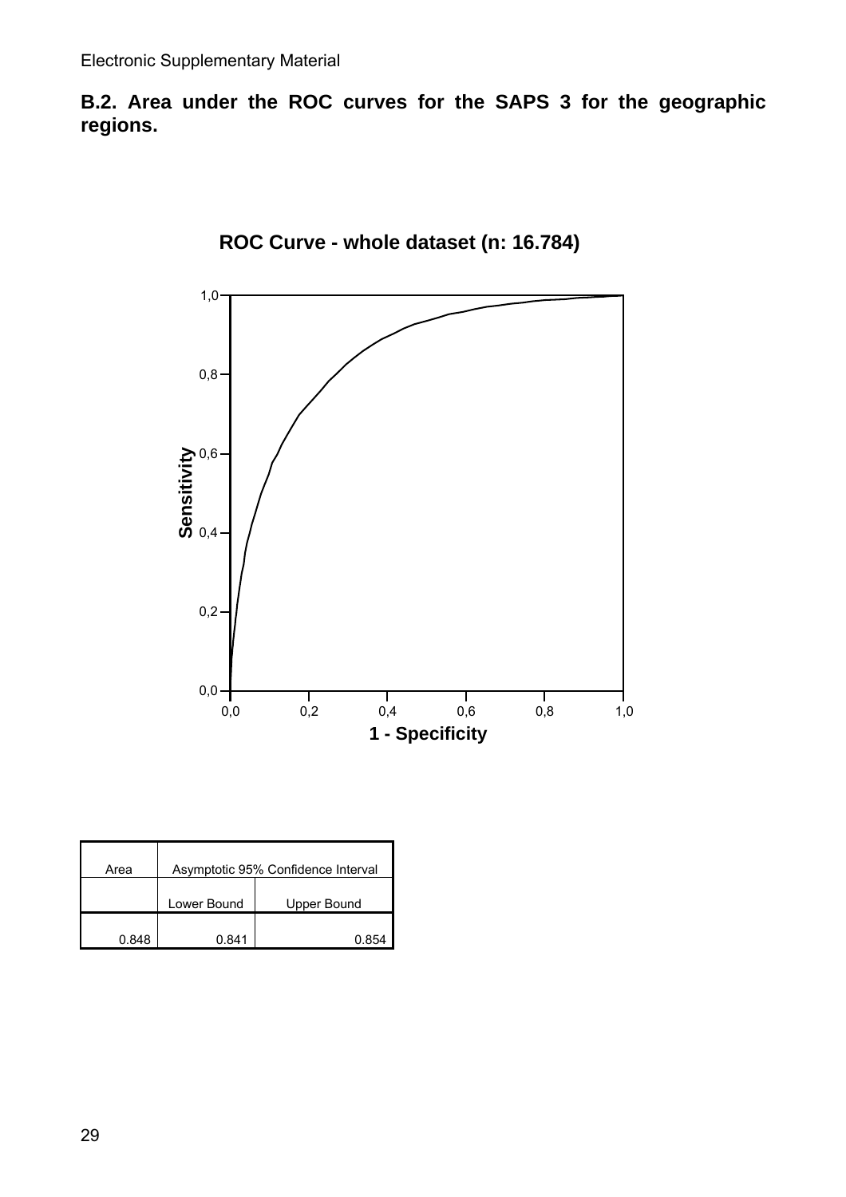Electronic Supplementary Material

**B.2. Area under the ROC curves for the SAPS 3 for the geographic regions.**

**ROC Curve - whole dataset (n: 16.784)**

| Area | Asymptotic 95% Confidence Interval | |
|---|---|---|
| | Lower Bound | Upper Bound |
| 0.848 | 0.841 | 0.854 |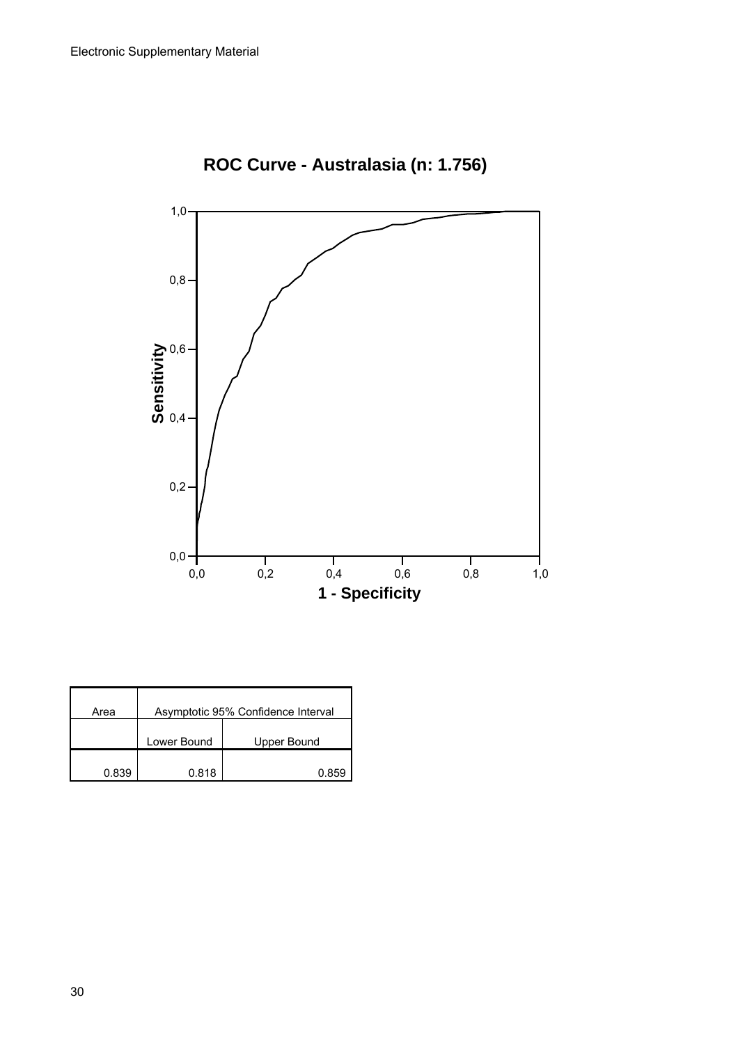Electronic Supplementary Material

## ROC Curve - Australasia (n: 1.756)

| Area | Asymptotic 95% Confidence Interval | |
|---|---|---|
| | Lower Bound | Upper Bound |
| 0.839 | 0.818 | 0.859 |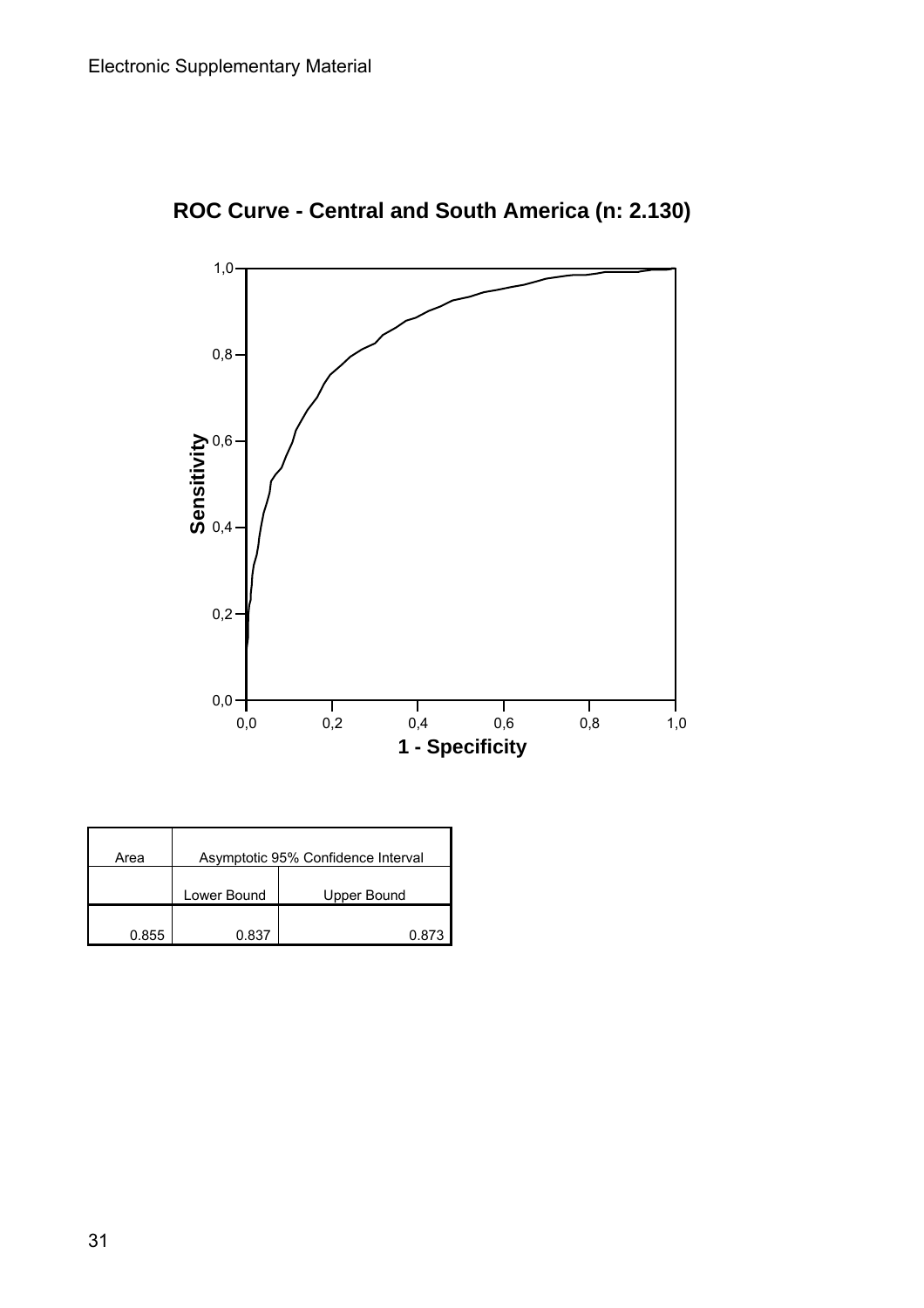Electronic Supplementary Material

## ROC Curve - Central and South America (n: 2.130)

| Area | Asymptotic 95% Confidence Interval | |
|---|---|---|
| | Lower Bound | Upper Bound |
| 0.855 | 0.837 | 0.873 |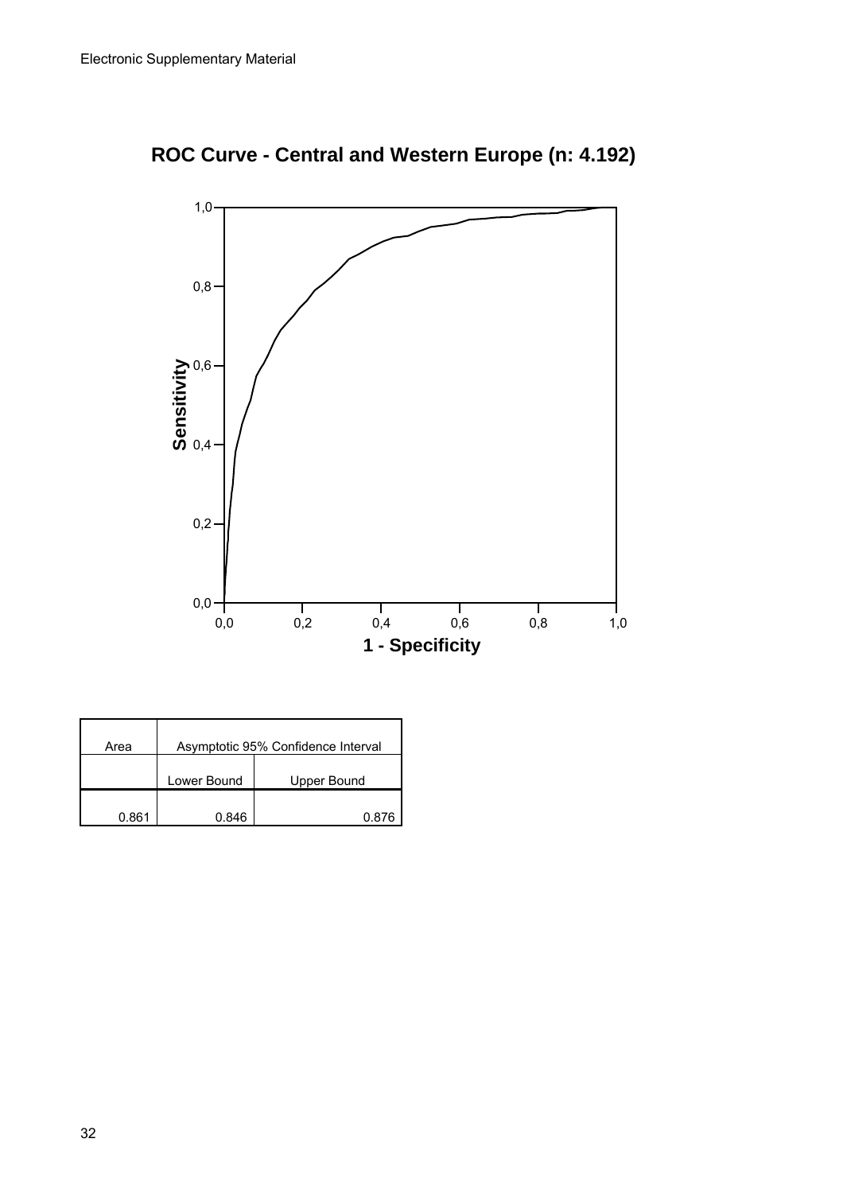Electronic Supplementary Material

## ROC Curve - Central and Western Europe (n: 4.192)

| Area | Asymptotic 95% Confidence Interval | |
|---|---|---|
| | Lower Bound | Upper Bound |
| 0.861 | 0.846 | 0.876 |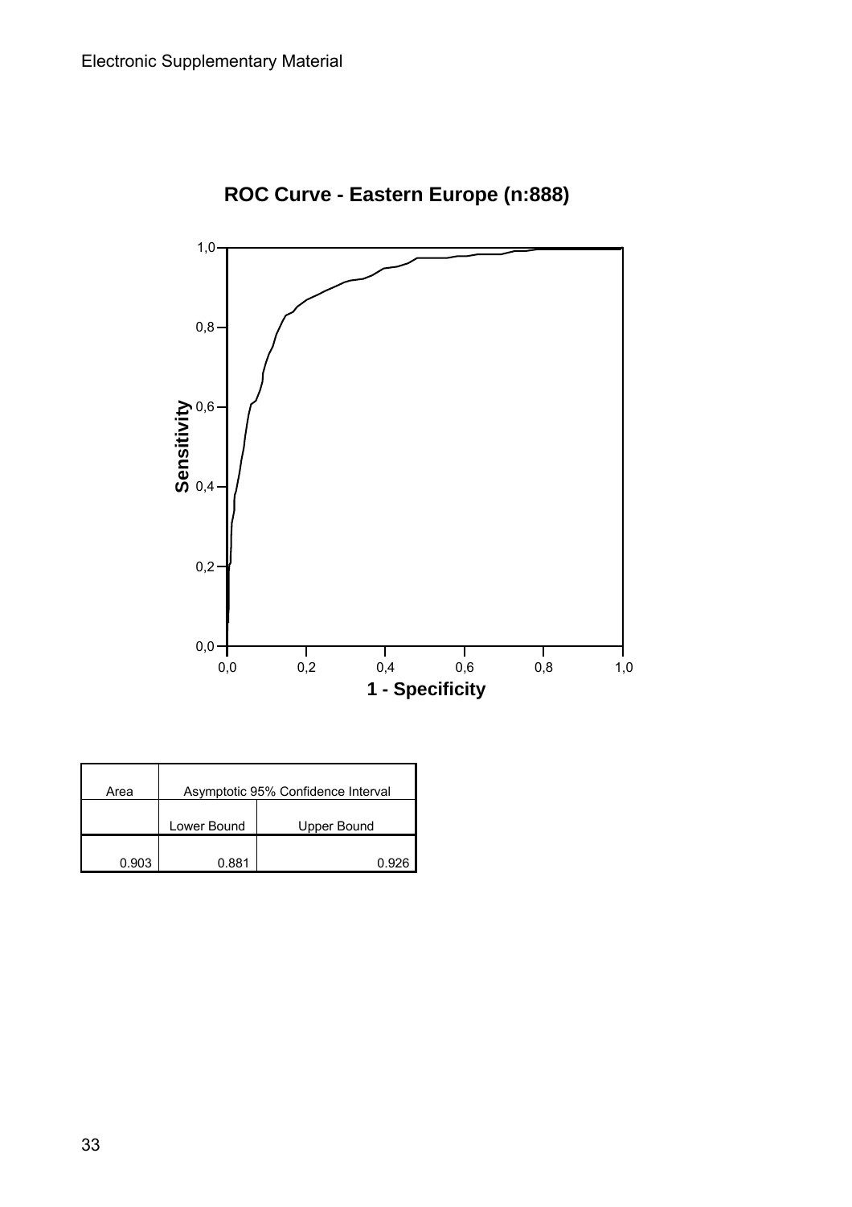Electronic Supplementary Material

**ROC Curve - Eastern Europe (n:888)**

| Area | Asymptotic 95% Confidence Interval | |
|---|---|---|
| | Lower Bound | Upper Bound |
| 0.903 | 0.881 | 0.926 |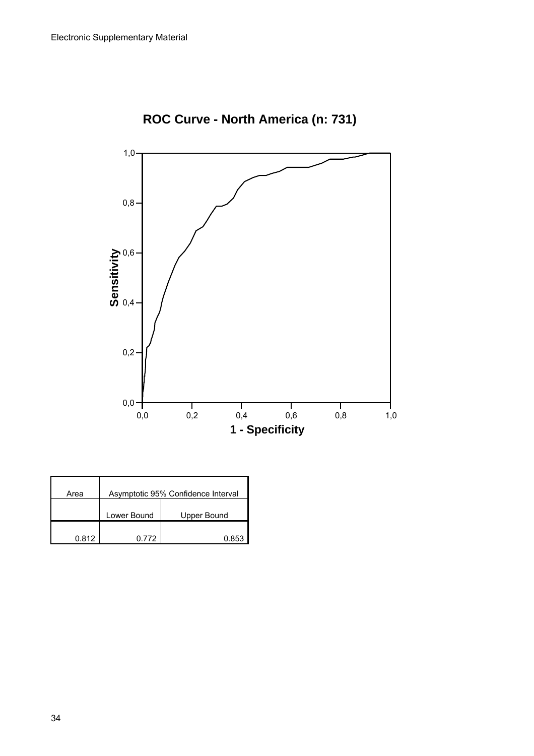## ROC Curve - North America (n: 731)

| Area | Asymptotic 95% Confidence Interval | |
|---|---|---|
| | Lower Bound | Upper Bound |
| 0.812 | 0.772 | 0.853 |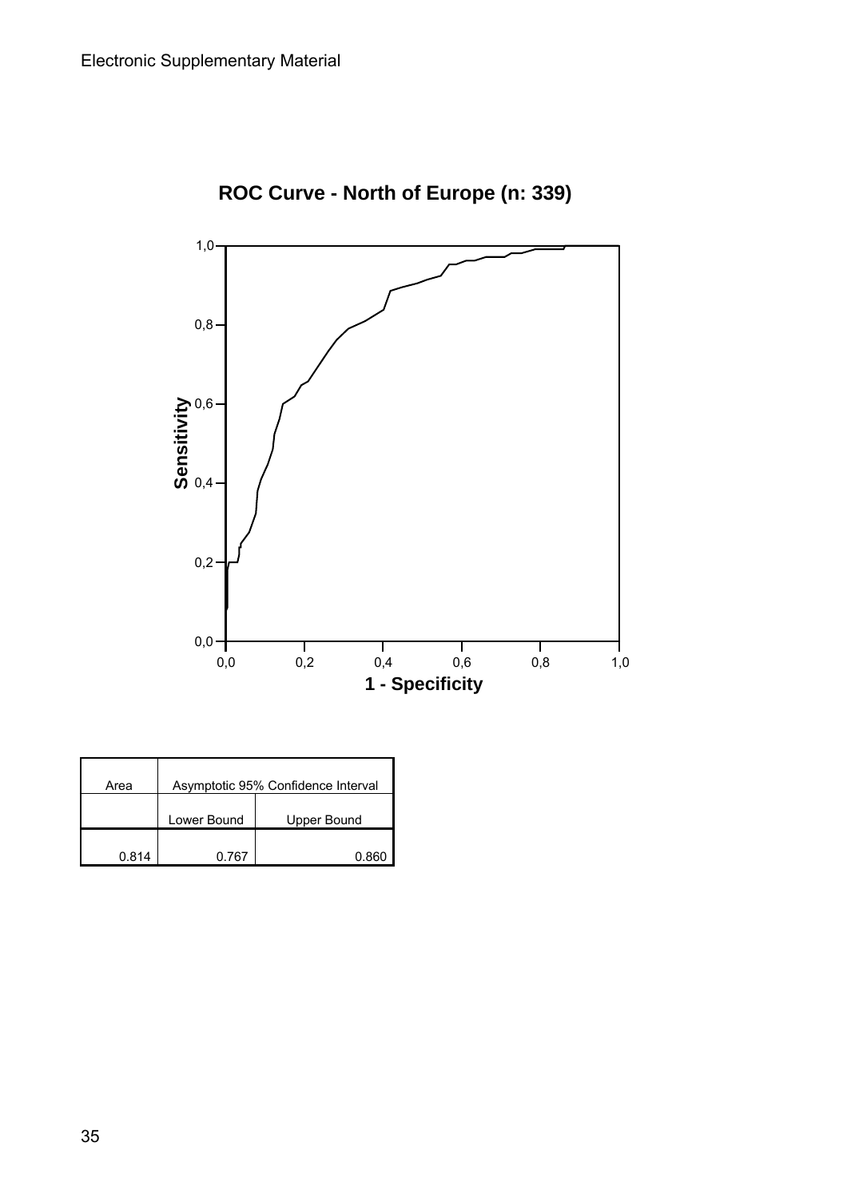Electronic Supplementary Material

**ROC Curve - North of Europe (n: 339)**

| Area | Asymptotic 95% Confidence Interval | |
|---|---|---|
| | Lower Bound | Upper Bound |
| 0.814 | 0.767 | 0.860 |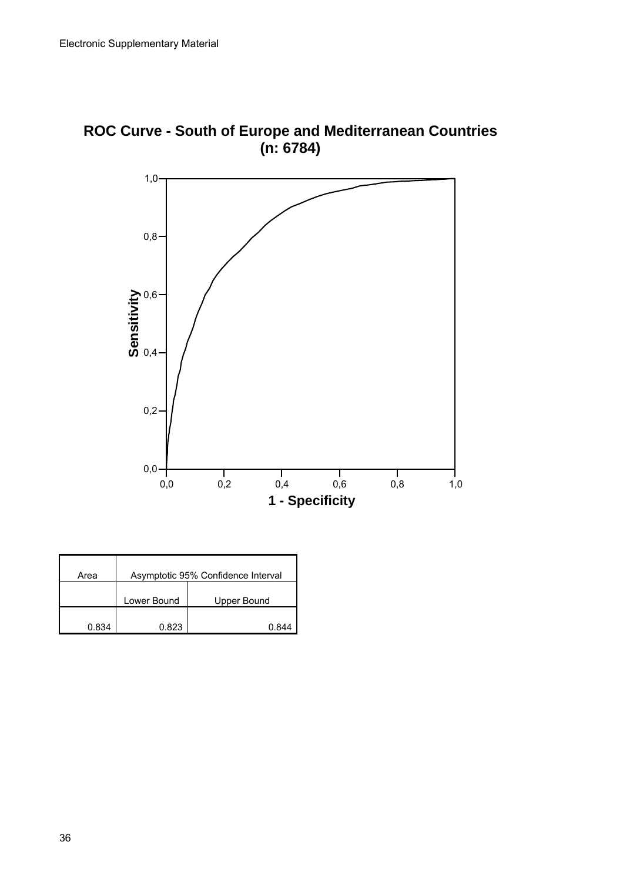**ROC Curve - South of Europe and Mediterranean Countries (n: 6784)**

| Area | Asymptotic 95% Confidence Interval | |
|---|---|---|
| | Lower Bound | Upper Bound |
| 0.834 | 0.823 | 0.844 |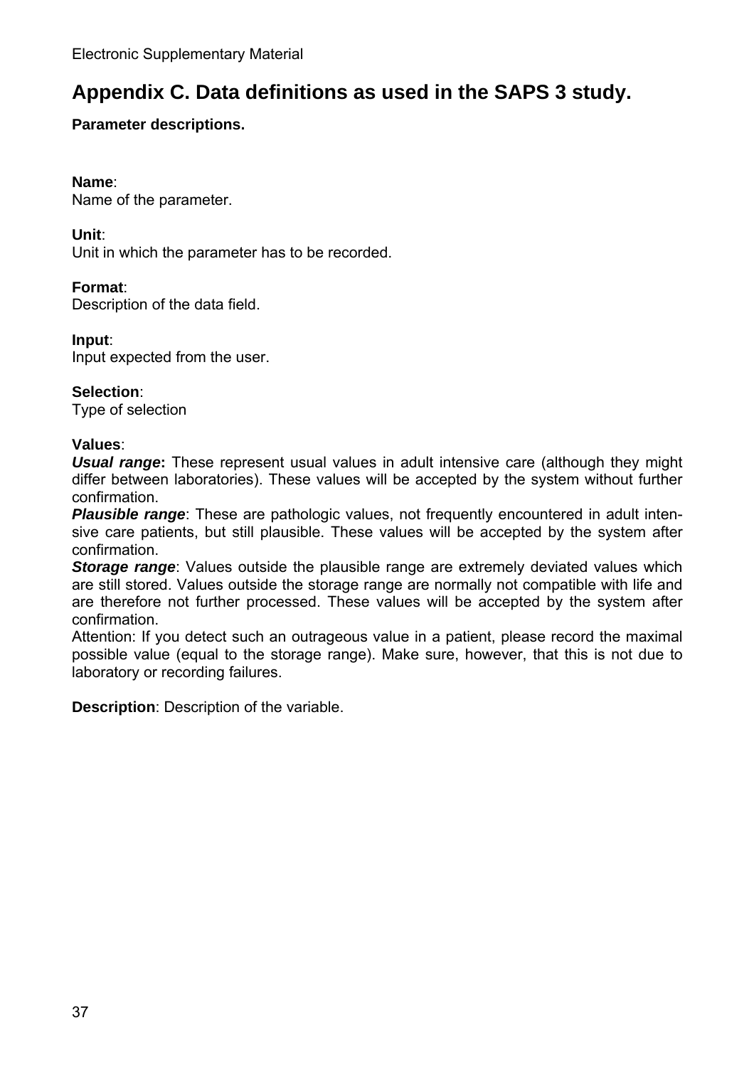# Appendix C. Data definitions as used in the SAPS 3 study.

**Parameter descriptions.**

**Name**:
Name of the parameter.

**Unit**:
Unit in which the parameter has to be recorded.

**Format**:
Description of the data field.

**Input**:
Input expected from the user.

**Selection**:
Type of selection

**Values**:
***Usual range*****:** These represent usual values in adult intensive care (although they might differ between laboratories). These values will be accepted by the system without further confirmation.
***Plausible range***: These are pathologic values, not frequently encountered in adult intensive care patients, but still plausible. These values will be accepted by the system after confirmation.
***Storage range***: Values outside the plausible range are extremely deviated values which are still stored. Values outside the storage range are normally not compatible with life and are therefore not further processed. These values will be accepted by the system after confirmation.
Attention: If you detect such an outrageous value in a patient, please record the maximal possible value (equal to the storage range). Make sure, however, that this is not due to laboratory or recording failures.

**Description**: Description of the variable.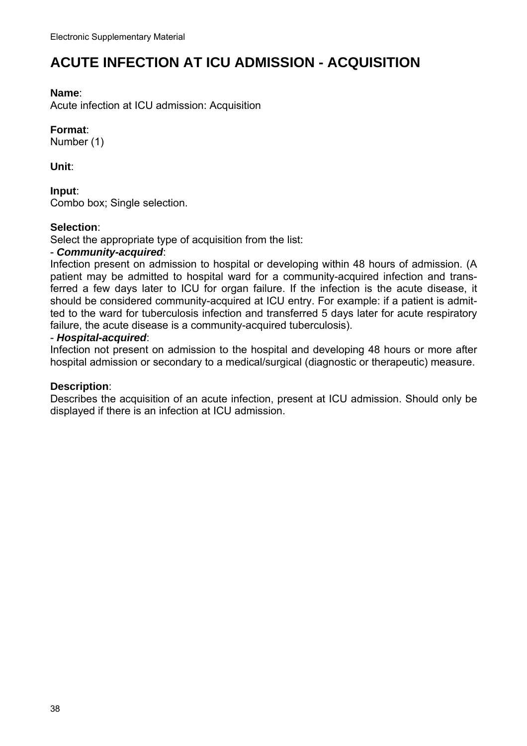# ACUTE INFECTION AT ICU ADMISSION - ACQUISITION

**Name**:
Acute infection at ICU admission: Acquisition

**Format**:
Number (1)

**Unit**:

**Input**:
Combo box; Single selection.

**Selection**:
Select the appropriate type of acquisition from the list:
- ***Community-acquired***:
Infection present on admission to hospital or developing within 48 hours of admission. (A patient may be admitted to hospital ward for a community-acquired infection and transferred a few days later to ICU for organ failure. If the infection is the acute disease, it should be considered community-acquired at ICU entry. For example: if a patient is admitted to the ward for tuberculosis infection and transferred 5 days later for acute respiratory failure, the acute disease is a community-acquired tuberculosis).
- ***Hospital-acquired***:
Infection not present on admission to the hospital and developing 48 hours or more after hospital admission or secondary to a medical/surgical (diagnostic or therapeutic) measure.

**Description**:
Describes the acquisition of an acute infection, present at ICU admission. Should only be displayed if there is an infection at ICU admission.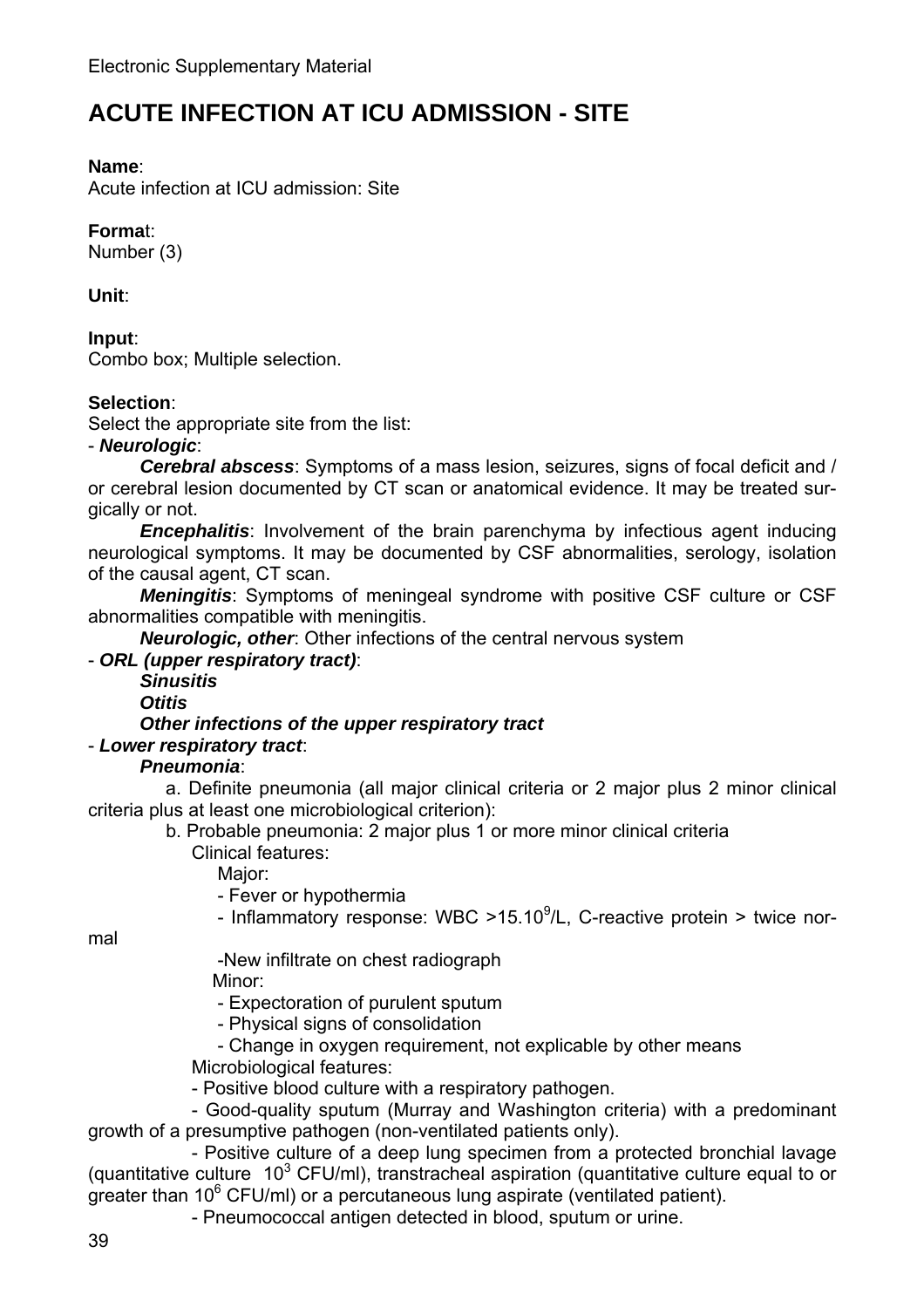Electronic Supplementary Material

# ACUTE INFECTION AT ICU ADMISSION - SITE

**Name**:
Acute infection at ICU admission: Site

**Format**:
Number (3)

**Unit**:

**Input**:
Combo box; Multiple selection.

**Selection**:
Select the appropriate site from the list:

- ***Neurologic***:

  ***Cerebral abscess***: Symptoms of a mass lesion, seizures, signs of focal deficit and / or cerebral lesion documented by CT scan or anatomical evidence. It may be treated surgically or not.

  ***Encephalitis***: Involvement of the brain parenchyma by infectious agent inducing neurological symptoms. It may be documented by CSF abnormalities, serology, isolation of the causal agent, CT scan.

  ***Meningitis***: Symptoms of meningeal syndrome with positive CSF culture or CSF abnormalities compatible with meningitis.

  ***Neurologic, other***: Other infections of the central nervous system

- ***ORL (upper respiratory tract)***:

  ***Sinusitis***

  ***Otitis***

  ***Other infections of the upper respiratory tract***

- ***Lower respiratory tract***:

  ***Pneumonia***:

  a. Definite pneumonia (all major clinical criteria or 2 major plus 2 minor clinical criteria plus at least one microbiological criterion):

  b. Probable pneumonia: 2 major plus 1 or more minor clinical criteria

  Clinical features:

  Major:
  - Fever or hypothermia
  - Inflammatory response: WBC $>15.10^9$/L, C-reactive protein > twice normal
  - New infiltrate on chest radiograph

  Minor:
  - Expectoration of purulent sputum
  - Physical signs of consolidation
  - Change in oxygen requirement, not explicable by other means

  Microbiological features:
  - Positive blood culture with a respiratory pathogen.
  - Good-quality sputum (Murray and Washington criteria) with a predominant growth of a presumptive pathogen (non-ventilated patients only).
  - Positive culture of a deep lung specimen from a protected bronchial lavage (quantitative culture $10^3$ CFU/ml), transtracheal aspiration (quantitative culture equal to or greater than $10^6$ CFU/ml) or a percutaneous lung aspirate (ventilated patient).
  - Pneumococcal antigen detected in blood, sputum or urine.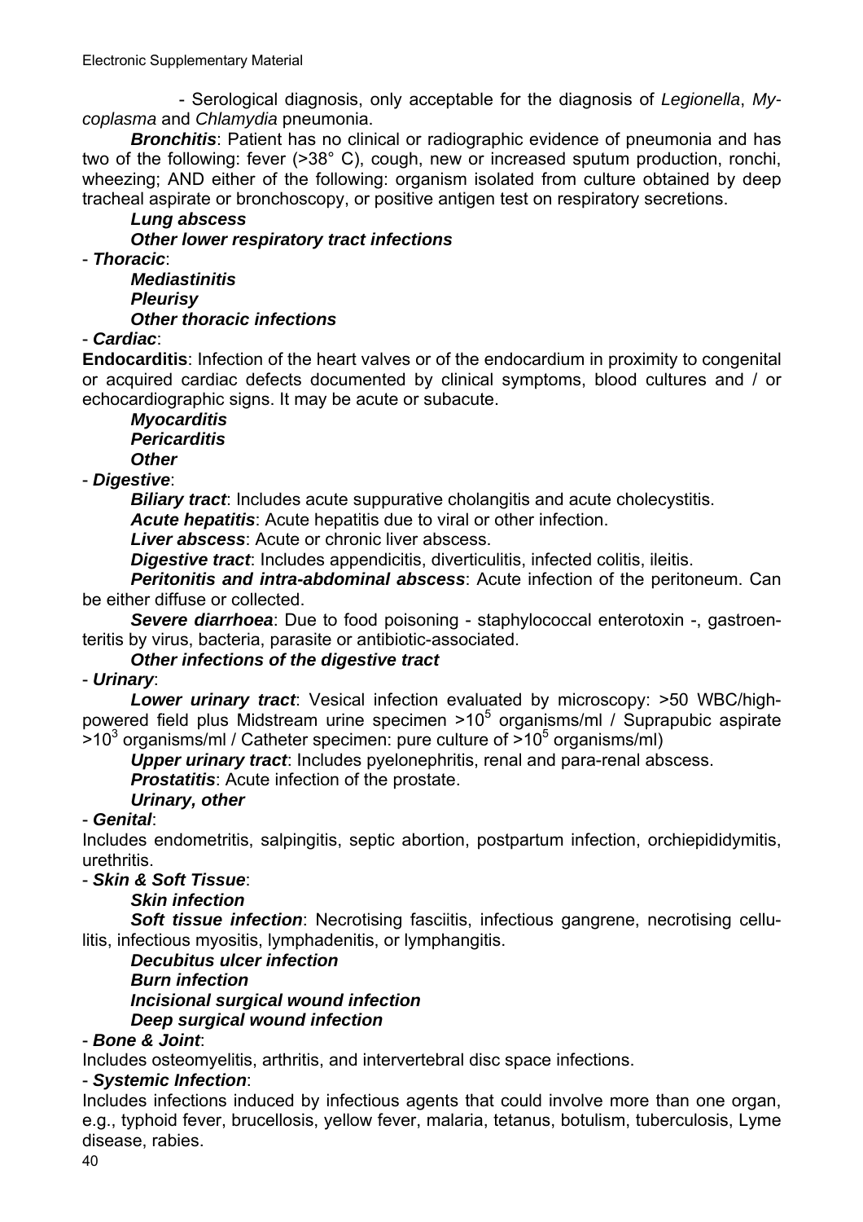- Serological diagnosis, only acceptable for the diagnosis of *Legionella*, *Mycoplasma* and *Chlamydia* pneumonia.

***Bronchitis***: Patient has no clinical or radiographic evidence of pneumonia and has two of the following: fever (>38° C), cough, new or increased sputum production, ronchi, wheezing; AND either of the following: organism isolated from culture obtained by deep tracheal aspirate or bronchoscopy, or positive antigen test on respiratory secretions.

***Lung abscess***

***Other lower respiratory tract infections***

- ***Thoracic***:

***Mediastinitis***

***Pleurisy***

***Other thoracic infections***

- ***Cardiac***:

**Endocarditis**: Infection of the heart valves or of the endocardium in proximity to congenital or acquired cardiac defects documented by clinical symptoms, blood cultures and / or echocardiographic signs. It may be acute or subacute.

***Myocarditis***

***Pericarditis***

***Other***

- ***Digestive***:

***Biliary tract***: Includes acute suppurative cholangitis and acute cholecystitis.

***Acute hepatitis***: Acute hepatitis due to viral or other infection.

***Liver abscess***: Acute or chronic liver abscess.

***Digestive tract***: Includes appendicitis, diverticulitis, infected colitis, ileitis.

***Peritonitis and intra-abdominal abscess***: Acute infection of the peritoneum. Can be either diffuse or collected.

***Severe diarrhoea***: Due to food poisoning - staphylococcal enterotoxin -, gastroenteritis by virus, bacteria, parasite or antibiotic-associated.

***Other infections of the digestive tract***

- ***Urinary***:

***Lower urinary tract***: Vesical infection evaluated by microscopy: >50 WBC/high-powered field plus Midstream urine specimen $>10^5$ organisms/ml / Suprapubic aspirate $>10^3$ organisms/ml / Catheter specimen: pure culture of $>10^5$ organisms/ml)

***Upper urinary tract***: Includes pyelonephritis, renal and para-renal abscess.

***Prostatitis***: Acute infection of the prostate.

***Urinary, other***

- ***Genital***:

Includes endometritis, salpingitis, septic abortion, postpartum infection, orchiepididymitis, urethritis.

- ***Skin & Soft Tissue***:

***Skin infection***

***Soft tissue infection***: Necrotising fasciitis, infectious gangrene, necrotising cellulitis, infectious myositis, lymphadenitis, or lymphangitis.

***Decubitus ulcer infection***

***Burn infection***

***Incisional surgical wound infection***

***Deep surgical wound infection***

- ***Bone & Joint***:

Includes osteomyelitis, arthritis, and intervertebral disc space infections.

- ***Systemic Infection***:

Includes infections induced by infectious agents that could involve more than one organ, e.g., typhoid fever, brucellosis, yellow fever, malaria, tetanus, botulism, tuberculosis, Lyme disease, rabies.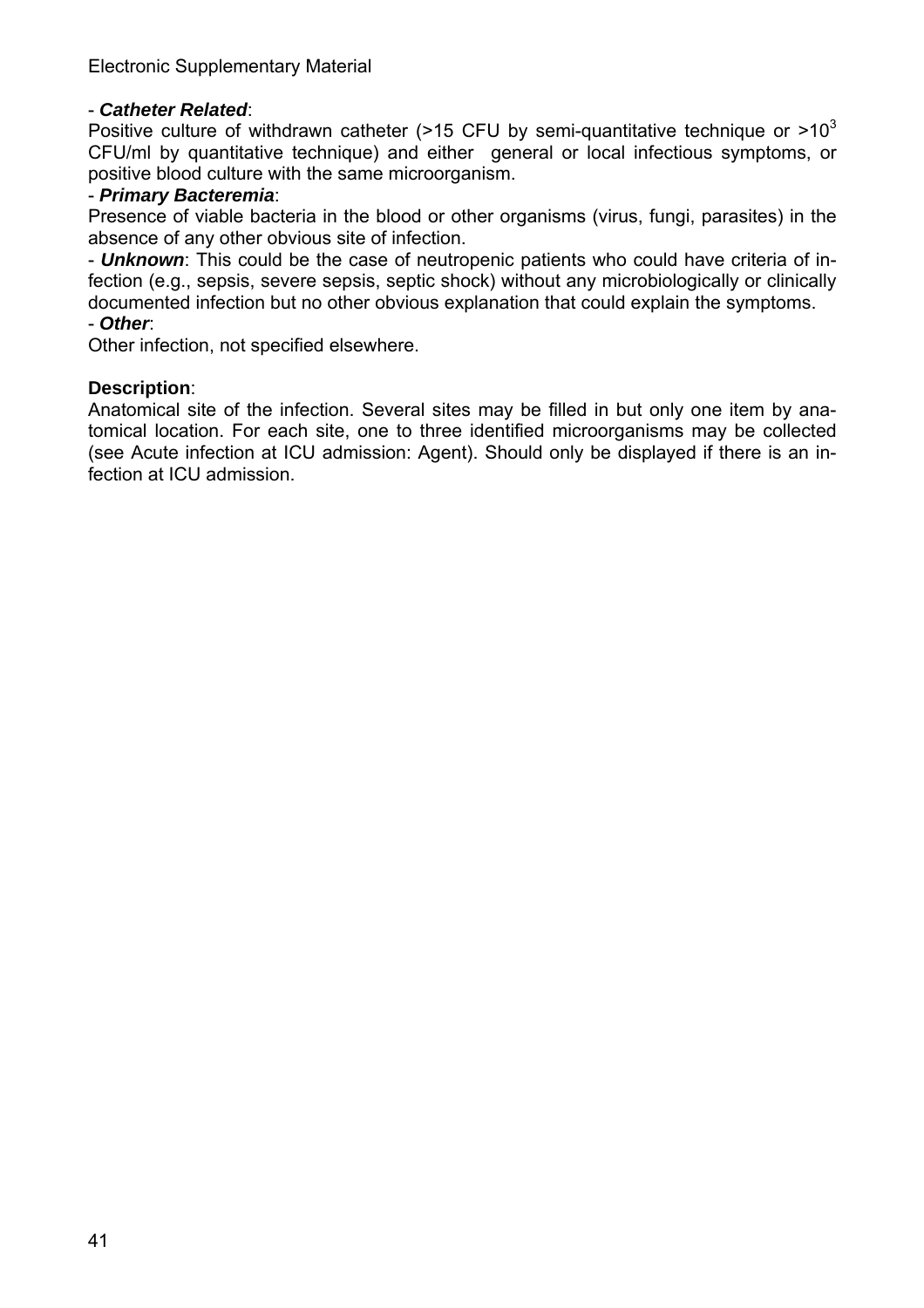- ***Catheter Related***:
Positive culture of withdrawn catheter (>15 CFU by semi-quantitative technique or $>10^3$ CFU/ml by quantitative technique) and either general or local infectious symptoms, or positive blood culture with the same microorganism.

- ***Primary Bacteremia***:
Presence of viable bacteria in the blood or other organisms (virus, fungi, parasites) in the absence of any other obvious site of infection.

- ***Unknown***: This could be the case of neutropenic patients who could have criteria of infection (e.g., sepsis, severe sepsis, septic shock) without any microbiologically or clinically documented infection but no other obvious explanation that could explain the symptoms.

- ***Other***:
Other infection, not specified elsewhere.

**Description**:
Anatomical site of the infection. Several sites may be filled in but only one item by anatomical location. For each site, one to three identified microorganisms may be collected (see Acute infection at ICU admission: Agent). Should only be displayed if there is an infection at ICU admission.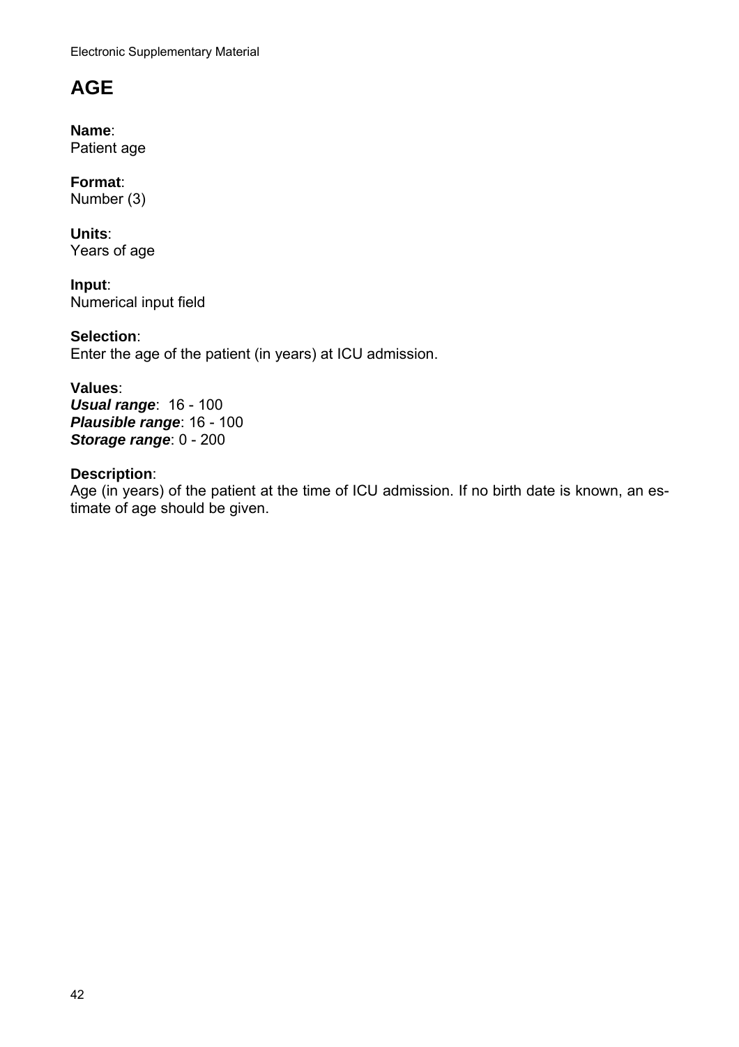# AGE

**Name**:
Patient age

**Format**:
Number (3)

**Units**:
Years of age

**Input**:
Numerical input field

**Selection**:
Enter the age of the patient (in years) at ICU admission.

**Values**:
***Usual range***: 16 - 100
***Plausible range***: 16 - 100
***Storage range***: 0 - 200

**Description**:
Age (in years) of the patient at the time of ICU admission. If no birth date is known, an estimate of age should be given.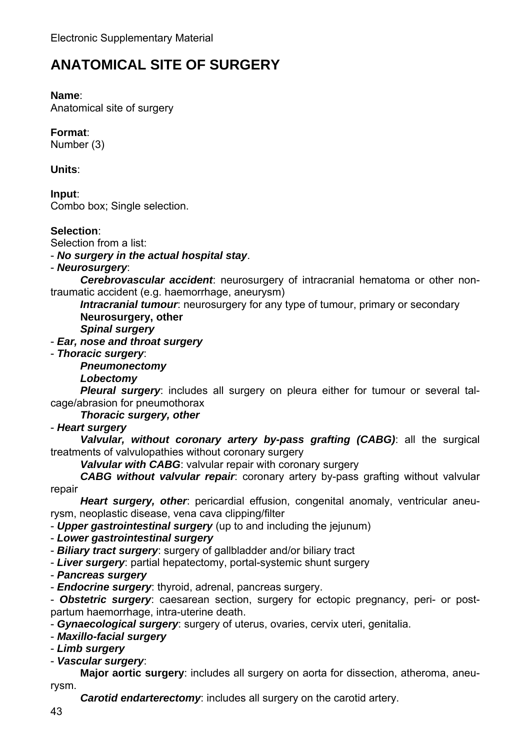Electronic Supplementary Material

# ANATOMICAL SITE OF SURGERY

**Name**:
Anatomical site of surgery

**Format**:
Number (3)

**Units**:

**Input**:
Combo box; Single selection.

**Selection**:
Selection from a list:

- ***No surgery in the actual hospital stay***.
- ***Neurosurgery***:
    - ***Cerebrovascular accident***: neurosurgery of intracranial hematoma or other non-traumatic accident (e.g. haemorrhage, aneurysm)
    - ***Intracranial tumour***: neurosurgery for any type of tumour, primary or secondary
    - **Neurosurgery, other**
    - ***Spinal surgery***
- ***Ear, nose and throat surgery***
- ***Thoracic surgery***:
    - ***Pneumonectomy***
    - ***Lobectomy***
    - ***Pleural surgery***: includes all surgery on pleura either for tumour or several tal-cage/abrasion for pneumothorax
    - ***Thoracic surgery, other***
- ***Heart surgery***
    - ***Valvular, without coronary artery by-pass grafting (CABG)***: all the surgical treatments of valvulopathies without coronary surgery
    - ***Valvular with CABG***: valvular repair with coronary surgery
    - ***CABG without valvular repair***: coronary artery by-pass grafting without valvular repair
    - ***Heart surgery, other***: pericardial effusion, congenital anomaly, ventricular aneurysm, neoplastic disease, vena cava clipping/filter
- ***Upper gastrointestinal surgery*** (up to and including the jejunum)
- ***Lower gastrointestinal surgery***
- ***Biliary tract surgery***: surgery of gallbladder and/or biliary tract
- ***Liver surgery***: partial hepatectomy, portal-systemic shunt surgery
- ***Pancreas surgery***
- ***Endocrine surgery***: thyroid, adrenal, pancreas surgery.
- ***Obstetric surgery***: caesarean section, surgery for ectopic pregnancy, peri- or post-partum haemorrhage, intra-uterine death.
- ***Gynaecological surgery***: surgery of uterus, ovaries, cervix uteri, genitalia.
- ***Maxillo-facial surgery***
- ***Limb surgery***
- ***Vascular surgery***:
    - **Major aortic surgery**: includes all surgery on aorta for dissection, atheroma, aneurysm.
    - ***Carotid endarterectomy***: includes all surgery on the carotid artery.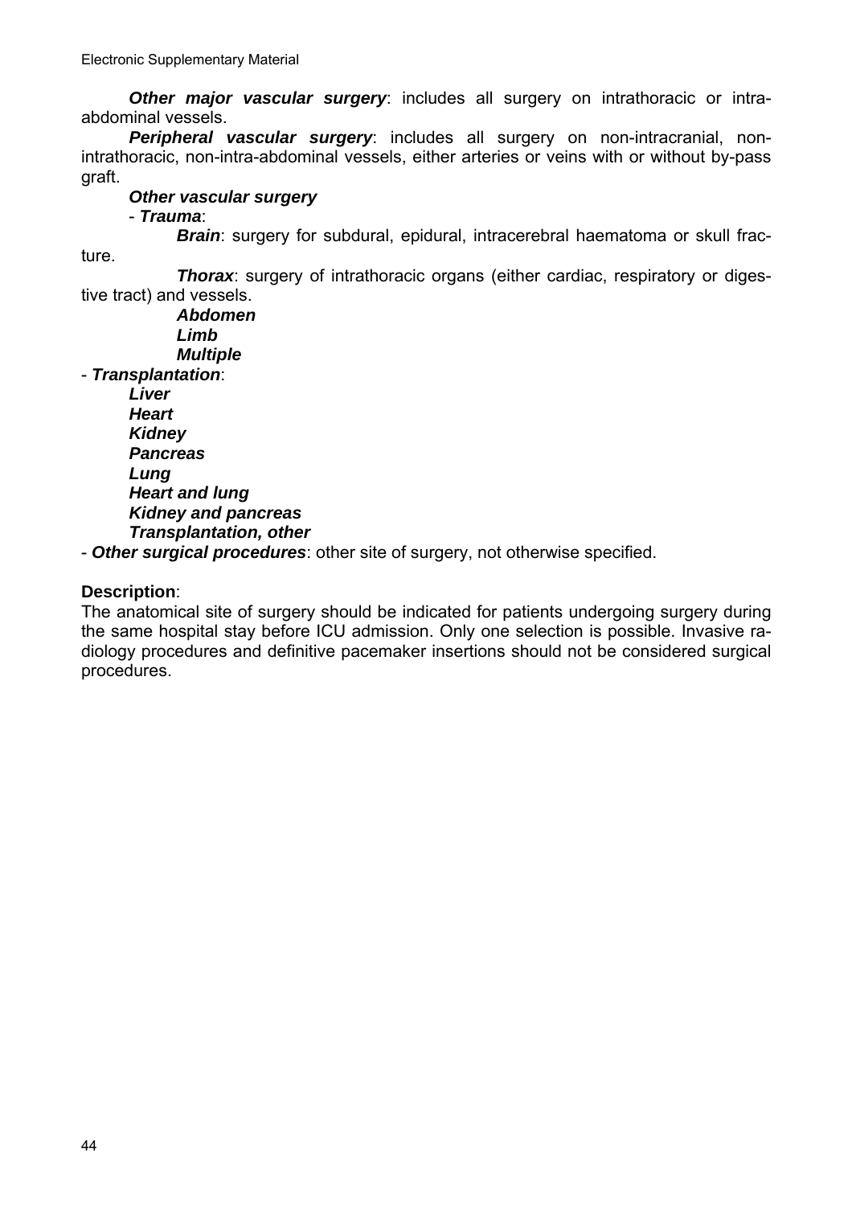***Other major vascular surgery***: includes all surgery on intrathoracic or intra-abdominal vessels.

***Peripheral vascular surgery***: includes all surgery on non-intracranial, non-intrathoracic, non-intra-abdominal vessels, either arteries or veins with or without by-pass graft.

***Other vascular surgery***

- ***Trauma***:
  - ***Brain***: surgery for subdural, epidural, intracerebral haematoma or skull fracture.
  - ***Thorax***: surgery of intrathoracic organs (either cardiac, respiratory or digestive tract) and vessels.
  - ***Abdomen***
  - ***Limb***
  - ***Multiple***
- ***Transplantation***:
  - ***Liver***
  - ***Heart***
  - ***Kidney***
  - ***Pancreas***
  - ***Lung***
  - ***Heart and lung***
  - ***Kidney and pancreas***
  - ***Transplantation, other***
- ***Other surgical procedures***: other site of surgery, not otherwise specified.

**Description**:

The anatomical site of surgery should be indicated for patients undergoing surgery during the same hospital stay before ICU admission. Only one selection is possible. Invasive radiology procedures and definitive pacemaker insertions should not be considered surgical procedures.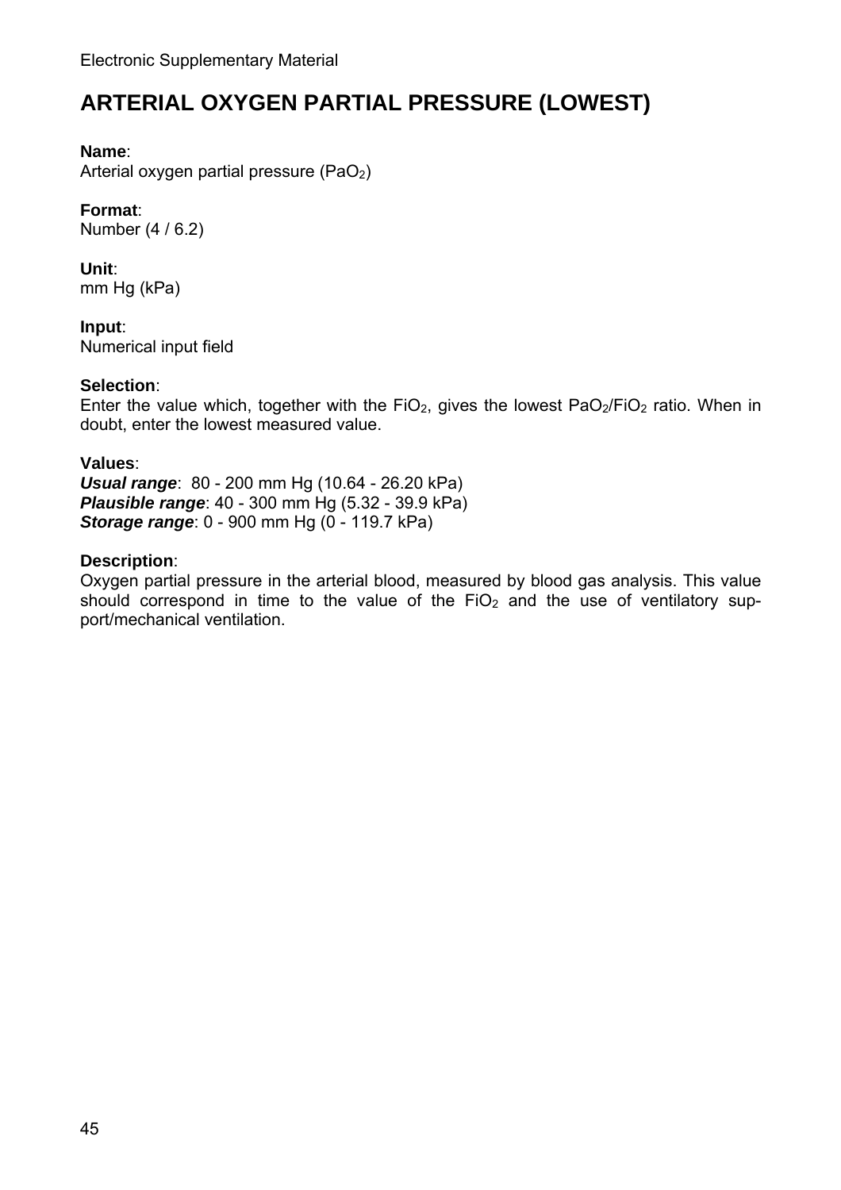# ARTERIAL OXYGEN PARTIAL PRESSURE (LOWEST)

**Name**:
Arterial oxygen partial pressure ($PaO_2$)

**Format**:
Number (4 / 6.2)

**Unit**:
mm Hg (kPa)

**Input**:
Numerical input field

**Selection**:
Enter the value which, together with the $FiO_2$, gives the lowest $PaO_2/FiO_2$ ratio. When in doubt, enter the lowest measured value.

**Values**:
***Usual range***: 80 - 200 mm Hg (10.64 - 26.20 kPa)
***Plausible range***: 40 - 300 mm Hg (5.32 - 39.9 kPa)
***Storage range***: 0 - 900 mm Hg (0 - 119.7 kPa)

**Description**:
Oxygen partial pressure in the arterial blood, measured by blood gas analysis. This value should correspond in time to the value of the $FiO_2$ and the use of ventilatory support/mechanical ventilation.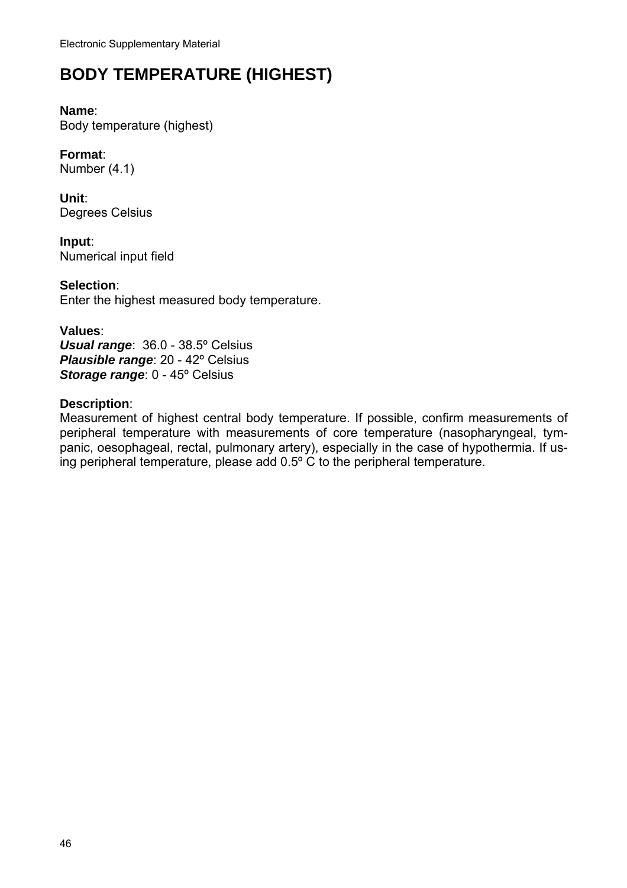# BODY TEMPERATURE (HIGHEST)

**Name**:
Body temperature (highest)

**Format**:
Number (4.1)

**Unit**:
Degrees Celsius

**Input**:
Numerical input field

**Selection**:
Enter the highest measured body temperature.

**Values**:
***Usual range***: 36.0 - 38.5º Celsius
***Plausible range***: 20 - 42º Celsius
***Storage range***: 0 - 45º Celsius

**Description**:
Measurement of highest central body temperature. If possible, confirm measurements of peripheral temperature with measurements of core temperature (nasopharyngeal, tympanic, oesophageal, rectal, pulmonary artery), especially in the case of hypothermia. If using peripheral temperature, please add 0.5º C to the peripheral temperature.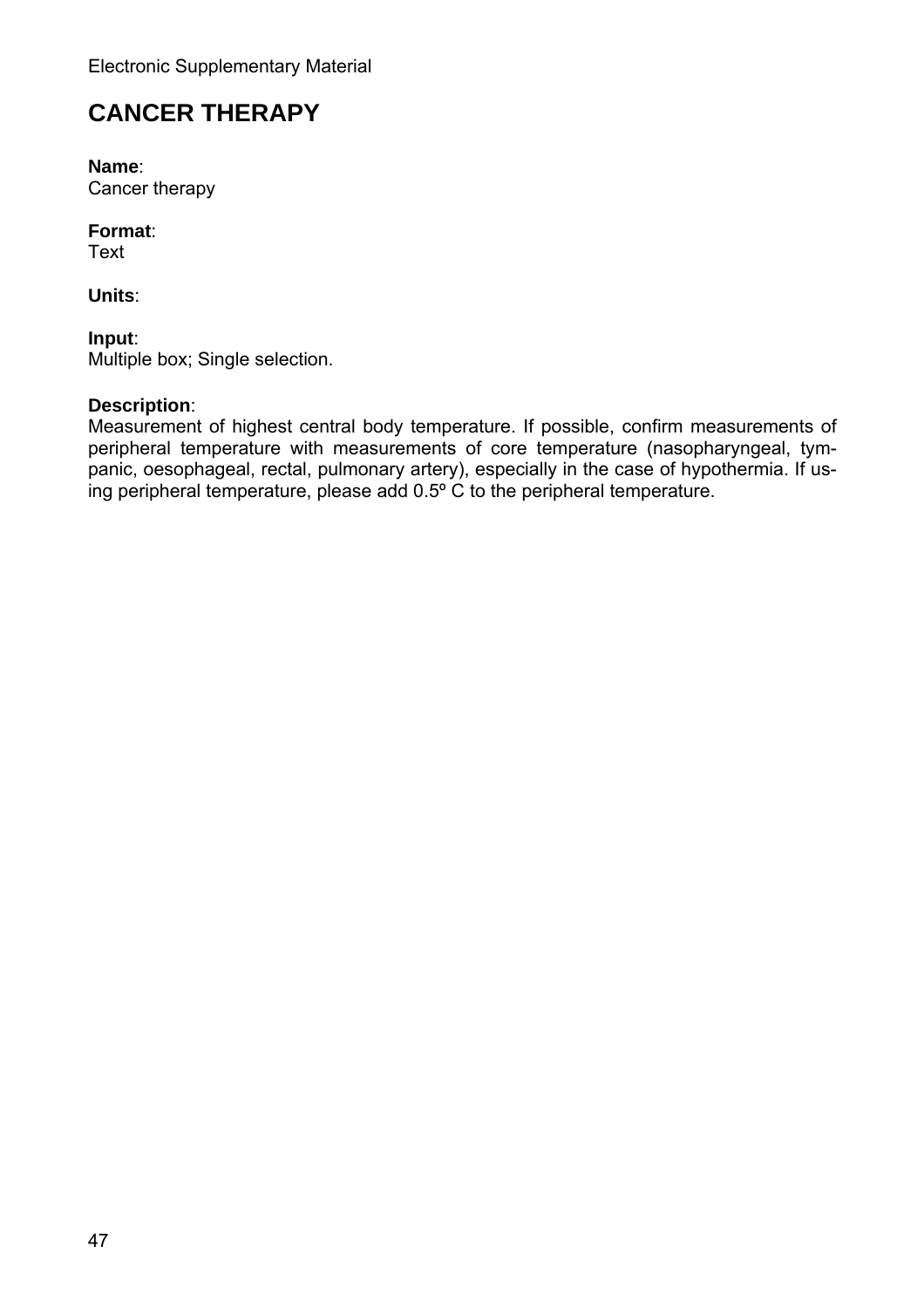# CANCER THERAPY

**Name**:
Cancer therapy

**Format**:
Text

**Units**:

**Input**:
Multiple box; Single selection.

**Description**:
Measurement of highest central body temperature. If possible, confirm measurements of peripheral temperature with measurements of core temperature (nasopharyngeal, tympanic, oesophageal, rectal, pulmonary artery), especially in the case of hypothermia. If using peripheral temperature, please add 0.5º C to the peripheral temperature.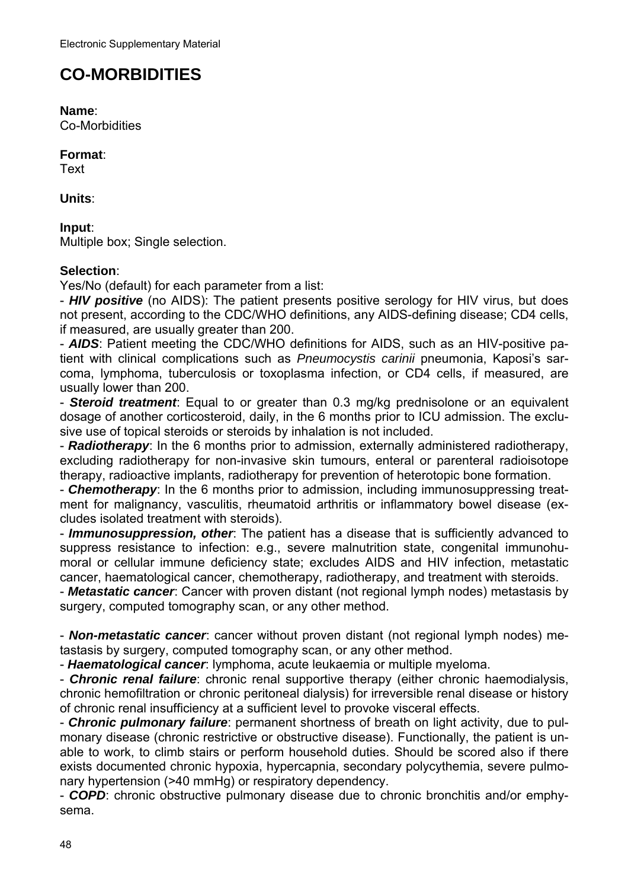# CO-MORBIDITIES

**Name**:
Co-Morbidities

**Format**:
Text

**Units**:

**Input**:
Multiple box; Single selection.

**Selection**:
Yes/No (default) for each parameter from a list:

- ***HIV positive*** (no AIDS): The patient presents positive serology for HIV virus, but does not present, according to the CDC/WHO definitions, any AIDS-defining disease; CD4 cells, if measured, are usually greater than 200.
- ***AIDS***: Patient meeting the CDC/WHO definitions for AIDS, such as an HIV-positive patient with clinical complications such as *Pneumocystis carinii* pneumonia, Kaposi's sarcoma, lymphoma, tuberculosis or toxoplasma infection, or CD4 cells, if measured, are usually lower than 200.
- ***Steroid treatment***: Equal to or greater than 0.3 mg/kg prednisolone or an equivalent dosage of another corticosteroid, daily, in the 6 months prior to ICU admission. The exclusive use of topical steroids or steroids by inhalation is not included.
- ***Radiotherapy***: In the 6 months prior to admission, externally administered radiotherapy, excluding radiotherapy for non-invasive skin tumours, enteral or parenteral radioisotope therapy, radioactive implants, radiotherapy for prevention of heterotopic bone formation.
- ***Chemotherapy***: In the 6 months prior to admission, including immunosuppressing treatment for malignancy, vasculitis, rheumatoid arthritis or inflammatory bowel disease (excludes isolated treatment with steroids).
- ***Immunosuppression, other***: The patient has a disease that is sufficiently advanced to suppress resistance to infection: e.g., severe malnutrition state, congenital immunohumoral or cellular immune deficiency state; excludes AIDS and HIV infection, metastatic cancer, haematological cancer, chemotherapy, radiotherapy, and treatment with steroids.
- ***Metastatic cancer***: Cancer with proven distant (not regional lymph nodes) metastasis by surgery, computed tomography scan, or any other method.

- ***Non-metastatic cancer***: cancer without proven distant (not regional lymph nodes) metastasis by surgery, computed tomography scan, or any other method.
- ***Haematological cancer***: lymphoma, acute leukaemia or multiple myeloma.
- ***Chronic renal failure***: chronic renal supportive therapy (either chronic haemodialysis, chronic hemofiltration or chronic peritoneal dialysis) for irreversible renal disease or history of chronic renal insufficiency at a sufficient level to provoke visceral effects.
- ***Chronic pulmonary failure***: permanent shortness of breath on light activity, due to pulmonary disease (chronic restrictive or obstructive disease). Functionally, the patient is unable to work, to climb stairs or perform household duties. Should be scored also if there exists documented chronic hypoxia, hypercapnia, secondary polycythemia, severe pulmonary hypertension (>40 mmHg) or respiratory dependency.
- ***COPD***: chronic obstructive pulmonary disease due to chronic bronchitis and/or emphysema.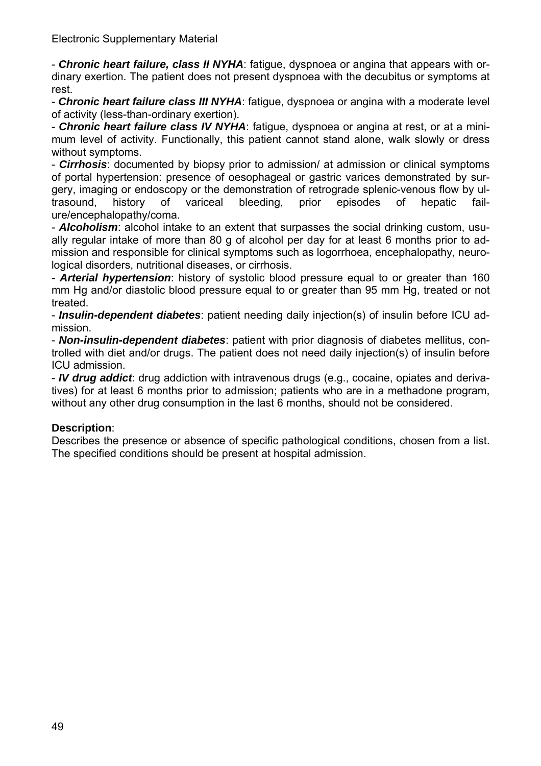- ***Chronic heart failure, class II NYHA***: fatigue, dyspnoea or angina that appears with ordinary exertion. The patient does not present dyspnoea with the decubitus or symptoms at rest.

- ***Chronic heart failure class III NYHA***: fatigue, dyspnoea or angina with a moderate level of activity (less-than-ordinary exertion).

- ***Chronic heart failure class IV NYHA***: fatigue, dyspnoea or angina at rest, or at a minimum level of activity. Functionally, this patient cannot stand alone, walk slowly or dress without symptoms.

- ***Cirrhosis***: documented by biopsy prior to admission/ at admission or clinical symptoms of portal hypertension: presence of oesophageal or gastric varices demonstrated by surgery, imaging or endoscopy or the demonstration of retrograde splenic-venous flow by ultrasound, history of variceal bleeding, prior episodes of hepatic failure/encephalopathy/coma.

- ***Alcoholism***: alcohol intake to an extent that surpasses the social drinking custom, usually regular intake of more than 80 g of alcohol per day for at least 6 months prior to admission and responsible for clinical symptoms such as logorrhoea, encephalopathy, neurological disorders, nutritional diseases, or cirrhosis.

- ***Arterial hypertension***: history of systolic blood pressure equal to or greater than 160 mm Hg and/or diastolic blood pressure equal to or greater than 95 mm Hg, treated or not treated.

- ***Insulin-dependent diabetes***: patient needing daily injection(s) of insulin before ICU admission.

- ***Non-insulin-dependent diabetes***: patient with prior diagnosis of diabetes mellitus, controlled with diet and/or drugs. The patient does not need daily injection(s) of insulin before ICU admission.

- ***IV drug addict***: drug addiction with intravenous drugs (e.g., cocaine, opiates and derivatives) for at least 6 months prior to admission; patients who are in a methadone program, without any other drug consumption in the last 6 months, should not be considered.

**Description**:
Describes the presence or absence of specific pathological conditions, chosen from a list. The specified conditions should be present at hospital admission.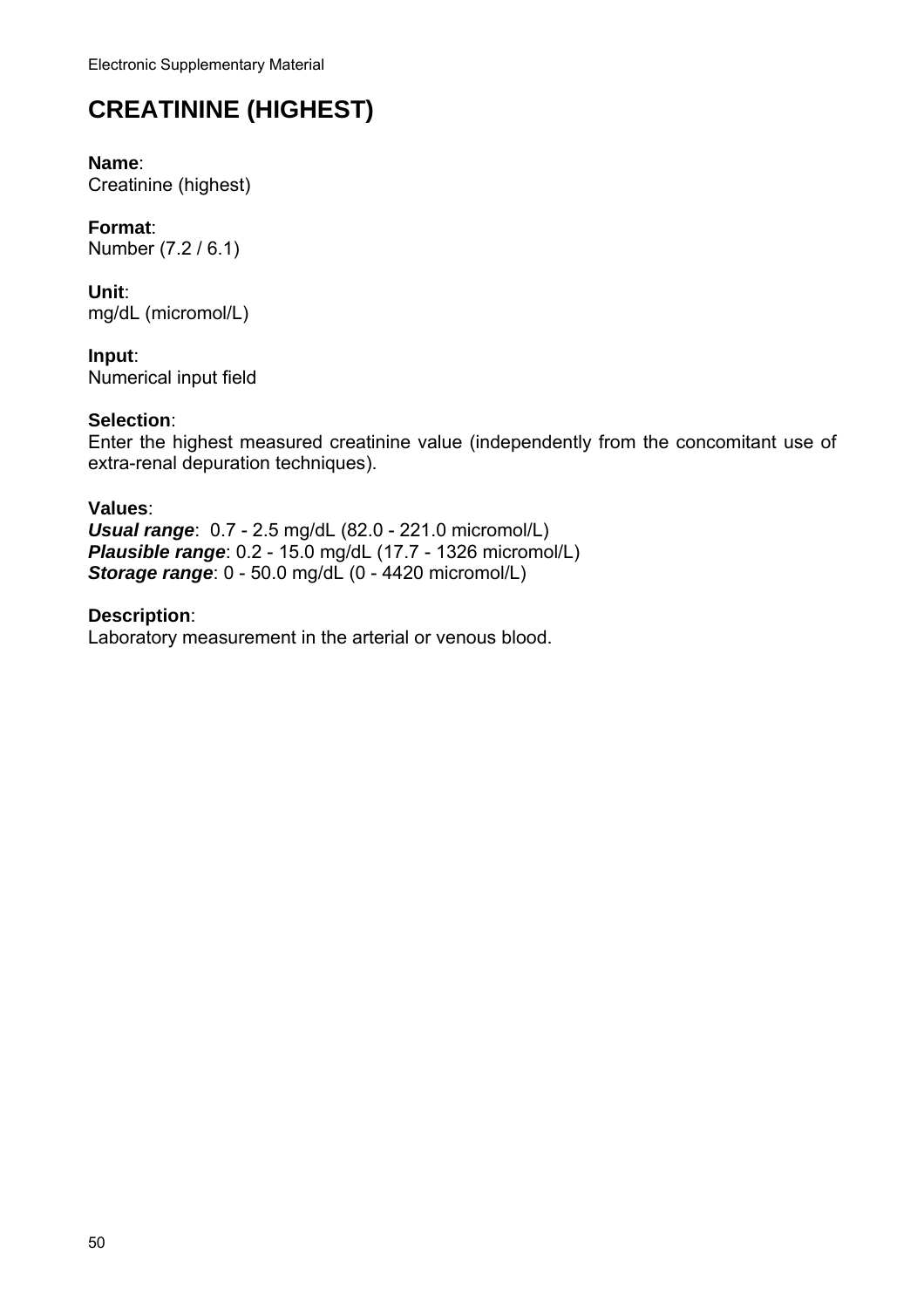# CREATININE (HIGHEST)

**Name**:
Creatinine (highest)

**Format**:
Number (7.2 / 6.1)

**Unit**:
mg/dL (micromol/L)

**Input**:
Numerical input field

**Selection**:
Enter the highest measured creatinine value (independently from the concomitant use of extra-renal depuration techniques).

**Values**:
***Usual range***: 0.7 - 2.5 mg/dL (82.0 - 221.0 micromol/L)
***Plausible range***: 0.2 - 15.0 mg/dL (17.7 - 1326 micromol/L)
***Storage range***: 0 - 50.0 mg/dL (0 - 4420 micromol/L)

**Description**:
Laboratory measurement in the arterial or venous blood.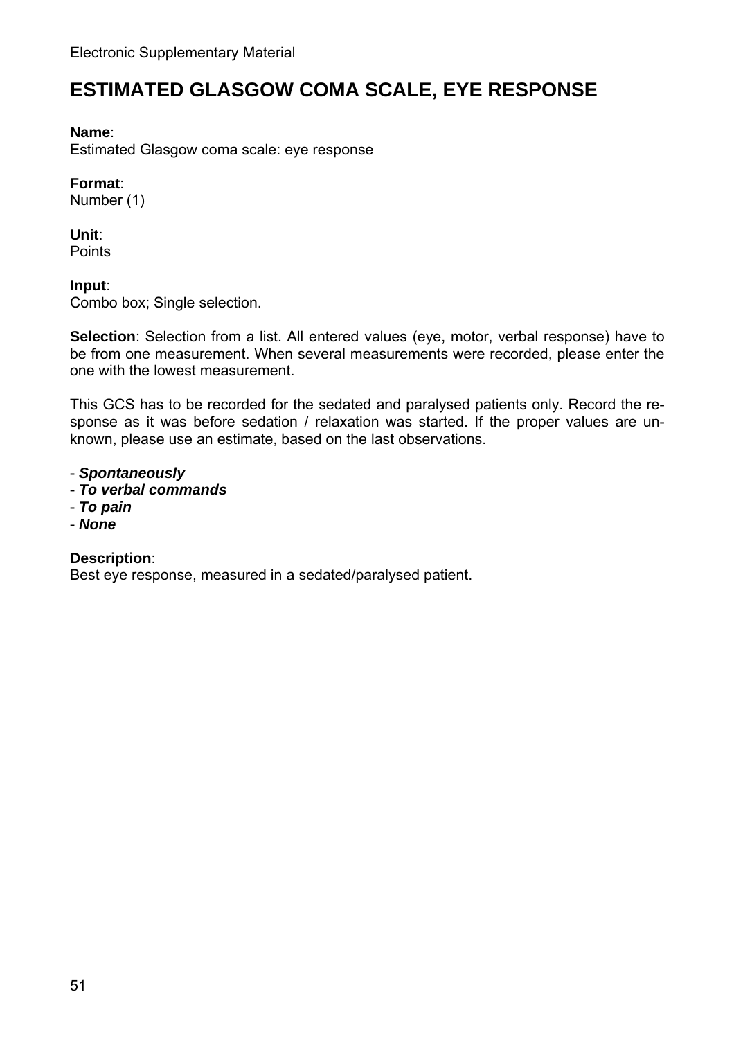# ESTIMATED GLASGOW COMA SCALE, EYE RESPONSE

**Name**:
Estimated Glasgow coma scale: eye response

**Format**:
Number (1)

**Unit**:
Points

**Input**:
Combo box; Single selection.

**Selection**: Selection from a list. All entered values (eye, motor, verbal response) have to be from one measurement. When several measurements were recorded, please enter the one with the lowest measurement.

This GCS has to be recorded for the sedated and paralysed patients only. Record the response as it was before sedation / relaxation was started. If the proper values are unknown, please use an estimate, based on the last observations.

- ***Spontaneously***
- ***To verbal commands***
- ***To pain***
- ***None***

**Description**:
Best eye response, measured in a sedated/paralysed patient.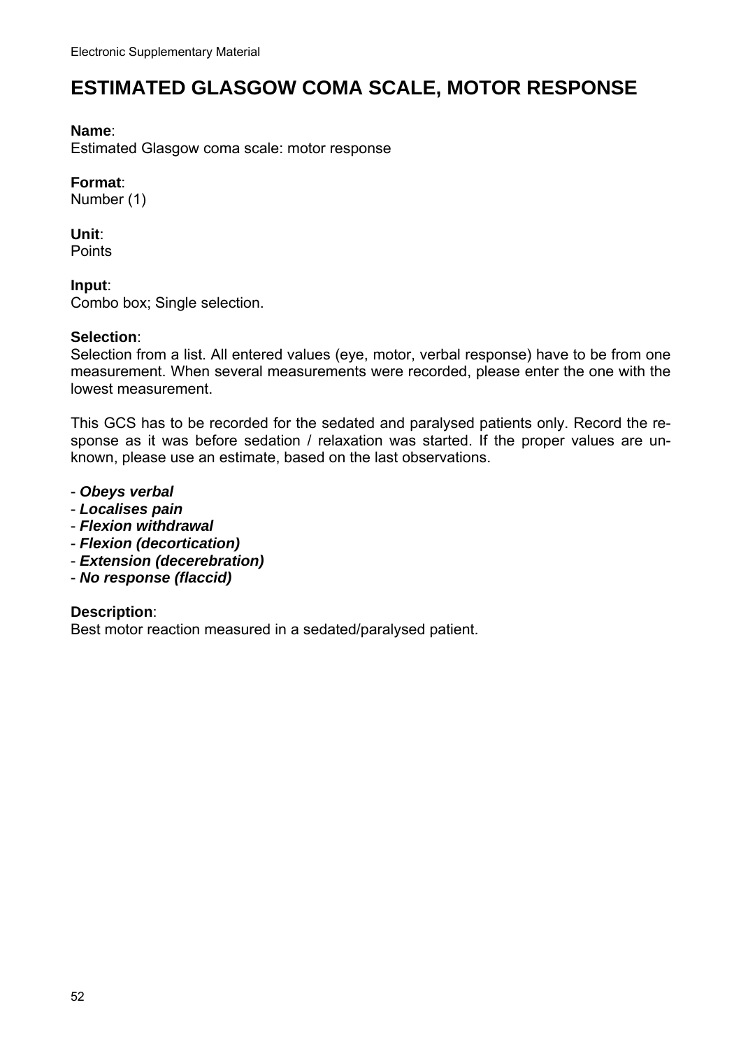# ESTIMATED GLASGOW COMA SCALE, MOTOR RESPONSE

**Name**:
Estimated Glasgow coma scale: motor response

**Format**:
Number (1)

**Unit**:
Points

**Input**:
Combo box; Single selection.

**Selection**:
Selection from a list. All entered values (eye, motor, verbal response) have to be from one measurement. When several measurements were recorded, please enter the one with the lowest measurement.

This GCS has to be recorded for the sedated and paralysed patients only. Record the response as it was before sedation / relaxation was started. If the proper values are unknown, please use an estimate, based on the last observations.

- ***Obeys verbal***
- ***Localises pain***
- ***Flexion withdrawal***
- ***Flexion (decortication)***
- ***Extension (decerebration)***
- ***No response (flaccid)***

**Description**:
Best motor reaction measured in a sedated/paralysed patient.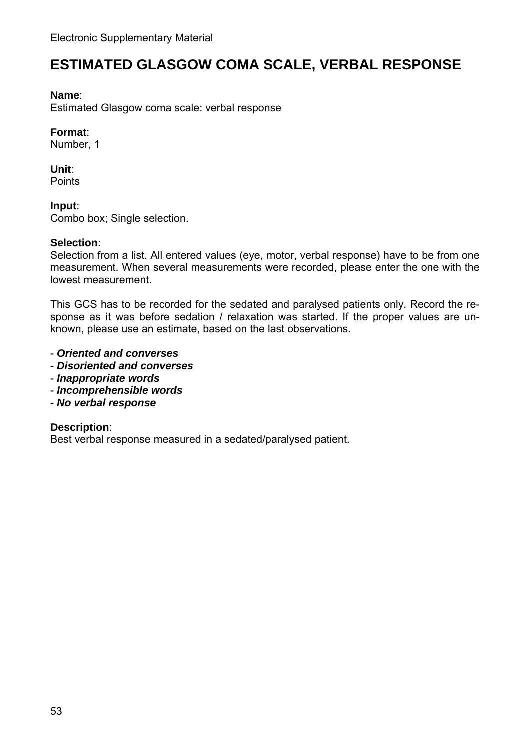# ESTIMATED GLASGOW COMA SCALE, VERBAL RESPONSE

**Name**:
Estimated Glasgow coma scale: verbal response

**Format**:
Number, 1

**Unit**:
Points

**Input**:
Combo box; Single selection.

**Selection**:
Selection from a list. All entered values (eye, motor, verbal response) have to be from one measurement. When several measurements were recorded, please enter the one with the lowest measurement.

This GCS has to be recorded for the sedated and paralysed patients only. Record the response as it was before sedation / relaxation was started. If the proper values are unknown, please use an estimate, based on the last observations.

- ***Oriented and converses***
- ***Disoriented and converses***
- ***Inappropriate words***
- ***Incomprehensible words***
- ***No verbal response***

**Description**:
Best verbal response measured in a sedated/paralysed patient.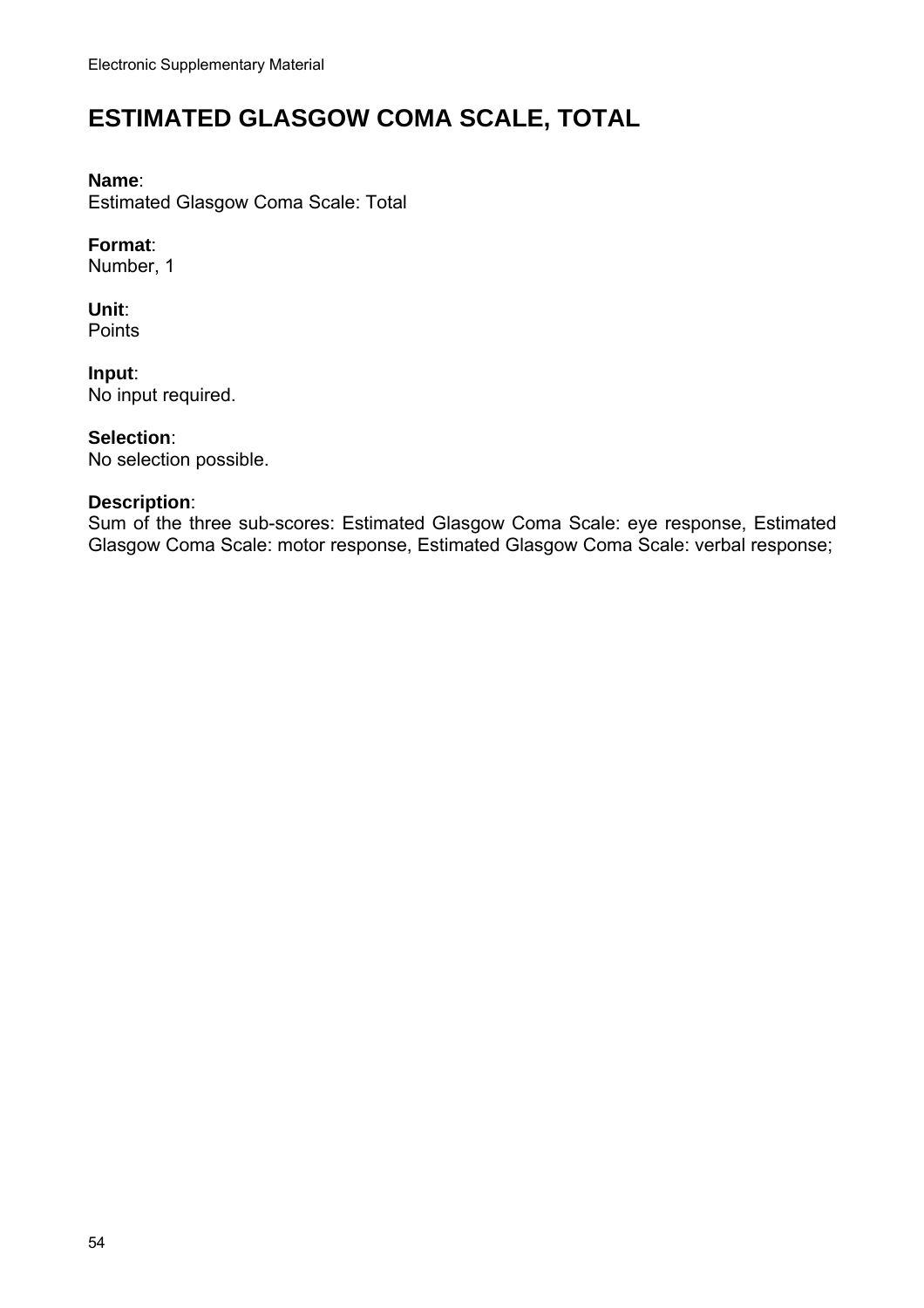# ESTIMATED GLASGOW COMA SCALE, TOTAL

**Name**:
Estimated Glasgow Coma Scale: Total

**Format**:
Number, 1

**Unit**:
Points

**Input**:
No input required.

**Selection**:
No selection possible.

**Description**:
Sum of the three sub-scores: Estimated Glasgow Coma Scale: eye response, Estimated Glasgow Coma Scale: motor response, Estimated Glasgow Coma Scale: verbal response;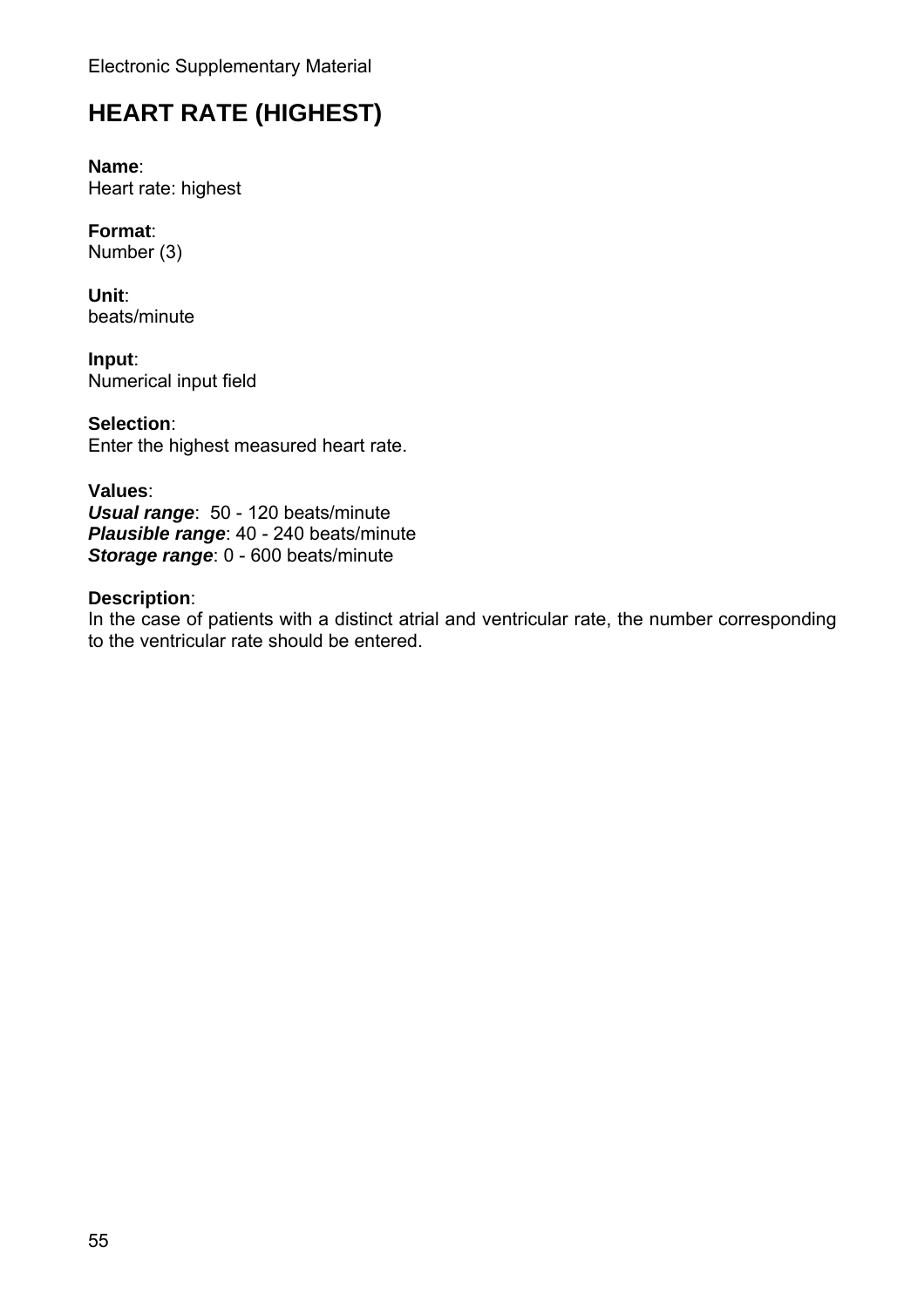# HEART RATE (HIGHEST)

**Name**:
Heart rate: highest

**Format**:
Number (3)

**Unit**:
beats/minute

**Input**:
Numerical input field

**Selection**:
Enter the highest measured heart rate.

**Values**:
***Usual range***: 50 - 120 beats/minute
***Plausible range***: 40 - 240 beats/minute
***Storage range***: 0 - 600 beats/minute

**Description**:
In the case of patients with a distinct atrial and ventricular rate, the number corresponding to the ventricular rate should be entered.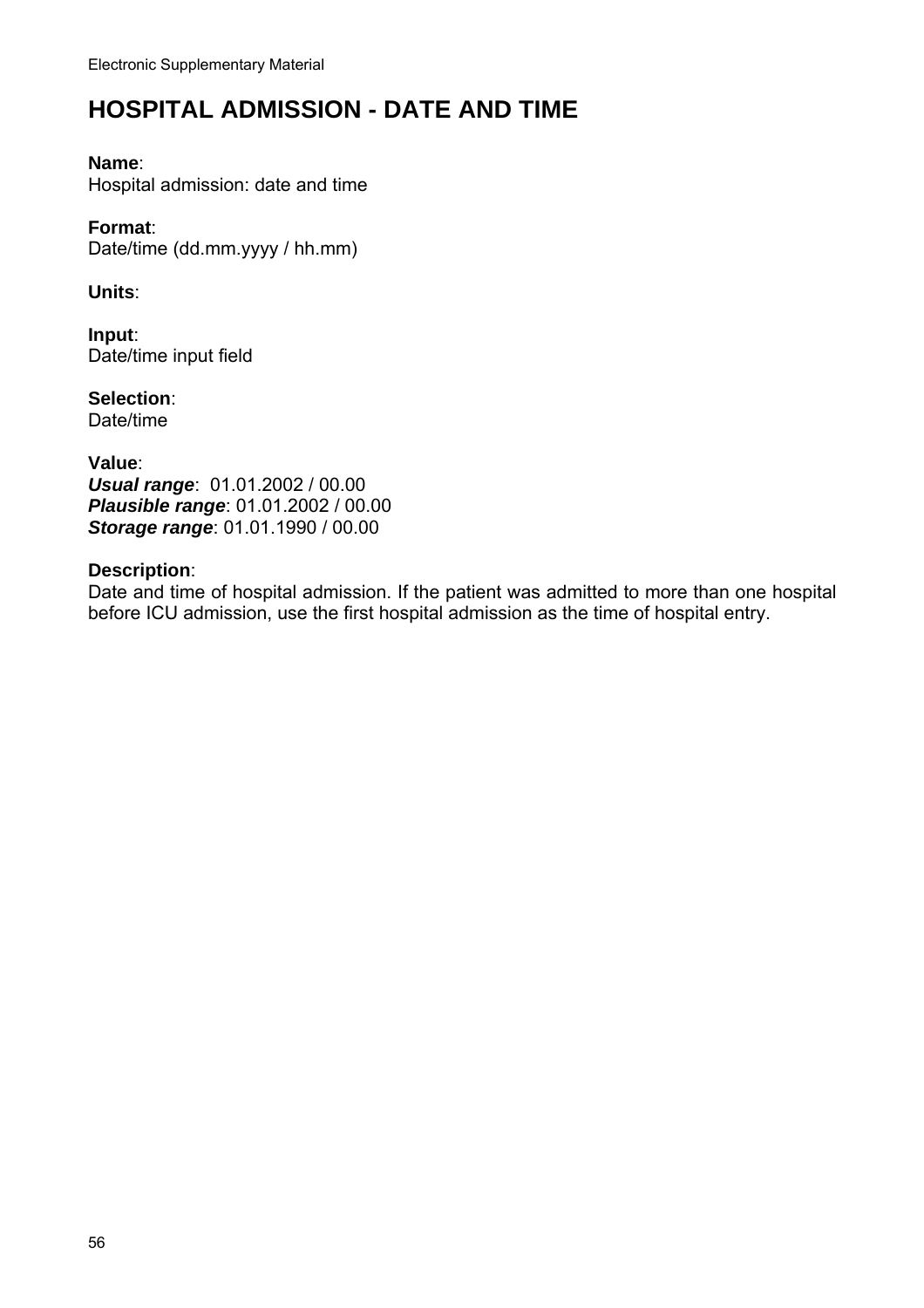# HOSPITAL ADMISSION - DATE AND TIME

**Name**:
Hospital admission: date and time

**Format**:
Date/time (dd.mm.yyyy / hh.mm)

**Units**:

**Input**:
Date/time input field

**Selection**:
Date/time

**Value**:
***Usual range***: 01.01.2002 / 00.00
***Plausible range***: 01.01.2002 / 00.00
***Storage range***: 01.01.1990 / 00.00

**Description**:
Date and time of hospital admission. If the patient was admitted to more than one hospital before ICU admission, use the first hospital admission as the time of hospital entry.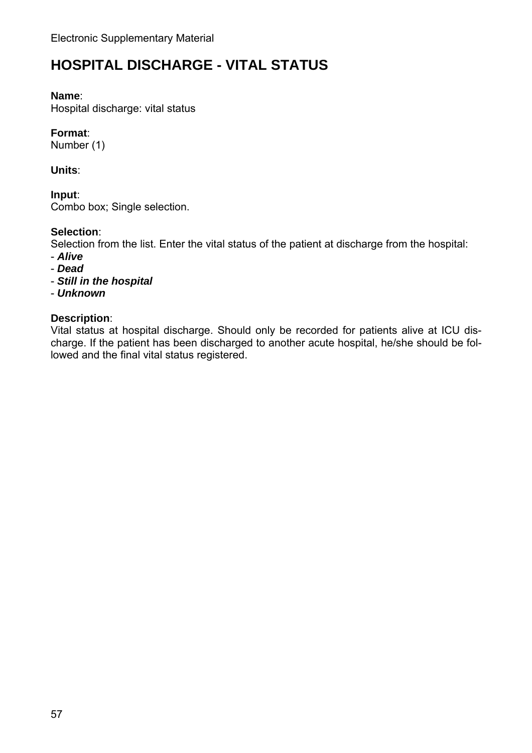# HOSPITAL DISCHARGE - VITAL STATUS

**Name**:
Hospital discharge: vital status

**Format**:
Number (1)

**Units**:

**Input**:
Combo box; Single selection.

**Selection**:
Selection from the list. Enter the vital status of the patient at discharge from the hospital:
- ***Alive***
- ***Dead***
- ***Still in the hospital***
- ***Unknown***

**Description**:
Vital status at hospital discharge. Should only be recorded for patients alive at ICU discharge. If the patient has been discharged to another acute hospital, he/she should be followed and the final vital status registered.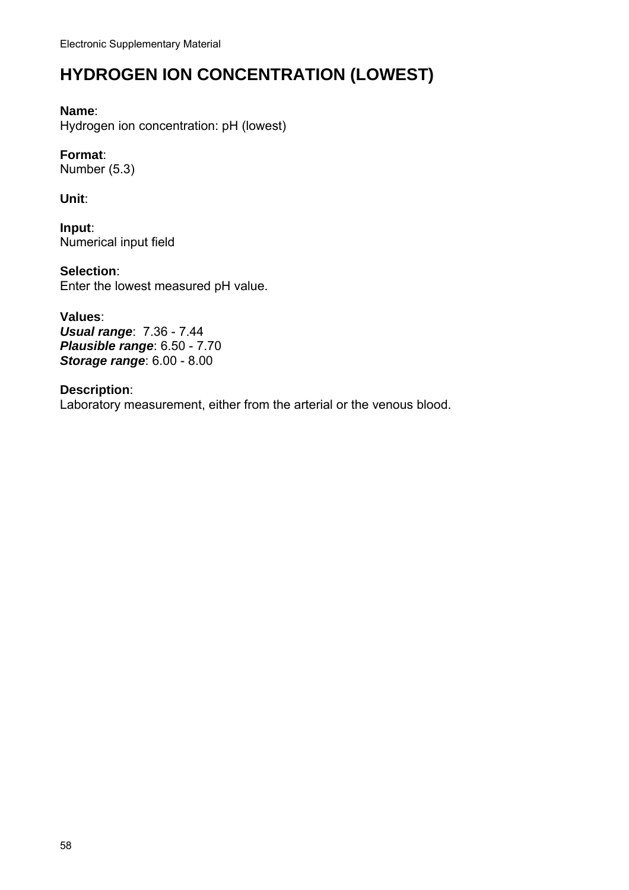# HYDROGEN ION CONCENTRATION (LOWEST)

**Name**:
Hydrogen ion concentration: pH (lowest)

**Format**:
Number (5.3)

**Unit**:

**Input**:
Numerical input field

**Selection**:
Enter the lowest measured pH value.

**Values**:
***Usual range***: 7.36 - 7.44
***Plausible range***: 6.50 - 7.70
***Storage range***: 6.00 - 8.00

**Description**:
Laboratory measurement, either from the arterial or the venous blood.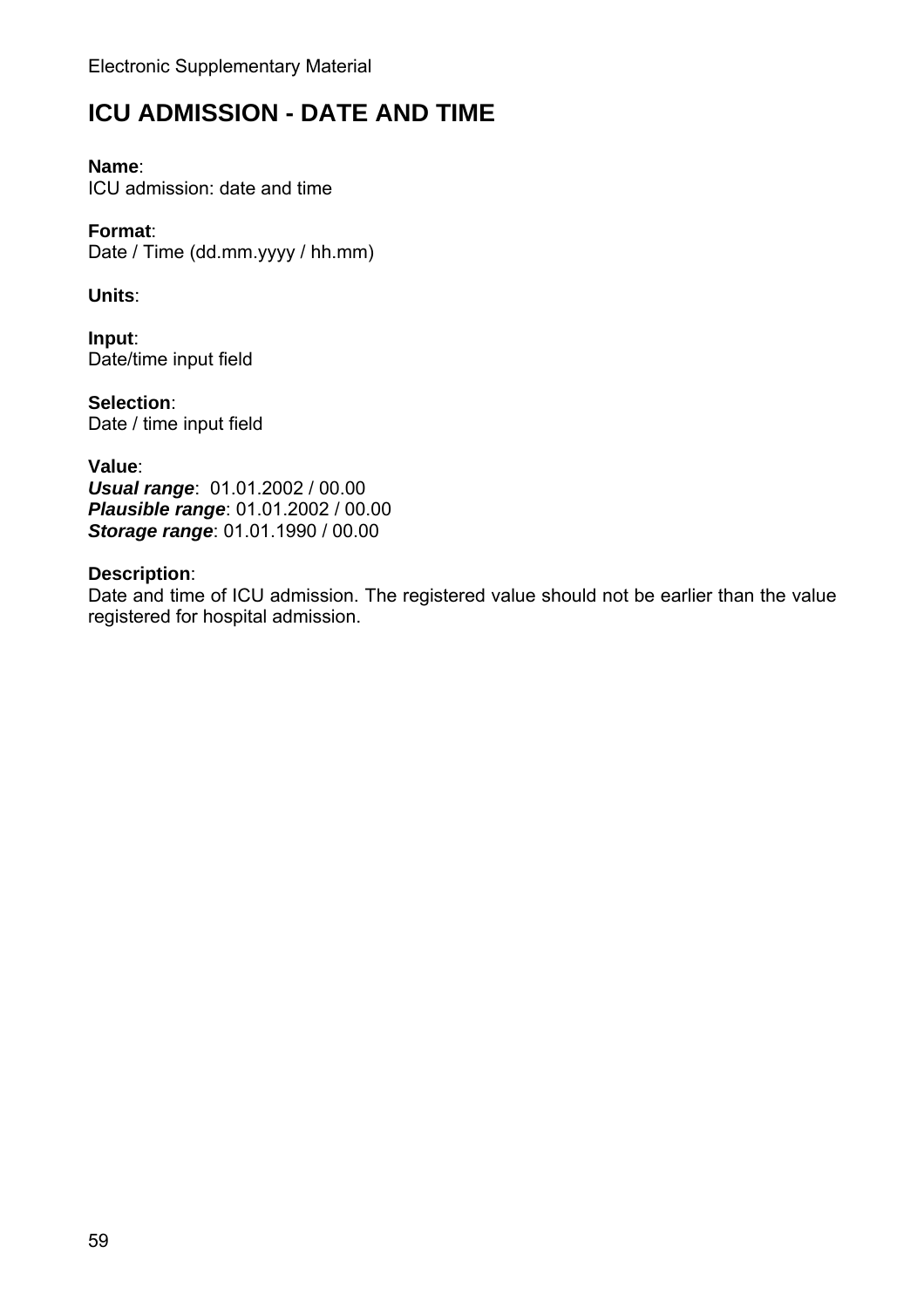# ICU ADMISSION - DATE AND TIME

**Name**:
ICU admission: date and time

**Format**:
Date / Time (dd.mm.yyyy / hh.mm)

**Units**:

**Input**:
Date/time input field

**Selection**:
Date / time input field

**Value**:
***Usual range***: 01.01.2002 / 00.00
***Plausible range***: 01.01.2002 / 00.00
***Storage range***: 01.01.1990 / 00.00

**Description**:
Date and time of ICU admission. The registered value should not be earlier than the value registered for hospital admission.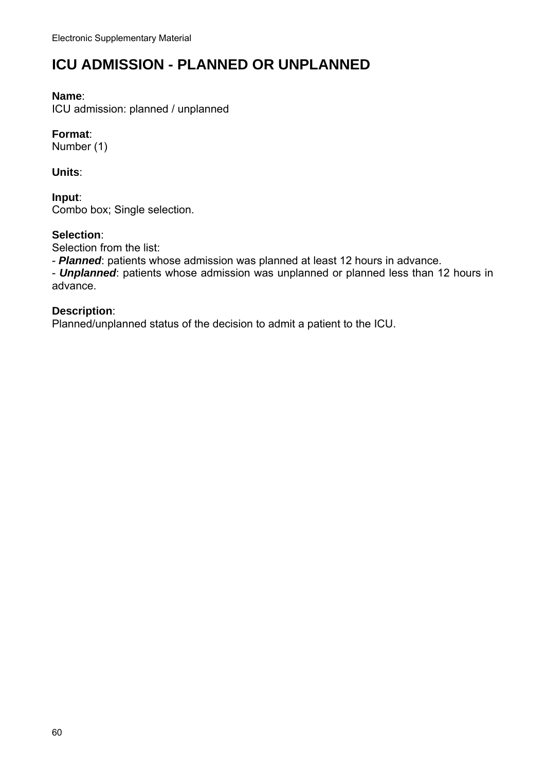# ICU ADMISSION - PLANNED OR UNPLANNED

**Name**:
ICU admission: planned / unplanned

**Format**:
Number (1)

**Units**:

**Input**:
Combo box; Single selection.

**Selection**:
Selection from the list:
- ***Planned***: patients whose admission was planned at least 12 hours in advance.
- ***Unplanned***: patients whose admission was unplanned or planned less than 12 hours in advance.

**Description**:
Planned/unplanned status of the decision to admit a patient to the ICU.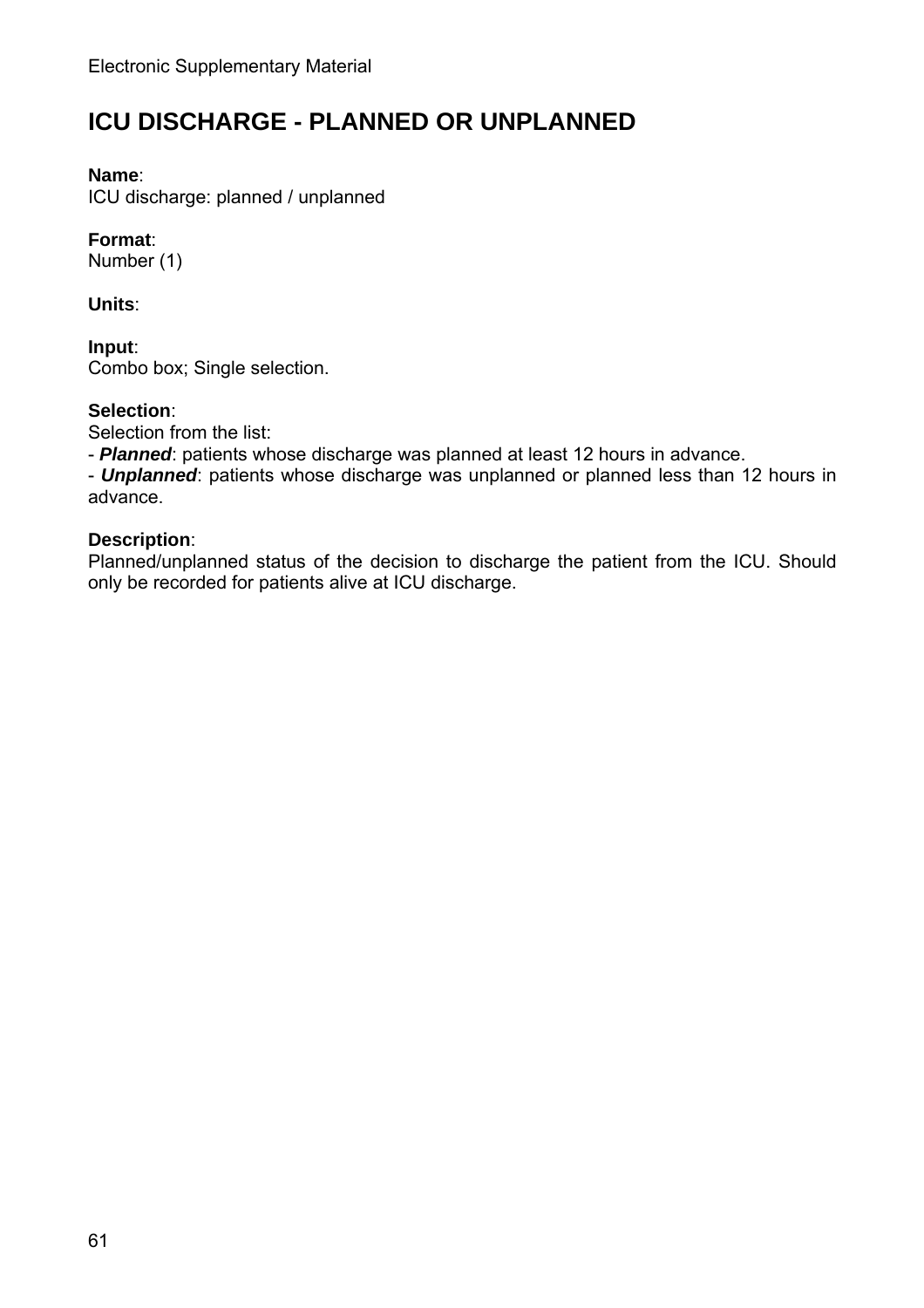# ICU DISCHARGE - PLANNED OR UNPLANNED

**Name**:
ICU discharge: planned / unplanned

**Format**:
Number (1)

**Units**:

**Input**:
Combo box; Single selection.

**Selection**:
Selection from the list:
- ***Planned***: patients whose discharge was planned at least 12 hours in advance.
- ***Unplanned***: patients whose discharge was unplanned or planned less than 12 hours in advance.

**Description**:
Planned/unplanned status of the decision to discharge the patient from the ICU. Should only be recorded for patients alive at ICU discharge.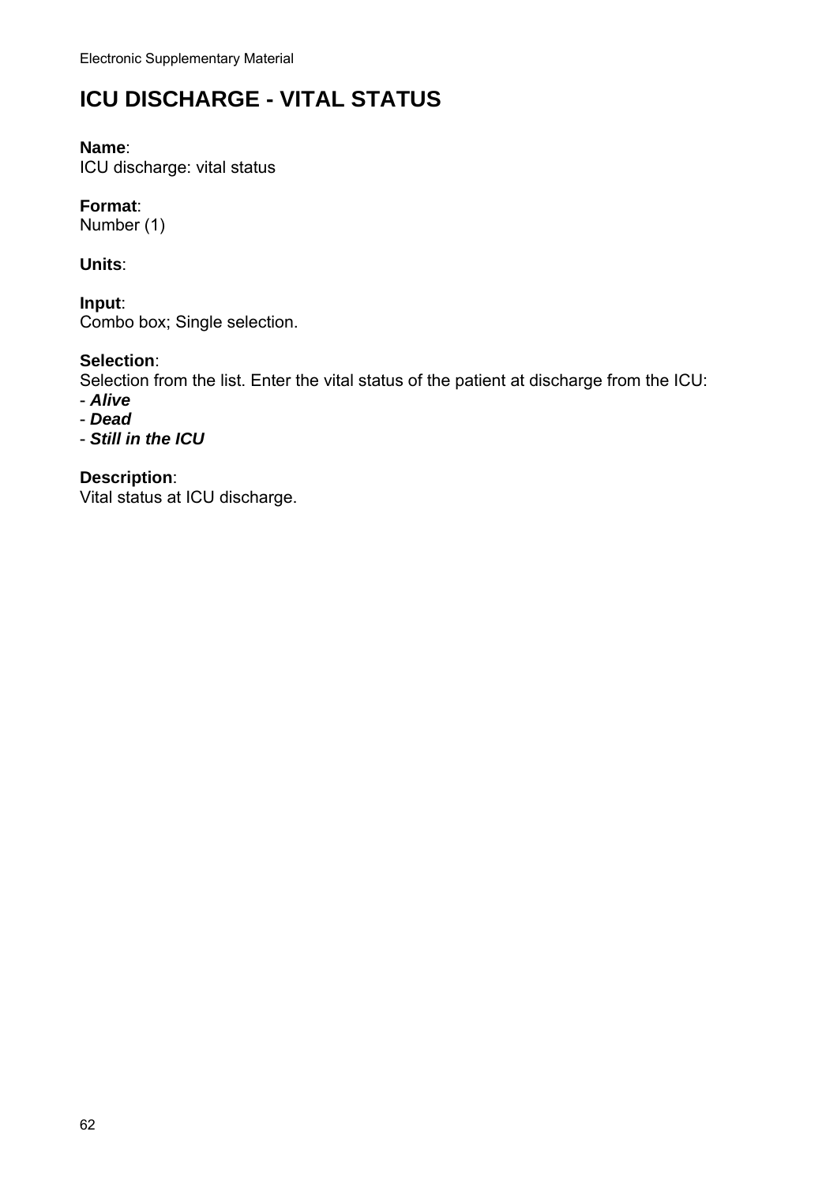# ICU DISCHARGE - VITAL STATUS

**Name**:
ICU discharge: vital status

**Format**:
Number (1)

**Units**:

**Input**:
Combo box; Single selection.

**Selection**:
Selection from the list. Enter the vital status of the patient at discharge from the ICU:
- ***Alive***
- ***Dead***
- ***Still in the ICU***

**Description**:
Vital status at ICU discharge.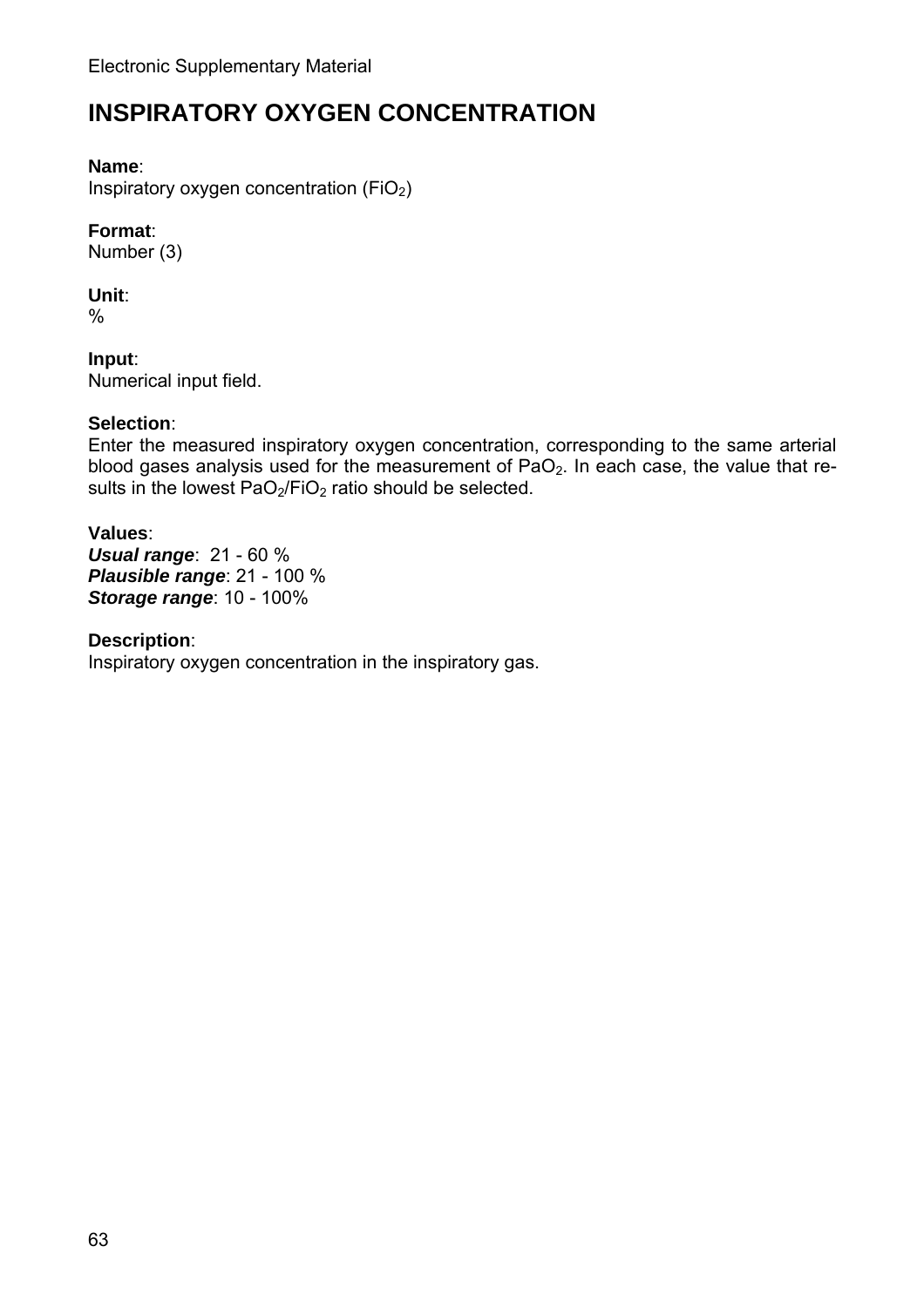# INSPIRATORY OXYGEN CONCENTRATION

**Name**:
Inspiratory oxygen concentration ($FiO_2$)

**Format**:
Number (3)

**Unit**:
%

**Input**:
Numerical input field.

**Selection**:
Enter the measured inspiratory oxygen concentration, corresponding to the same arterial blood gases analysis used for the measurement of $PaO_2$. In each case, the value that results in the lowest $PaO_2/FiO_2$ ratio should be selected.

**Values**:
***Usual range***: 21 - 60 %
***Plausible range***: 21 - 100 %
***Storage range***: 10 - 100%

**Description**:
Inspiratory oxygen concentration in the inspiratory gas.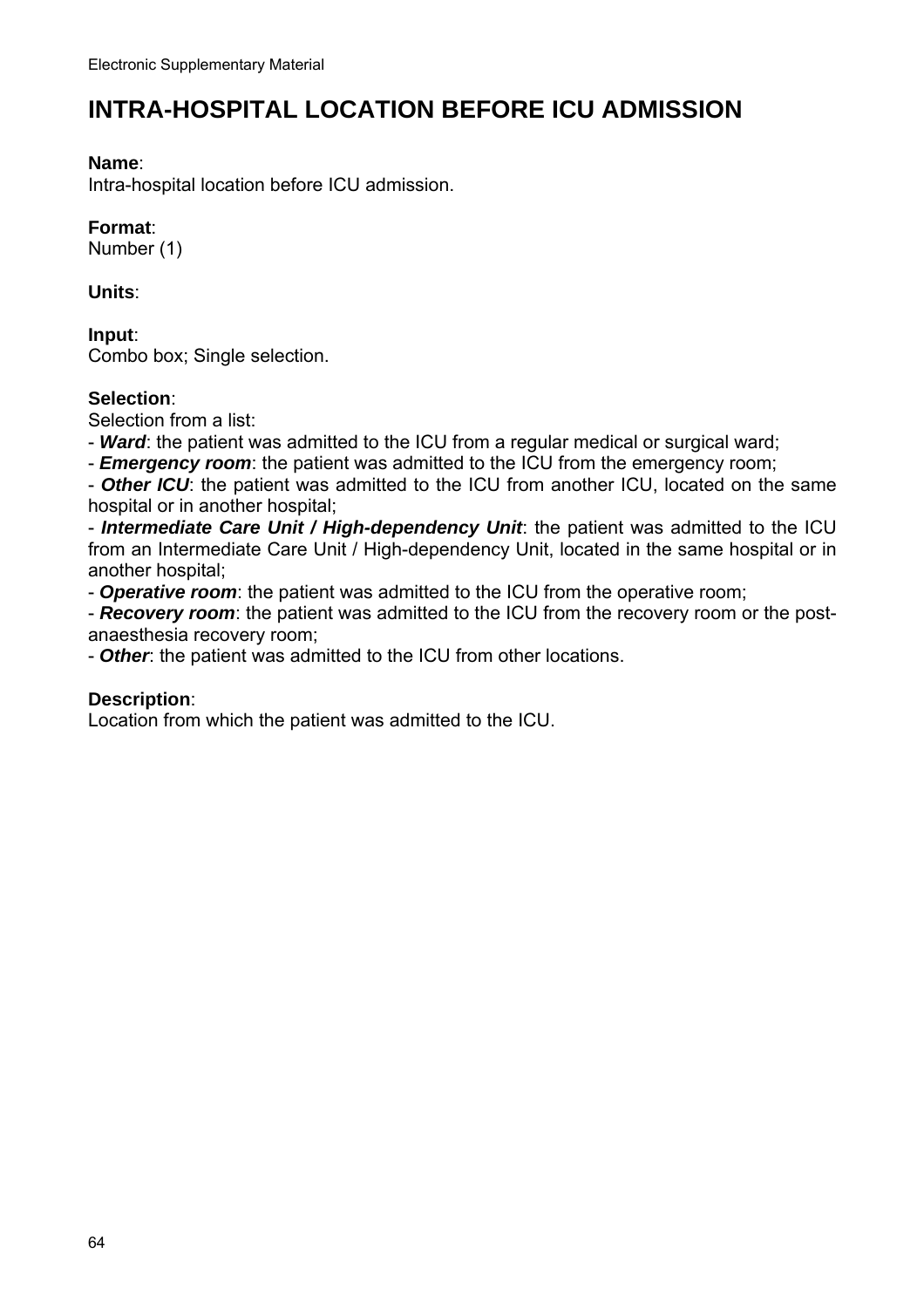# INTRA-HOSPITAL LOCATION BEFORE ICU ADMISSION

**Name**:
Intra-hospital location before ICU admission.

**Format**:
Number (1)

**Units**:

**Input**:
Combo box; Single selection.

**Selection**:
Selection from a list:
- ***Ward***: the patient was admitted to the ICU from a regular medical or surgical ward;
- ***Emergency room***: the patient was admitted to the ICU from the emergency room;
- ***Other ICU***: the patient was admitted to the ICU from another ICU, located on the same hospital or in another hospital;
- ***Intermediate Care Unit / High-dependency Unit***: the patient was admitted to the ICU from an Intermediate Care Unit / High-dependency Unit, located in the same hospital or in another hospital;
- ***Operative room***: the patient was admitted to the ICU from the operative room;
- ***Recovery room***: the patient was admitted to the ICU from the recovery room or the post-anaesthesia recovery room;
- ***Other***: the patient was admitted to the ICU from other locations.

**Description**:
Location from which the patient was admitted to the ICU.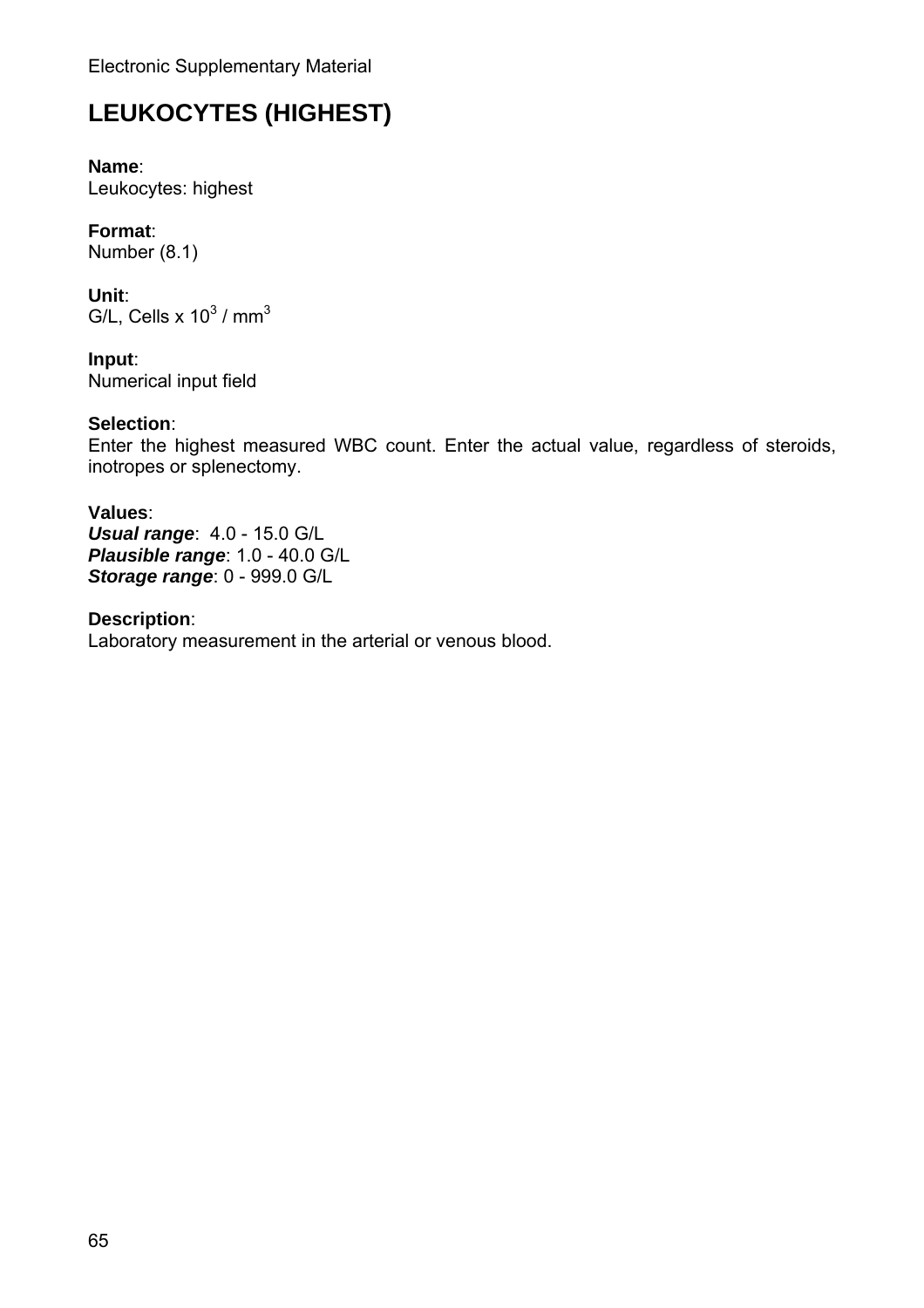# LEUKOCYTES (HIGHEST)

**Name**:
Leukocytes: highest

**Format**:
Number (8.1)

**Unit**:
G/L, Cells x $10^3$ / $mm^3$

**Input**:
Numerical input field

**Selection**:
Enter the highest measured WBC count. Enter the actual value, regardless of steroids, inotropes or splenectomy.

**Values**:
***Usual range***: 4.0 - 15.0 G/L
***Plausible range***: 1.0 - 40.0 G/L
***Storage range***: 0 - 999.0 G/L

**Description**:
Laboratory measurement in the arterial or venous blood.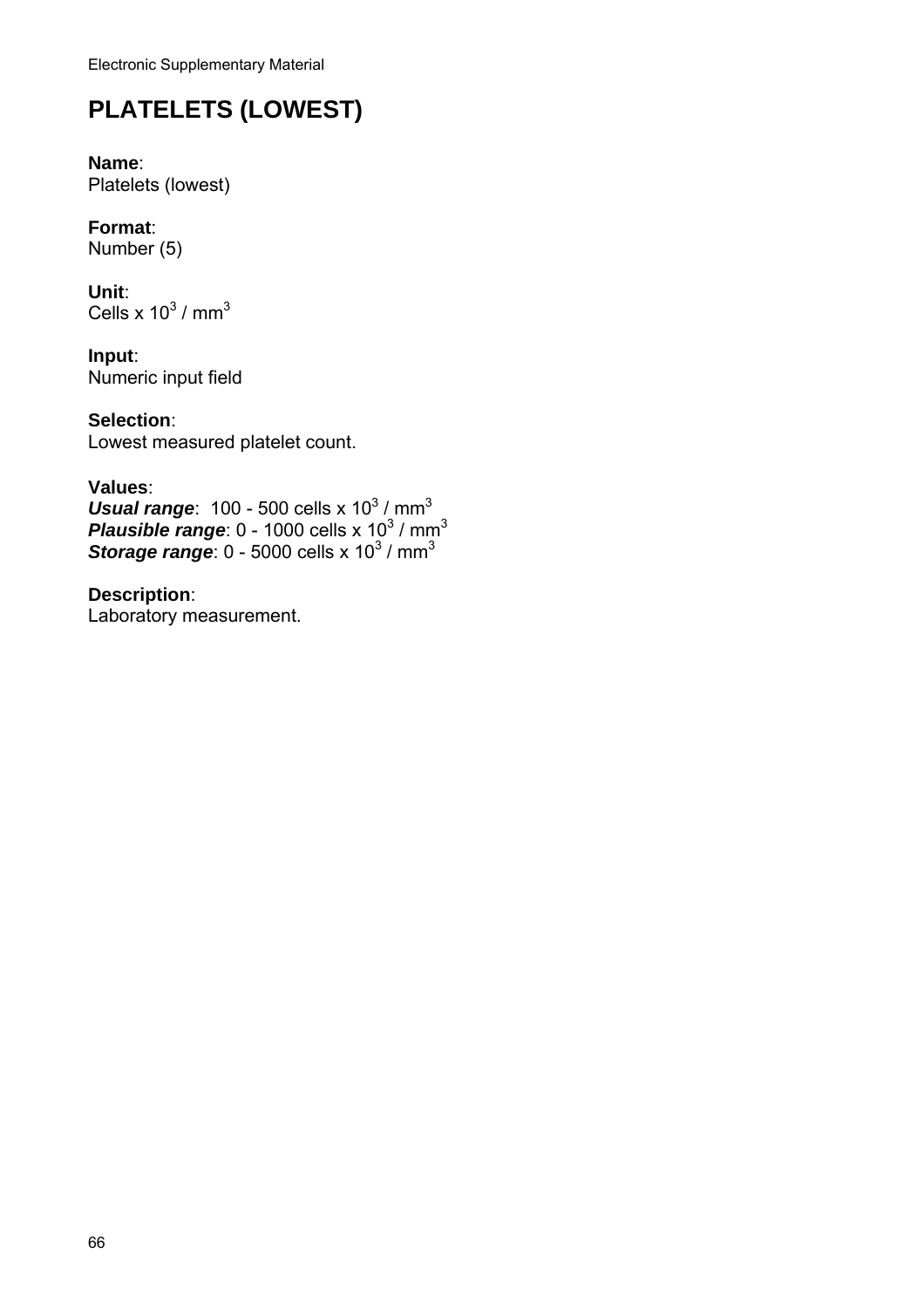# PLATELETS (LOWEST)

**Name**:
Platelets (lowest)

**Format**:
Number (5)

**Unit**:
Cells x $10^3$ / $mm^3$

**Input**:
Numeric input field

**Selection**:
Lowest measured platelet count.

**Values**:
***Usual range***: 100 - 500 cells x $10^3$ / $mm^3$
***Plausible range***: 0 - 1000 cells x $10^3$ / $mm^3$
***Storage range***: 0 - 5000 cells x $10^3$ / $mm^3$

**Description**:
Laboratory measurement.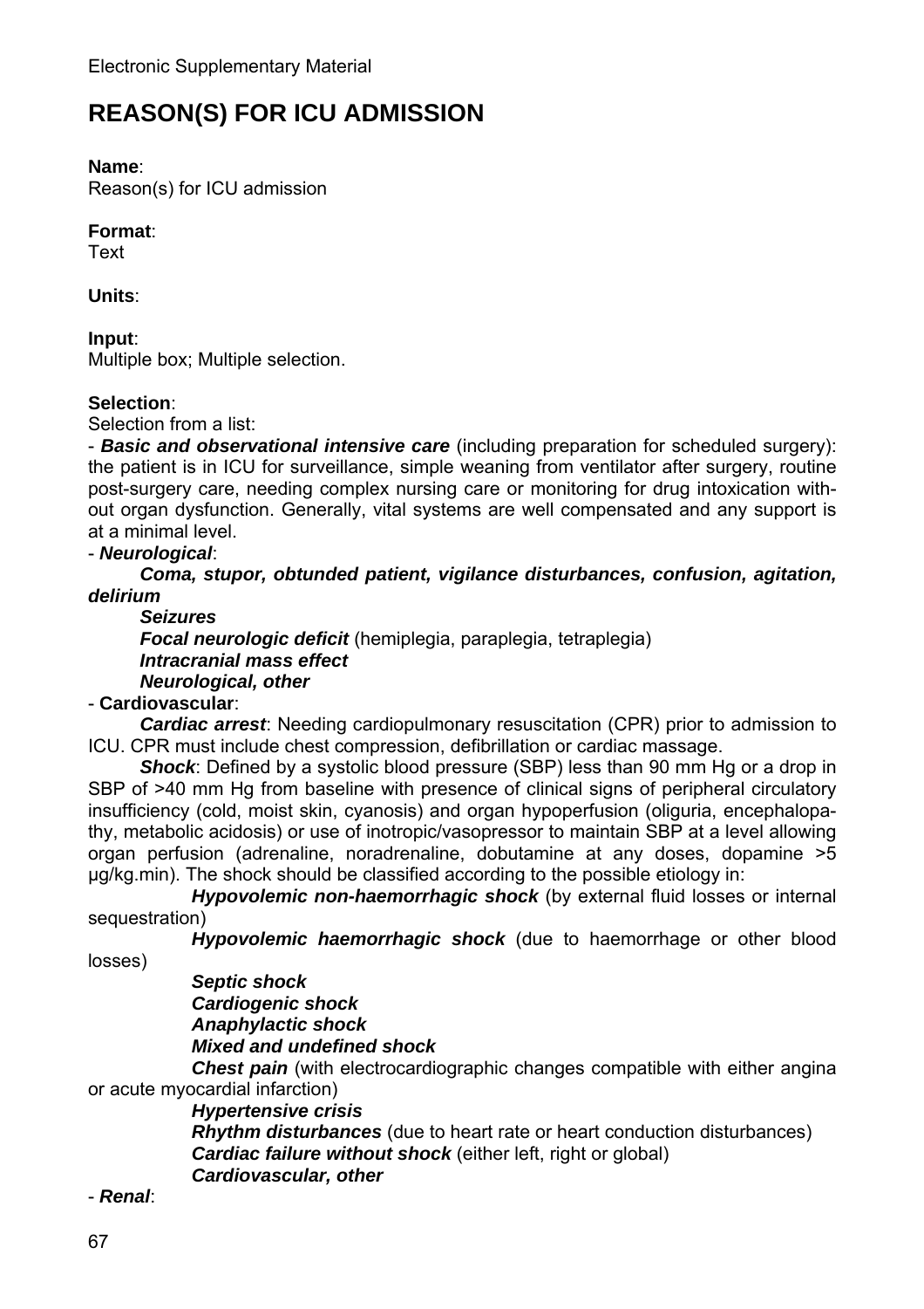Electronic Supplementary Material

# REASON(S) FOR ICU ADMISSION

**Name**:
Reason(s) for ICU admission

**Format**:
Text

**Units**:

**Input**:
Multiple box; Multiple selection.

**Selection**:
Selection from a list:

- ***Basic and observational intensive care*** (including preparation for scheduled surgery): the patient is in ICU for surveillance, simple weaning from ventilator after surgery, routine post-surgery care, needing complex nursing care or monitoring for drug intoxication without organ dysfunction. Generally, vital systems are well compensated and any support is at a minimal level.
- ***Neurological***:
  - ***Coma, stupor, obtunded patient, vigilance disturbances, confusion, agitation, delirium***
  - ***Seizures***
  - ***Focal neurologic deficit*** (hemiplegia, paraplegia, tetraplegia)
  - ***Intracranial mass effect***
  - ***Neurological, other***
- **Cardiovascular**:
  - ***Cardiac arrest***: Needing cardiopulmonary resuscitation (CPR) prior to admission to ICU. CPR must include chest compression, defibrillation or cardiac massage.
  - ***Shock***: Defined by a systolic blood pressure (SBP) less than 90 mm Hg or a drop in SBP of >40 mm Hg from baseline with presence of clinical signs of peripheral circulatory insufficiency (cold, moist skin, cyanosis) and organ hypoperfusion (oliguria, encephalopathy, metabolic acidosis) or use of inotropic/vasopressor to maintain SBP at a level allowing organ perfusion (adrenaline, noradrenaline, dobutamine at any doses, dopamine >5 µg/kg.min). The shock should be classified according to the possible etiology in:
    - ***Hypovolemic non-haemorrhagic shock*** (by external fluid losses or internal sequestration)
    - ***Hypovolemic haemorrhagic shock*** (due to haemorrhage or other blood losses)
    - ***Septic shock***
    - ***Cardiogenic shock***
    - ***Anaphylactic shock***
    - ***Mixed and undefined shock***
  - ***Chest pain*** (with electrocardiographic changes compatible with either angina or acute myocardial infarction)
  - ***Hypertensive crisis***
  - ***Rhythm disturbances*** (due to heart rate or heart conduction disturbances)
  - ***Cardiac failure without shock*** (either left, right or global)
  - ***Cardiovascular, other***
- ***Renal***: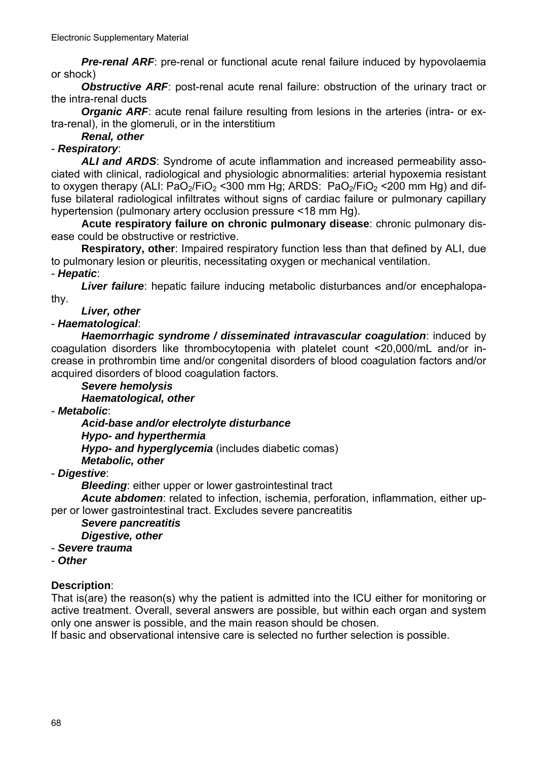***Pre-renal ARF***: pre-renal or functional acute renal failure induced by hypovolaemia or shock)

***Obstructive ARF***: post-renal acute renal failure: obstruction of the urinary tract or the intra-renal ducts

***Organic ARF***: acute renal failure resulting from lesions in the arteries (intra- or extra-renal), in the glomeruli, or in the interstitium

***Renal, other***

- ***Respiratory***:

***ALI and ARDS***: Syndrome of acute inflammation and increased permeability associated with clinical, radiological and physiologic abnormalities: arterial hypoxemia resistant to oxygen therapy (ALI: $PaO_2/FiO_2$ <300 mm Hg; ARDS: $PaO_2/FiO_2$ <200 mm Hg) and diffuse bilateral radiological infiltrates without signs of cardiac failure or pulmonary capillary hypertension (pulmonary artery occlusion pressure <18 mm Hg).

**Acute respiratory failure on chronic pulmonary disease**: chronic pulmonary disease could be obstructive or restrictive.

**Respiratory, other**: Impaired respiratory function less than that defined by ALI, due to pulmonary lesion or pleuritis, necessitating oxygen or mechanical ventilation.

- ***Hepatic***:

***Liver failure***: hepatic failure inducing metabolic disturbances and/or encephalopathy.

***Liver, other***

- ***Haematological***:

***Haemorrhagic syndrome / disseminated intravascular coagulation***: induced by coagulation disorders like thrombocytopenia with platelet count <20,000/mL and/or increase in prothrombin time and/or congenital disorders of blood coagulation factors and/or acquired disorders of blood coagulation factors.

***Severe hemolysis***

***Haematological, other***

- ***Metabolic***:

***Acid-base and/or electrolyte disturbance***

***Hypo- and hyperthermia***

***Hypo- and hyperglycemia*** (includes diabetic comas)

***Metabolic, other***

- ***Digestive***:

***Bleeding***: either upper or lower gastrointestinal tract

***Acute abdomen***: related to infection, ischemia, perforation, inflammation, either upper or lower gastrointestinal tract. Excludes severe pancreatitis

***Severe pancreatitis***

***Digestive, other***

- ***Severe trauma***
- ***Other***

**Description**:
That is(are) the reason(s) why the patient is admitted into the ICU either for monitoring or active treatment. Overall, several answers are possible, but within each organ and system only one answer is possible, and the main reason should be chosen.
If basic and observational intensive care is selected no further selection is possible.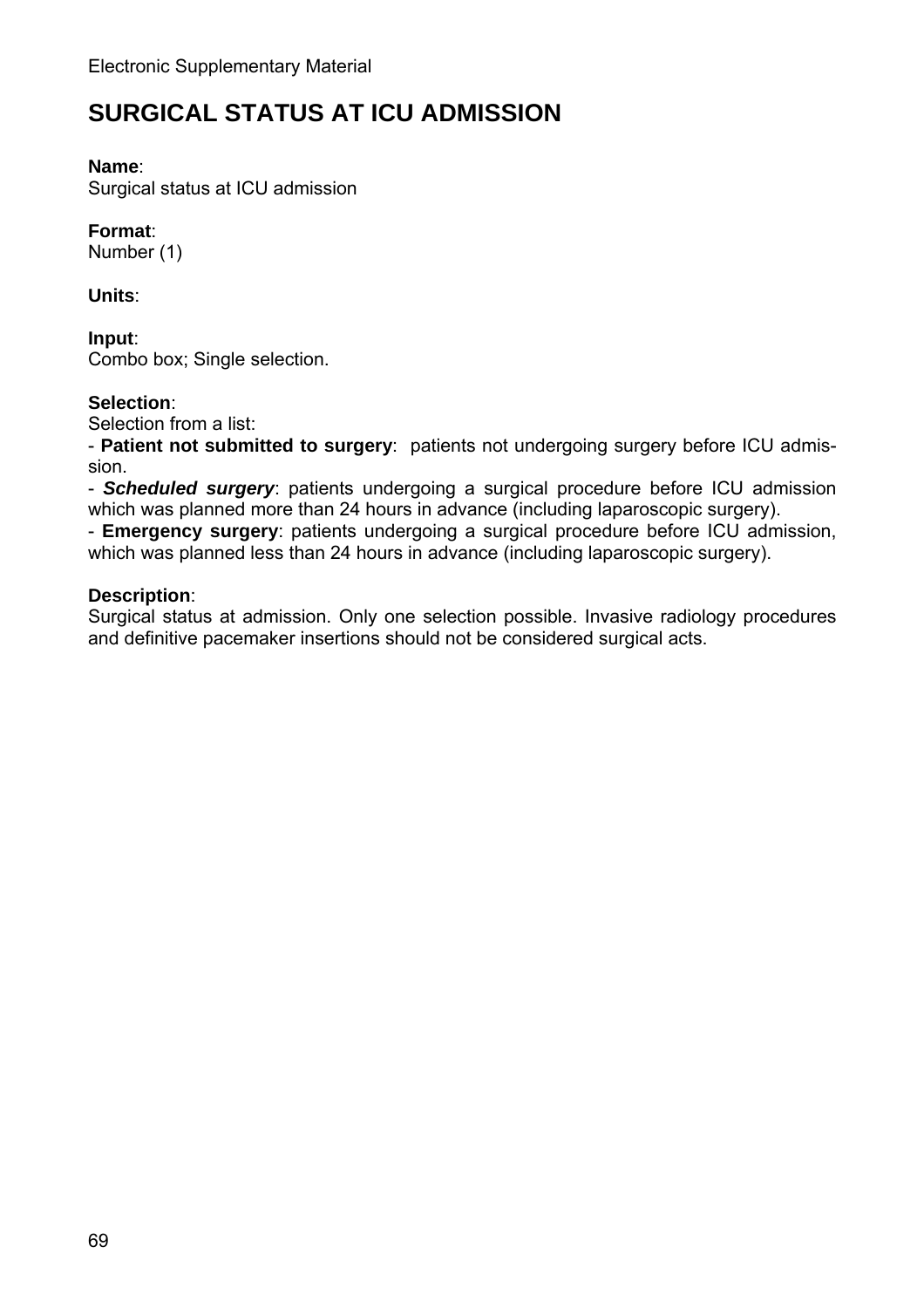# SURGICAL STATUS AT ICU ADMISSION

**Name**:
Surgical status at ICU admission

**Format**:
Number (1)

**Units**:

**Input**:
Combo box; Single selection.

**Selection**:
Selection from a list:
- **Patient not submitted to surgery**: patients not undergoing surgery before ICU admission.
- ***Scheduled surgery***: patients undergoing a surgical procedure before ICU admission which was planned more than 24 hours in advance (including laparoscopic surgery).
- **Emergency surgery**: patients undergoing a surgical procedure before ICU admission, which was planned less than 24 hours in advance (including laparoscopic surgery).

**Description**:
Surgical status at admission. Only one selection possible. Invasive radiology procedures and definitive pacemaker insertions should not be considered surgical acts.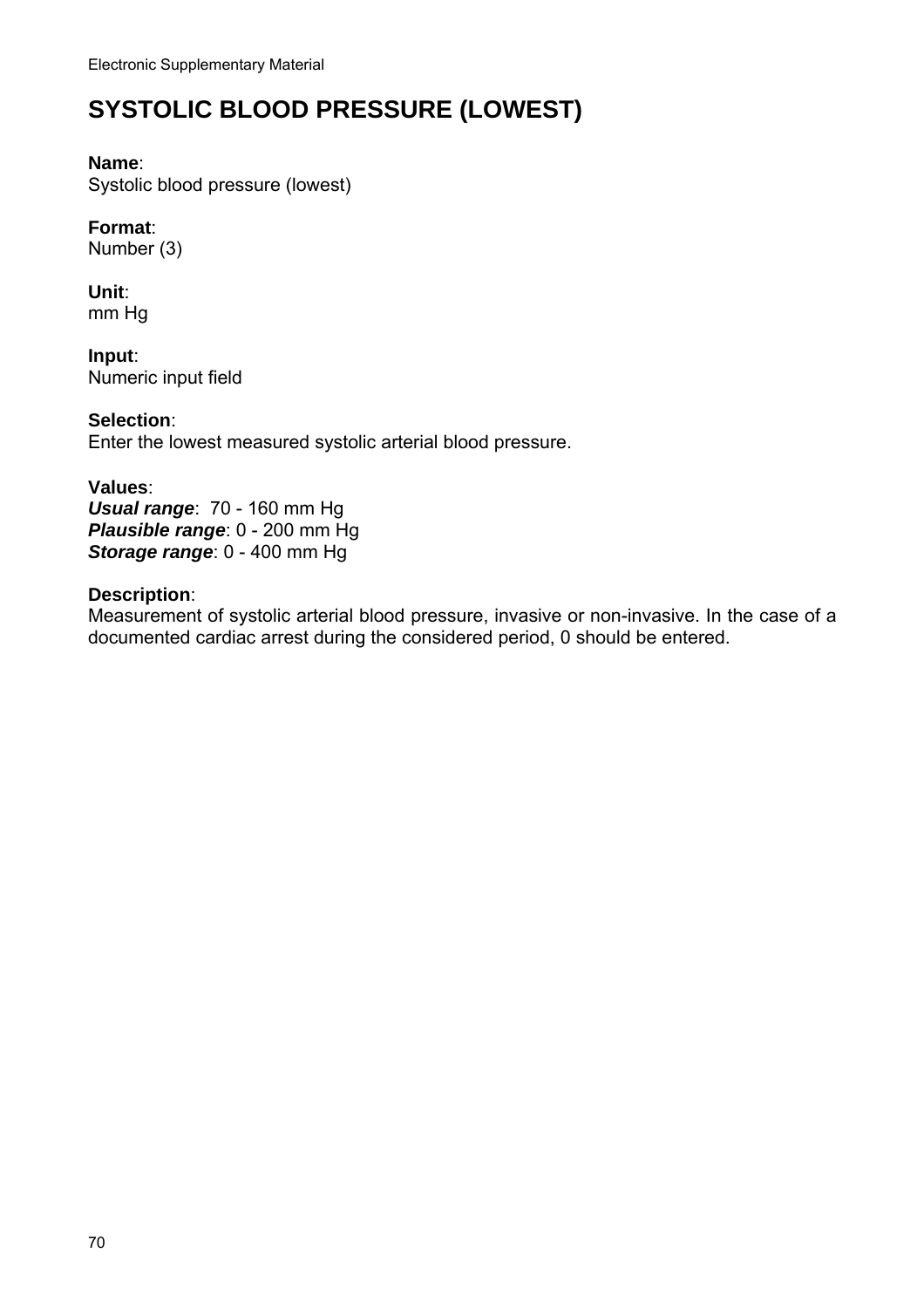# SYSTOLIC BLOOD PRESSURE (LOWEST)

**Name**:
Systolic blood pressure (lowest)

**Format**:
Number (3)

**Unit**:
mm Hg

**Input**:
Numeric input field

**Selection**:
Enter the lowest measured systolic arterial blood pressure.

**Values**:
***Usual range***: 70 - 160 mm Hg
***Plausible range***: 0 - 200 mm Hg
***Storage range***: 0 - 400 mm Hg

**Description**:
Measurement of systolic arterial blood pressure, invasive or non-invasive. In the case of a documented cardiac arrest during the considered period, 0 should be entered.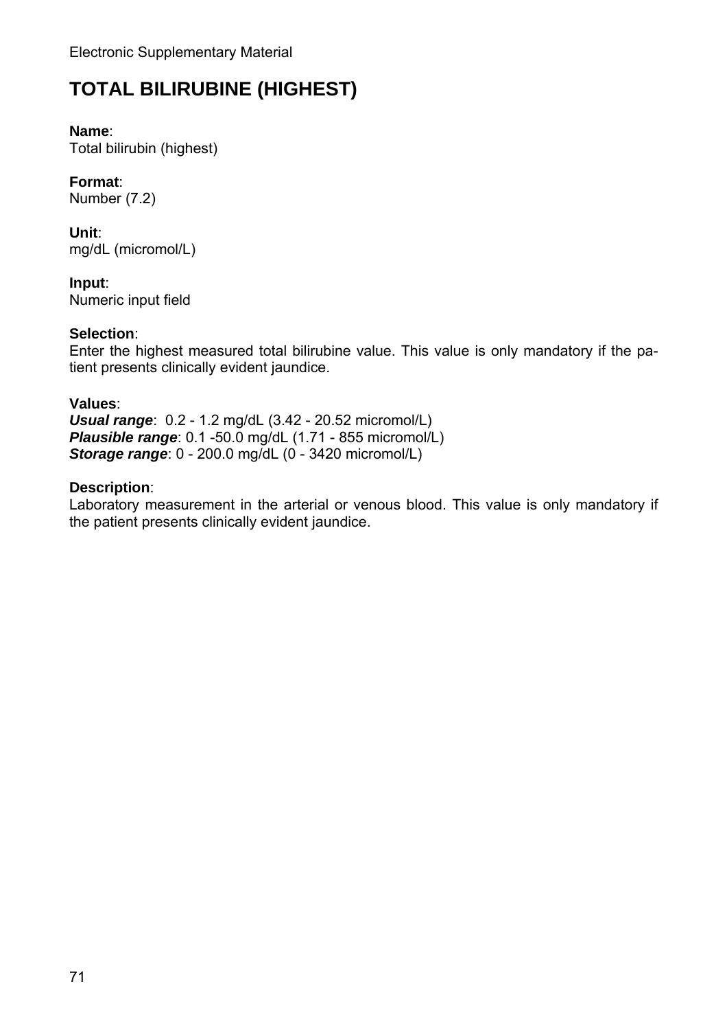# TOTAL BILIRUBINE (HIGHEST)

**Name**:
Total bilirubin (highest)

**Format**:
Number (7.2)

**Unit**:
mg/dL (micromol/L)

**Input**:
Numeric input field

**Selection**:
Enter the highest measured total bilirubine value. This value is only mandatory if the patient presents clinically evident jaundice.

**Values**:
***Usual range***: 0.2 - 1.2 mg/dL (3.42 - 20.52 micromol/L)
***Plausible range***: 0.1 -50.0 mg/dL (1.71 - 855 micromol/L)
***Storage range***: 0 - 200.0 mg/dL (0 - 3420 micromol/L)

**Description**:
Laboratory measurement in the arterial or venous blood. This value is only mandatory if the patient presents clinically evident jaundice.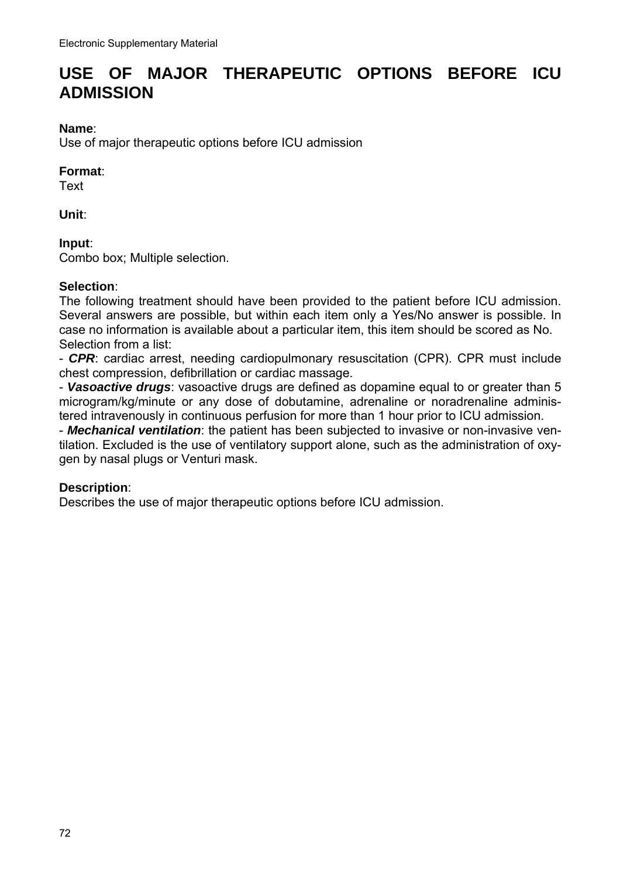# USE OF MAJOR THERAPEUTIC OPTIONS BEFORE ICU ADMISSION

**Name**:
Use of major therapeutic options before ICU admission

**Format**:
Text

**Unit**:

**Input**:
Combo box; Multiple selection.

**Selection**:
The following treatment should have been provided to the patient before ICU admission. Several answers are possible, but within each item only a Yes/No answer is possible. In case no information is available about a particular item, this item should be scored as No.
Selection from a list:
- ***CPR***: cardiac arrest, needing cardiopulmonary resuscitation (CPR). CPR must include chest compression, defibrillation or cardiac massage.
- ***Vasoactive drugs***: vasoactive drugs are defined as dopamine equal to or greater than 5 microgram/kg/minute or any dose of dobutamine, adrenaline or noradrenaline administered intravenously in continuous perfusion for more than 1 hour prior to ICU admission.
- ***Mechanical ventilation***: the patient has been subjected to invasive or non-invasive ventilation. Excluded is the use of ventilatory support alone, such as the administration of oxygen by nasal plugs or Venturi mask.

**Description**:
Describes the use of major therapeutic options before ICU admission.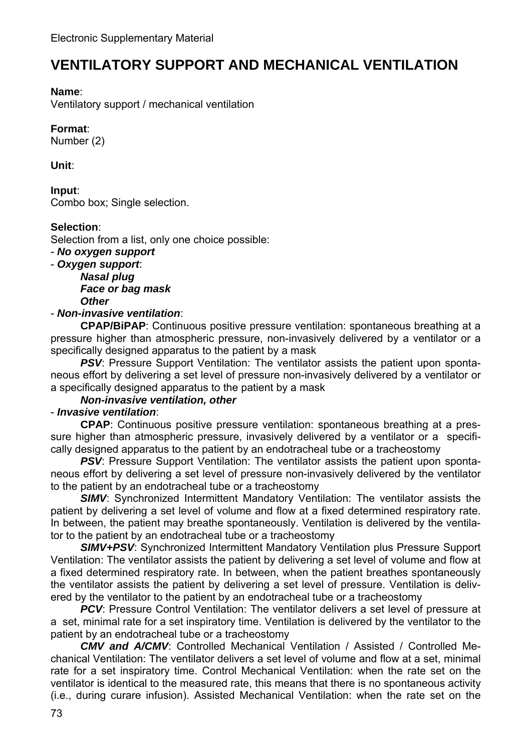Electronic Supplementary Material

# VENTILATORY SUPPORT AND MECHANICAL VENTILATION

**Name**:
Ventilatory support / mechanical ventilation

**Format**:
Number (2)

**Unit**:

**Input**:
Combo box; Single selection.

**Selection**:
Selection from a list, only one choice possible:

- ***No oxygen support***
- ***Oxygen support***:
  - ***Nasal plug***
  - ***Face or bag mask***
  - ***Other***
- ***Non-invasive ventilation***:
  - **CPAP/BiPAP**: Continuous positive pressure ventilation: spontaneous breathing at a pressure higher than atmospheric pressure, non-invasively delivered by a ventilator or a specifically designed apparatus to the patient by a mask
  - ***PSV***: Pressure Support Ventilation: The ventilator assists the patient upon spontaneous effort by delivering a set level of pressure non-invasively delivered by a ventilator or a specifically designed apparatus to the patient by a mask
  - ***Non-invasive ventilation, other***
- ***Invasive ventilation***:
  - **CPAP**: Continuous positive pressure ventilation: spontaneous breathing at a pressure higher than atmospheric pressure, invasively delivered by a ventilator or a specifically designed apparatus to the patient by an endotracheal tube or a tracheostomy
  - ***PSV***: Pressure Support Ventilation: The ventilator assists the patient upon spontaneous effort by delivering a set level of pressure non-invasively delivered by the ventilator to the patient by an endotracheal tube or a tracheostomy
  - ***SIMV***: Synchronized Intermittent Mandatory Ventilation: The ventilator assists the patient by delivering a set level of volume and flow at a fixed determined respiratory rate. In between, the patient may breathe spontaneously. Ventilation is delivered by the ventilator to the patient by an endotracheal tube or a tracheostomy
  - ***SIMV+PSV***: Synchronized Intermittent Mandatory Ventilation plus Pressure Support Ventilation: The ventilator assists the patient by delivering a set level of volume and flow at a fixed determined respiratory rate. In between, when the patient breathes spontaneously the ventilator assists the patient by delivering a set level of pressure. Ventilation is delivered by the ventilator to the patient by an endotracheal tube or a tracheostomy
  - ***PCV***: Pressure Control Ventilation: The ventilator delivers a set level of pressure at a set, minimal rate for a set inspiratory time. Ventilation is delivered by the ventilator to the patient by an endotracheal tube or a tracheostomy
  - ***CMV and A/CMV***: Controlled Mechanical Ventilation / Assisted / Controlled Mechanical Ventilation: The ventilator delivers a set level of volume and flow at a set, minimal rate for a set inspiratory time. Control Mechanical Ventilation: when the rate set on the ventilator is identical to the measured rate, this means that there is no spontaneous activity (i.e., during curare infusion). Assisted Mechanical Ventilation: when the rate set on the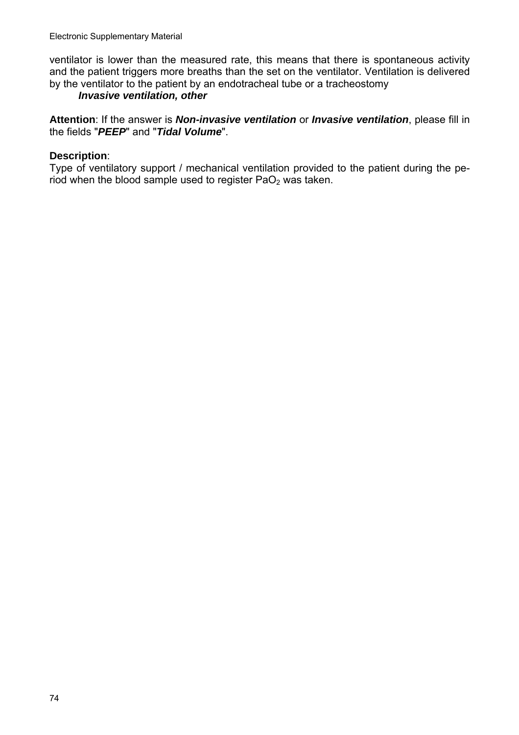ventilator is lower than the measured rate, this means that there is spontaneous activity and the patient triggers more breaths than the set on the ventilator. Ventilation is delivered by the ventilator to the patient by an endotracheal tube or a tracheostomy

***Invasive ventilation, other***

**Attention**: If the answer is ***Non-invasive ventilation*** or ***Invasive ventilation***, please fill in the fields "***PEEP***" and "***Tidal Volume***".

**Description**:
Type of ventilatory support / mechanical ventilation provided to the patient during the period when the blood sample used to register $PaO_2$ was taken.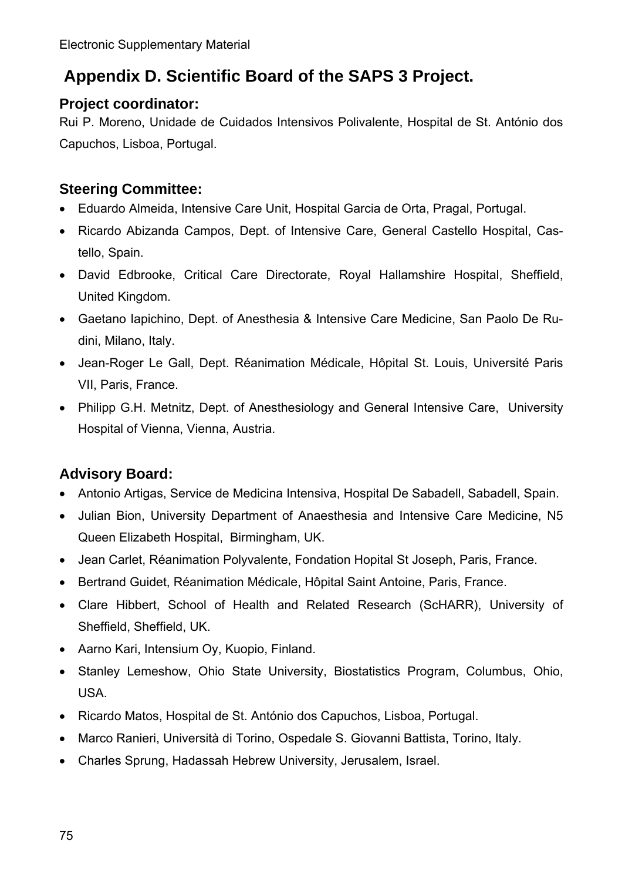## Appendix D. Scientific Board of the SAPS 3 Project.

### Project coordinator:

Rui P. Moreno, Unidade de Cuidados Intensivos Polivalente, Hospital de St. António dos Capuchos, Lisboa, Portugal.

### Steering Committee:

- Eduardo Almeida, Intensive Care Unit, Hospital Garcia de Orta, Pragal, Portugal.
- Ricardo Abizanda Campos, Dept. of Intensive Care, General Castello Hospital, Castello, Spain.
- David Edbrooke, Critical Care Directorate, Royal Hallamshire Hospital, Sheffield, United Kingdom.
- Gaetano Iapichino, Dept. of Anesthesia & Intensive Care Medicine, San Paolo De Rudini, Milano, Italy.
- Jean-Roger Le Gall, Dept. Réanimation Médicale, Hôpital St. Louis, Université Paris VII, Paris, France.
- Philipp G.H. Metnitz, Dept. of Anesthesiology and General Intensive Care, University Hospital of Vienna, Vienna, Austria.

### Advisory Board:

- Antonio Artigas, Service de Medicina Intensiva, Hospital De Sabadell, Sabadell, Spain.
- Julian Bion, University Department of Anaesthesia and Intensive Care Medicine, N5 Queen Elizabeth Hospital, Birmingham, UK.
- Jean Carlet, Réanimation Polyvalente, Fondation Hopital St Joseph, Paris, France.
- Bertrand Guidet, Réanimation Médicale, Hôpital Saint Antoine, Paris, France.
- Clare Hibbert, School of Health and Related Research (ScHARR), University of Sheffield, Sheffield, UK.
- Aarno Kari, Intensium Oy, Kuopio, Finland.
- Stanley Lemeshow, Ohio State University, Biostatistics Program, Columbus, Ohio, USA.
- Ricardo Matos, Hospital de St. António dos Capuchos, Lisboa, Portugal.
- Marco Ranieri, Università di Torino, Ospedale S. Giovanni Battista, Torino, Italy.
- Charles Sprung, Hadassah Hebrew University, Jerusalem, Israel.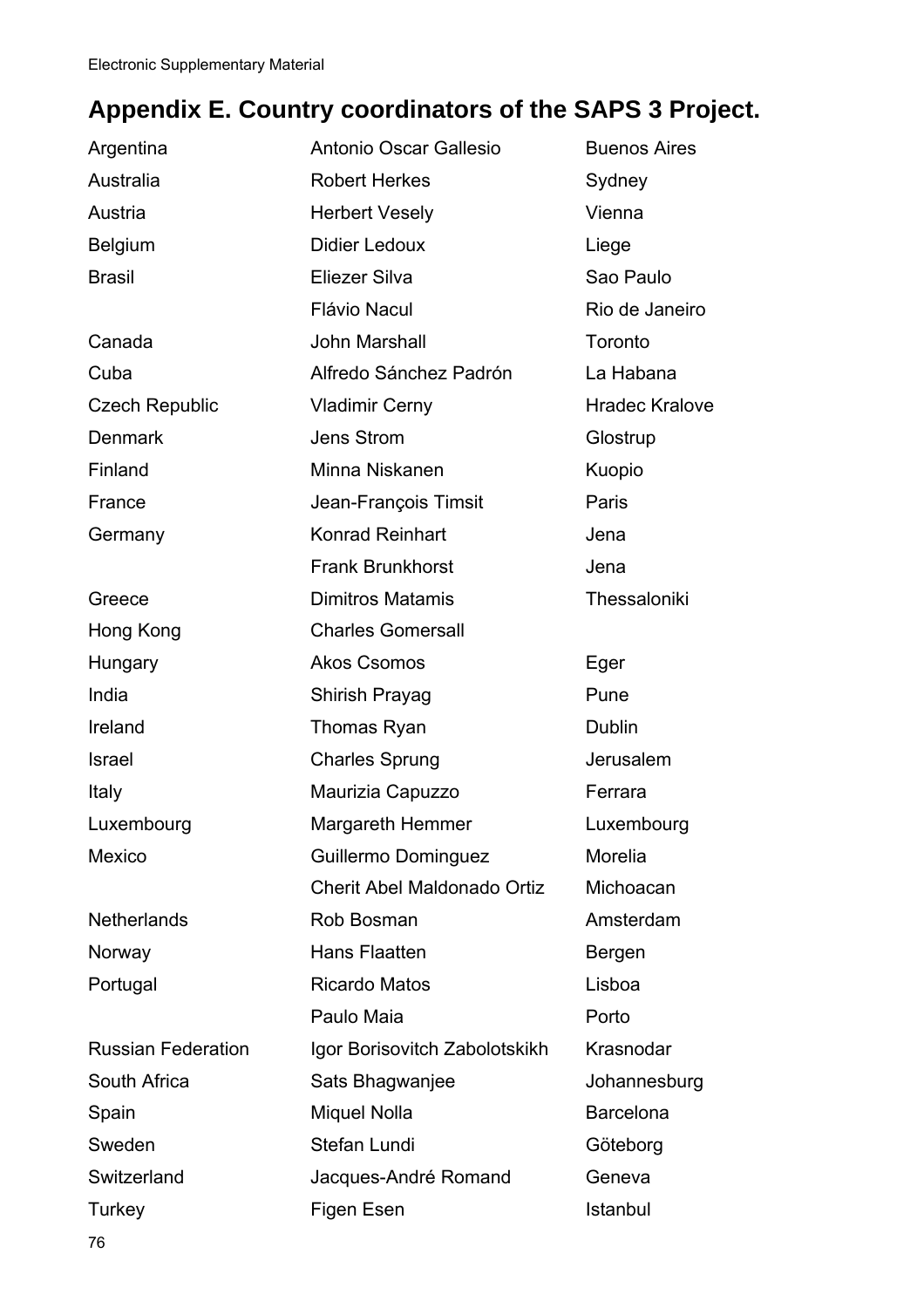## Appendix E. Country coordinators of the SAPS 3 Project.

| | | |
|---|---|---|
| Argentina | Antonio Oscar Gallesio | Buenos Aires |
| Australia | Robert Herkes | Sydney |
| Austria | Herbert Vesely | Vienna |
| Belgium | Didier Ledoux | Liege |
| Brasil | Eliezer Silva | Sao Paulo |
| | Flávio Nacul | Rio de Janeiro |
| Canada | John Marshall | Toronto |
| Cuba | Alfredo Sánchez Padrón | La Habana |
| Czech Republic | Vladimir Cerny | Hradec Kralove |
| Denmark | Jens Strom | Glostrup |
| Finland | Minna Niskanen | Kuopio |
| France | Jean-François Timsit | Paris |
| Germany | Konrad Reinhart | Jena |
| | Frank Brunkhorst | Jena |
| Greece | Dimitros Matamis | Thessaloniki |
| Hong Kong | Charles Gomersall | |
| Hungary | Akos Csomos | Eger |
| India | Shirish Prayag | Pune |
| Ireland | Thomas Ryan | Dublin |
| Israel | Charles Sprung | Jerusalem |
| Italy | Maurizia Capuzzo | Ferrara |
| Luxembourg | Margareth Hemmer | Luxembourg |
| Mexico | Guillermo Dominguez | Morelia |
| | Cherit Abel Maldonado Ortiz | Michoacan |
| Netherlands | Rob Bosman | Amsterdam |
| Norway | Hans Flaatten | Bergen |
| Portugal | Ricardo Matos | Lisboa |
| | Paulo Maia | Porto |
| Russian Federation | Igor Borisovitch Zabolotskikh | Krasnodar |
| South Africa | Sats Bhagwanjee | Johannesburg |
| Spain | Miquel Nolla | Barcelona |
| Sweden | Stefan Lundi | Göteborg |
| Switzerland | Jacques-André Romand | Geneva |
| Turkey | Figen Esen | Istanbul |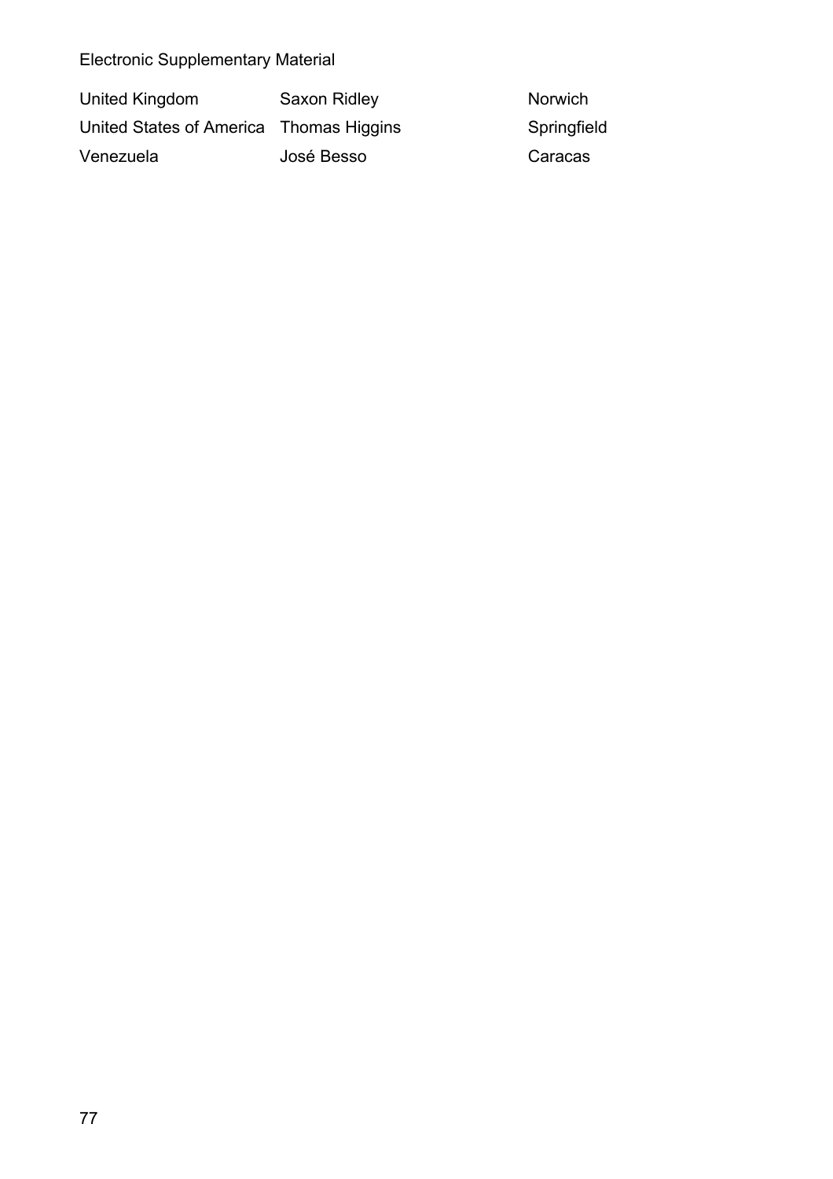| | | |
|---|---|---|
| United Kingdom | Saxon Ridley | Norwich |
| United States of America | Thomas Higgins | Springfield |
| Venezuela | José Besso | Caracas |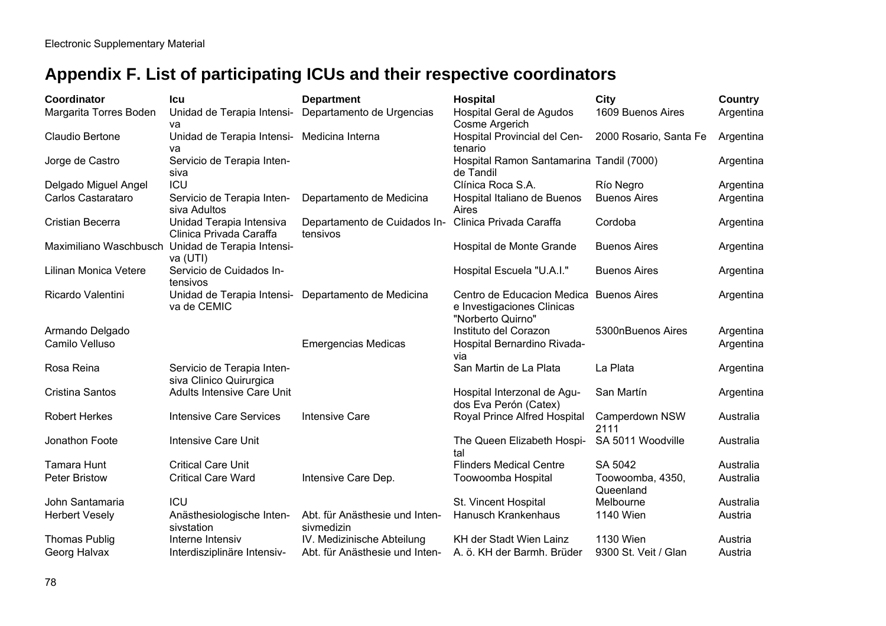Electronic Supplementary Material

# Appendix F. List of participating ICUs and their respective coordinators

| Coordinator | Icu | Department | Hospital | City | Country |
|---|---|---|---|---|---|
| Margarita Torres Boden | Unidad de Terapia Intensiva | Departamento de Urgencias | Hospital Geral de Agudos Cosme Argerich | 1609 Buenos Aires | Argentina |
| Claudio Bertone | Unidad de Terapia Intensiva | Medicina Interna | Hospital Provincial del Centenario | 2000 Rosario, Santa Fe | Argentina |
| Jorge de Castro | Servicio de Terapia Intensiva | | Hospital Ramon Santamarina de Tandil | Tandil (7000) | Argentina |
| Delgado Miguel Angel | ICU | | Clínica Roca S.A. | Río Negro | Argentina |
| Carlos Castarataro | Servicio de Terapia Intensiva Adultos | Departamento de Medicina | Hospital Italiano de Buenos Aires | Buenos Aires | Argentina |
| Cristian Becerra | Unidad Terapia Intensiva Clinica Privada Caraffa | Departamento de Cuidados Intensivos | Clinica Privada Caraffa | Cordoba | Argentina |
| Maximiliano Waschbusch | Unidad de Terapia Intensiva (UTI) | | Hospital de Monte Grande | Buenos Aires | Argentina |
| Lilinan Monica Vetere | Servicio de Cuidados Intensivos | | Hospital Escuela "U.A.I." | Buenos Aires | Argentina |
| Ricardo Valentini | Unidad de Terapia Intensiva de CEMIC | Departamento de Medicina | Centro de Educacion Medica e Investigaciones Clinicas "Norberto Quirno" | Buenos Aires | Argentina |
| Armando Delgado | | | Instituto del Corazon | 5300nBuenos Aires | Argentina |
| Camilo Velluso | | Emergencias Medicas | Hospital Bernardino Rivadavia | | Argentina |
| Rosa Reina | Servicio de Terapia Intensiva Clinico Quirurgica | | San Martin de La Plata | La Plata | Argentina |
| Cristina Santos | Adults Intensive Care Unit | | Hospital Interzonal de Agudos Eva Perón (Catex) | San Martín | Argentina |
| Robert Herkes | Intensive Care Services | Intensive Care | Royal Prince Alfred Hospital | Camperdown NSW 2111 | Australia |
| Jonathon Foote | Intensive Care Unit | | The Queen Elizabeth Hospital | SA 5011 Woodville | Australia |
| Tamara Hunt | Critical Care Unit | | Flinders Medical Centre | SA 5042 | Australia |
| Peter Bristow | Critical Care Ward | Intensive Care Dep. | Toowoomba Hospital | Toowoomba, 4350, Queenland | Australia |
| John Santamaria | ICU | | St. Vincent Hospital | Melbourne | Australia |
| Herbert Vesely | Anästhesiologische Intensivstation | Abt. für Anästhesie und Intensivmedizin | Hanusch Krankenhaus | 1140 Wien | Austria |
| Thomas Publig | Interne Intensiv | IV. Medizinische Abteilung | KH der Stadt Wien Lainz | 1130 Wien | Austria |
| Georg Halvax | Interdisziplinäre Intensiv- | Abt. für Anästhesie und Inten- | A. ö. KH der Barmh. Brüder | 9300 St. Veit / Glan | Austria |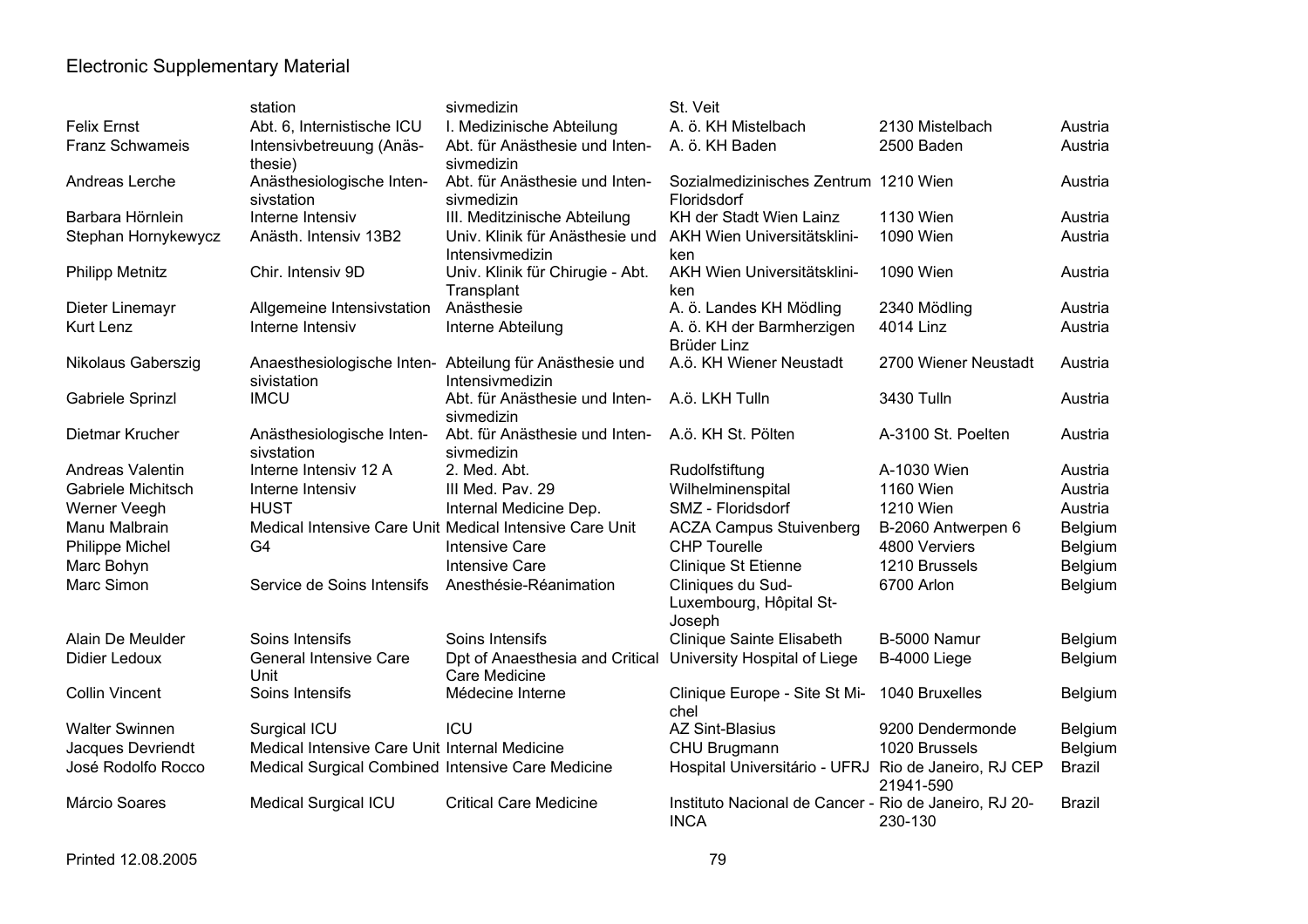# Electronic Supplementary Material

| | | | | | |
|---|---|---|---|---|---|
| | station | sivmedizin | St. Veit | | |
| Felix Ernst | Abt. 6, Internistische ICU | I. Medizinische Abteilung | A. ö. KH Mistelbach | 2130 Mistelbach | Austria |
| Franz Schwameis | Intensivbetreuung (Anästhesie) | Abt. für Anästhesie und Intensivmedizin | A. ö. KH Baden | 2500 Baden | Austria |
| Andreas Lerche | Anästhesiologische Intensivstation | Abt. für Anästhesie und Intensivmedizin | Sozialmedizinisches Zentrum Floridsdorf | 1210 Wien | Austria |
| Barbara Hörnlein | Interne Intensiv | III. Meditzinische Abteilung | KH der Stadt Wien Lainz | 1130 Wien | Austria |
| Stephan Hornykewycz | Anästh. Intensiv 13B2 | Univ. Klinik für Anästhesie und Intensivmedizin | AKH Wien Universitätskliniken | 1090 Wien | Austria |
| Philipp Metnitz | Chir. Intensiv 9D | Univ. Klinik für Chirugie - Abt. Transplant | AKH Wien Universitätskliniken | 1090 Wien | Austria |
| Dieter Linemayr | Allgemeine Intensivstation | Anästhesie | A. ö. Landes KH Mödling | 2340 Mödling | Austria |
| Kurt Lenz | Interne Intensiv | Interne Abteilung | A. ö. KH der Barmherzigen Brüder Linz | 4014 Linz | Austria |
| Nikolaus Gaberszig | Anaesthesiologische Intensivistation | Abteilung für Anästhesie und Intensivmedizin | A.ö. KH Wiener Neustadt | 2700 Wiener Neustadt | Austria |
| Gabriele Sprinzl | IMCU | Abt. für Anästhesie und Intensivmedizin | A.ö. LKH Tulln | 3430 Tulln | Austria |
| Dietmar Krucher | Anästhesiologische Intensivstation | Abt. für Anästhesie und Intensivmedizin | A.ö. KH St. Pölten | A-3100 St. Poelten | Austria |
| Andreas Valentin | Interne Intensiv 12 A | 2. Med. Abt. | Rudolfstiftung | A-1030 Wien | Austria |
| Gabriele Michitsch | Interne Intensiv | III Med. Pav. 29 | Wilhelminenspital | 1160 Wien | Austria |
| Werner Veegh | HUST | Internal Medicine Dep. | SMZ - Floridsdorf | 1210 Wien | Austria |
| Manu Malbrain | Medical Intensive Care Unit | Medical Intensive Care Unit | ACZA Campus Stuivenberg | B-2060 Antwerpen 6 | Belgium |
| Philippe Michel | G4 | Intensive Care | CHP Tourelle | 4800 Verviers | Belgium |
| Marc Bohyn | | Intensive Care | Clinique St Etienne | 1210 Brussels | Belgium |
| Marc Simon | Service de Soins Intensifs | Anesthésie-Réanimation | Cliniques du Sud-Luxembourg, Hôpital St-Joseph | 6700 Arlon | Belgium |
| Alain De Meulder | Soins Intensifs | Soins Intensifs | Clinique Sainte Elisabeth | B-5000 Namur | Belgium |
| Didier Ledoux | General Intensive Care Unit | Dpt of Anaesthesia and Critical Care Medicine | University Hospital of Liege | B-4000 Liege | Belgium |
| Collin Vincent | Soins Intensifs | Médecine Interne | Clinique Europe - Site St Michel | 1040 Bruxelles | Belgium |
| Walter Swinnen | Surgical ICU | ICU | AZ Sint-Blasius | 9200 Dendermonde | Belgium |
| Jacques Devriendt | Medical Intensive Care Unit | Internal Medicine | CHU Brugmann | 1020 Brussels | Belgium |
| José Rodolfo Rocco | Medical Surgical Combined | Intensive Care Medicine | Hospital Universitário - UFRJ | Rio de Janeiro, RJ CEP 21941-590 | Brazil |
| Márcio Soares | Medical Surgical ICU | Critical Care Medicine | Instituto Nacional de Cancer - INCA | Rio de Janeiro, RJ 20-230-130 | Brazil |

Printed 12.08.2005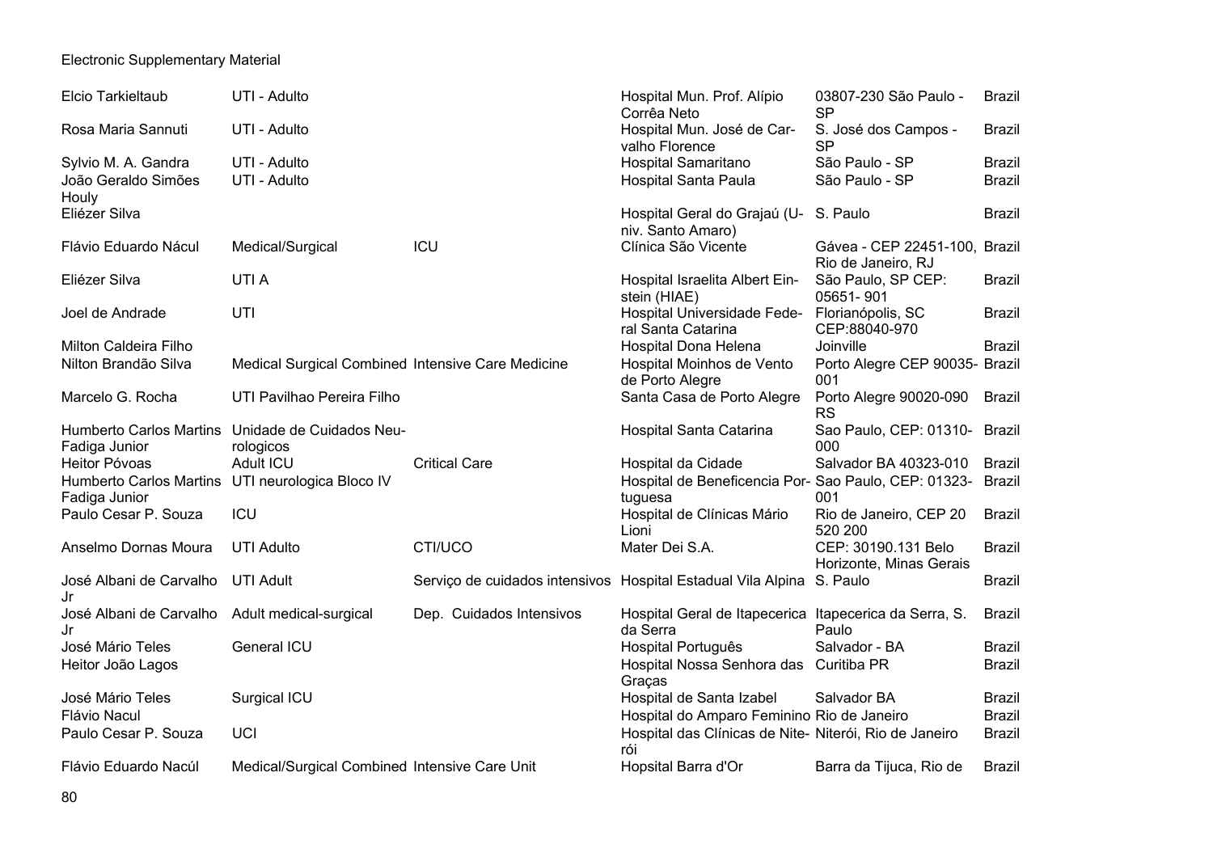| | | | | | |
|---|---|---|---|---|---|
| Elcio Tarkieltaub | UTI - Adulto | | Hospital Mun. Prof. Alípio Corrêa Neto | 03807-230 São Paulo - SP | Brazil |
| Rosa Maria Sannuti | UTI - Adulto | | Hospital Mun. José de Carvalho Florence | S. José dos Campos - SP | Brazil |
| Sylvio M. A. Gandra | UTI - Adulto | | Hospital Samaritano | São Paulo - SP | Brazil |
| João Geraldo Simões Houly | UTI - Adulto | | Hospital Santa Paula | São Paulo - SP | Brazil |
| Eliézer Silva | | | Hospital Geral do Grajaú (Univ. Santo Amaro) | S. Paulo | Brazil |
| Flávio Eduardo Nácul | Medical/Surgical | ICU | Clínica São Vicente | Gávea - CEP 22451-100, Rio de Janeiro, RJ | Brazil |
| Eliézer Silva | UTI A | | Hospital Israelita Albert Einstein (HIAE) | São Paulo, SP CEP: 05651- 901 | Brazil |
| Joel de Andrade | UTI | | Hospital Universidade Federal Santa Catarina | Florianópolis, SC CEP:88040-970 | Brazil |
| Milton Caldeira Filho | | | Hospital Dona Helena | Joinville | Brazil |
| Nilton Brandão Silva | Medical Surgical Combined | Intensive Care Medicine | Hospital Moinhos de Vento de Porto Alegre | Porto Alegre CEP 90035-001 | Brazil |
| Marcelo G. Rocha | UTI Pavilhao Pereira Filho | | Santa Casa de Porto Alegre | Porto Alegre 90020-090 RS | Brazil |
| Humberto Carlos Martins Fadiga Junior | Unidade de Cuidados Neurologicos | | Hospital Santa Catarina | Sao Paulo, CEP: 01310-000 | Brazil |
| Heitor Póvoas | Adult ICU | Critical Care | Hospital da Cidade | Salvador BA 40323-010 | Brazil |
| Humberto Carlos Martins Fadiga Junior | UTI neurologica Bloco IV | | Hospital de Beneficencia Portuguesa | Sao Paulo, CEP: 01323-001 | Brazil |
| Paulo Cesar P. Souza | ICU | | Hospital de Clínicas Mário Lioni | Rio de Janeiro, CEP 20 520 200 | Brazil |
| Anselmo Dornas Moura | UTI Adulto | CTI/UCO | Mater Dei S.A. | CEP: 30190.131 Belo Horizonte, Minas Gerais | Brazil |
| José Albani de Carvalho Jr | UTI Adult | Serviço de cuidados intensivos | Hospital Estadual Vila Alpina | S. Paulo | Brazil |
| José Albani de Carvalho Jr | Adult medical-surgical | Dep. Cuidados Intensivos | Hospital Geral de Itapecerica da Serra | Itapecerica da Serra, S. Paulo | Brazil |
| José Mário Teles | General ICU | | Hospital Português | Salvador - BA | Brazil |
| Heitor João Lagos | | | Hospital Nossa Senhora das Graças | Curitiba PR | Brazil |
| José Mário Teles | Surgical ICU | | Hospital de Santa Izabel | Salvador BA | Brazil |
| Flávio Nacul | | | Hospital do Amparo Feminino | Rio de Janeiro | Brazil |
| Paulo Cesar P. Souza | UCI | | Hospital das Clínicas de Niterói | Niterói, Rio de Janeiro | Brazil |
| Flávio Eduardo Nacúl | Medical/Surgical Combined | Intensive Care Unit | Hopsital Barra d'Or | Barra da Tijuca, Rio de | Brazil |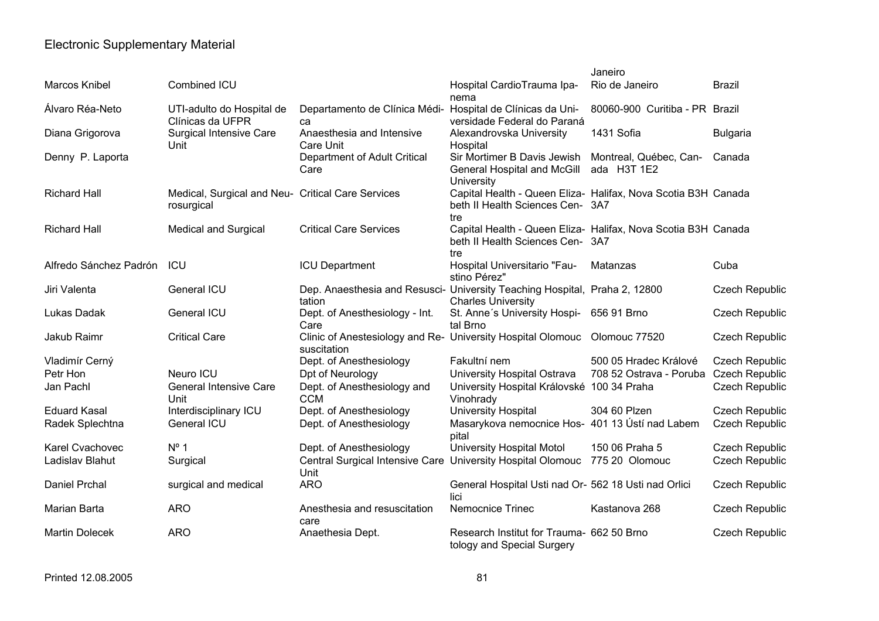Electronic Supplementary Material

| | | | | | |
|---|---|---|---|---|---|
| | | | | Janeiro | |
| Marcos Knibel | Combined ICU | | Hospital CardioTrauma Ipanema | Rio de Janeiro | Brazil |
| Álvaro Réa-Neto | UTI-adulto do Hospital de Clínicas da UFPR | Departamento de Clínica Médica | Hospital de Clínicas da Universidade Federal do Paraná | 80060-900 Curitiba - PR | Brazil |
| Diana Grigorova | Surgical Intensive Care Unit | Anaesthesia and Intensive Care Unit | Alexandrovska University Hospital | 1431 Sofia | Bulgaria |
| Denny P. Laporta | | Department of Adult Critical Care | Sir Mortimer B Davis Jewish General Hospital and McGill University | Montreal, Québec, Canada H3T 1E2 | Canada |
| Richard Hall | Medical, Surgical and Neurosurgical | Critical Care Services | Capital Health - Queen Elizabeth II Health Sciences Centre | Halifax, Nova Scotia B3H 3A7 | Canada |
| Richard Hall | Medical and Surgical | Critical Care Services | Capital Health - Queen Elizabeth II Health Sciences Centre | Halifax, Nova Scotia B3H 3A7 | Canada |
| Alfredo Sánchez Padrón | ICU | ICU Department | Hospital Universitario "Faustino Pérez" | Matanzas | Cuba |
| Jiri Valenta | General ICU | Dep. Anaesthesia and Resuscitation | University Teaching Hospital, Charles University | Praha 2, 12800 | Czech Republic |
| Lukas Dadak | General ICU | Dept. of Anesthesiology - Int. Care | St. Anne´s University Hospital Brno | 656 91 Brno | Czech Republic |
| Jakub Raimr | Critical Care | Clinic of Anestesiology and Resuscitation | University Hospital Olomouc | Olomouc 77520 | Czech Republic |
| Vladimír Cerný | | Dept. of Anesthesiology | Fakultní nem | 500 05 Hradec Králové | Czech Republic |
| Petr Hon | Neuro ICU | Dpt of Neurology | University Hospital Ostrava | 708 52 Ostrava - Poruba | Czech Republic |
| Jan Pachl | General Intensive Care Unit | Dept. of Anesthesiology and CCM | University Hospital Královské Vinohrady | 100 34 Praha | Czech Republic |
| Eduard Kasal | Interdisciplinary ICU | Dept. of Anesthesiology | University Hospital | 304 60 Plzen | Czech Republic |
| Radek Splechtna | General ICU | Dept. of Anesthesiology | Masarykova nemocnice Hospital | 401 13 Ústí nad Labem | Czech Republic |
| Karel Cvachovec | Nº 1 | Dept. of Anesthesiology | University Hospital Motol | 150 06 Praha 5 | Czech Republic |
| Ladislav Blahut | Surgical | Central Surgical Intensive Care Unit | University Hospital Olomouc | 775 20 Olomouc | Czech Republic |
| Daniel Prchal | surgical and medical | ARO | General Hospital Usti nad Orlici | 562 18 Usti nad Orlici | Czech Republic |
| Marian Barta | ARO | Anesthesia and resuscitation care | Nemocnice Trinec | Kastanova 268 | Czech Republic |
| Martin Dolecek | ARO | Anaethesia Dept. | Research Institut for Traumatology and Special Surgery | 662 50 Brno | Czech Republic |

Printed 12.08.2005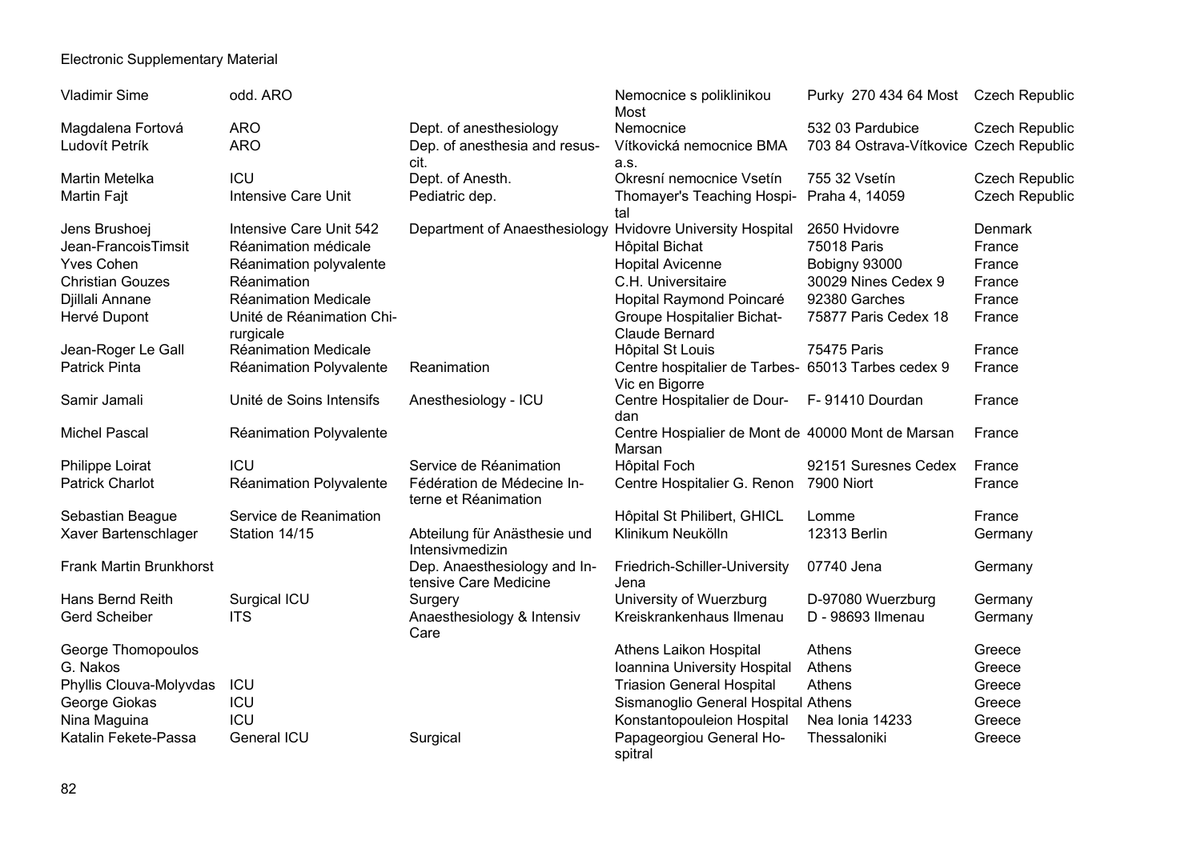Electronic Supplementary Material

| | | | | | |
|---|---|---|---|---|---|
| Vladimir Sime | odd. ARO | | Nemocnice s poliklinikou Most | Purky 270 434 64 Most | Czech Republic |
| Magdalena Fortová | ARO | Dept. of anesthesiology | Nemocnice | 532 03 Pardubice | Czech Republic |
| Ludovít Petrík | ARO | Dep. of anesthesia and resuscit. | Vítkovická nemocnice BMA a.s. | 703 84 Ostrava-Vítkovice | Czech Republic |
| Martin Metelka | ICU | Dept. of Anesth. | Okresní nemocnice Vsetín | 755 32 Vsetín | Czech Republic |
| Martin Fajt | Intensive Care Unit | Pediatric dep. | Thomayer's Teaching Hospital | Praha 4, 14059 | Czech Republic |
| Jens Brushoej | Intensive Care Unit 542 | Department of Anaesthesiology | Hvidovre University Hospital | 2650 Hvidovre | Denmark |
| Jean-FrancoisTimsit | Réanimation médicale | | Hôpital Bichat | 75018 Paris | France |
| Yves Cohen | Réanimation polyvalente | | Hopital Avicenne | Bobigny 93000 | France |
| Christian Gouzes | Réanimation | | C.H. Universitaire | 30029 Nines Cedex 9 | France |
| Djillali Annane | Réanimation Medicale | | Hopital Raymond Poincaré | 92380 Garches | France |
| Hervé Dupont | Unité de Réanimation Chirurgicale | | Groupe Hospitalier Bichat-Claude Bernard | 75877 Paris Cedex 18 | France |
| Jean-Roger Le Gall | Réanimation Medicale | | Hôpital St Louis | 75475 Paris | France |
| Patrick Pinta | Réanimation Polyvalente | Reanimation | Centre hospitalier de Tarbes-Vic en Bigorre | 65013 Tarbes cedex 9 | France |
| Samir Jamali | Unité de Soins Intensifs | Anesthesiology - ICU | Centre Hospitalier de Dourdan | F- 91410 Dourdan | France |
| Michel Pascal | Réanimation Polyvalente | | Centre Hospialier de Mont de Marsan | 40000 Mont de Marsan | France |
| Philippe Loirat | ICU | Service de Réanimation | Hôpital Foch | 92151 Suresnes Cedex | France |
| Patrick Charlot | Réanimation Polyvalente | Fédération de Médecine Interne et Réanimation | Centre Hospitalier G. Renon | 7900 Niort | France |
| Sebastian Beague | Service de Reanimation | | Hôpital St Philibert, GHICL | Lomme | France |
| Xaver Bartenschlager | Station 14/15 | Abteilung für Anästhesie und Intensivmedizin | Klinikum Neukölln | 12313 Berlin | Germany |
| Frank Martin Brunkhorst | | Dep. Anaesthesiology and Intensive Care Medicine | Friedrich-Schiller-University Jena | 07740 Jena | Germany |
| Hans Bernd Reith | Surgical ICU | Surgery | University of Wuerzburg | D-97080 Wuerzburg | Germany |
| Gerd Scheiber | ITS | Anaesthesiology & Intensiv Care | Kreiskrankenhaus Ilmenau | D - 98693 Ilmenau | Germany |
| George Thomopoulos | | | Athens Laikon Hospital | Athens | Greece |
| G. Nakos | | | Ioannina University Hospital | Athens | Greece |
| Phyllis Clouva-Molyvdas | ICU | | Triasion General Hospital | Athens | Greece |
| George Giokas | ICU | | Sismanoglio General Hospital | Athens | Greece |
| Nina Maguina | ICU | | Konstantopouleion Hospital | Nea Ionia 14233 | Greece |
| Katalin Fekete-Passa | General ICU | Surgical | Papageorgiou General Hospitral | Thessaloniki | Greece |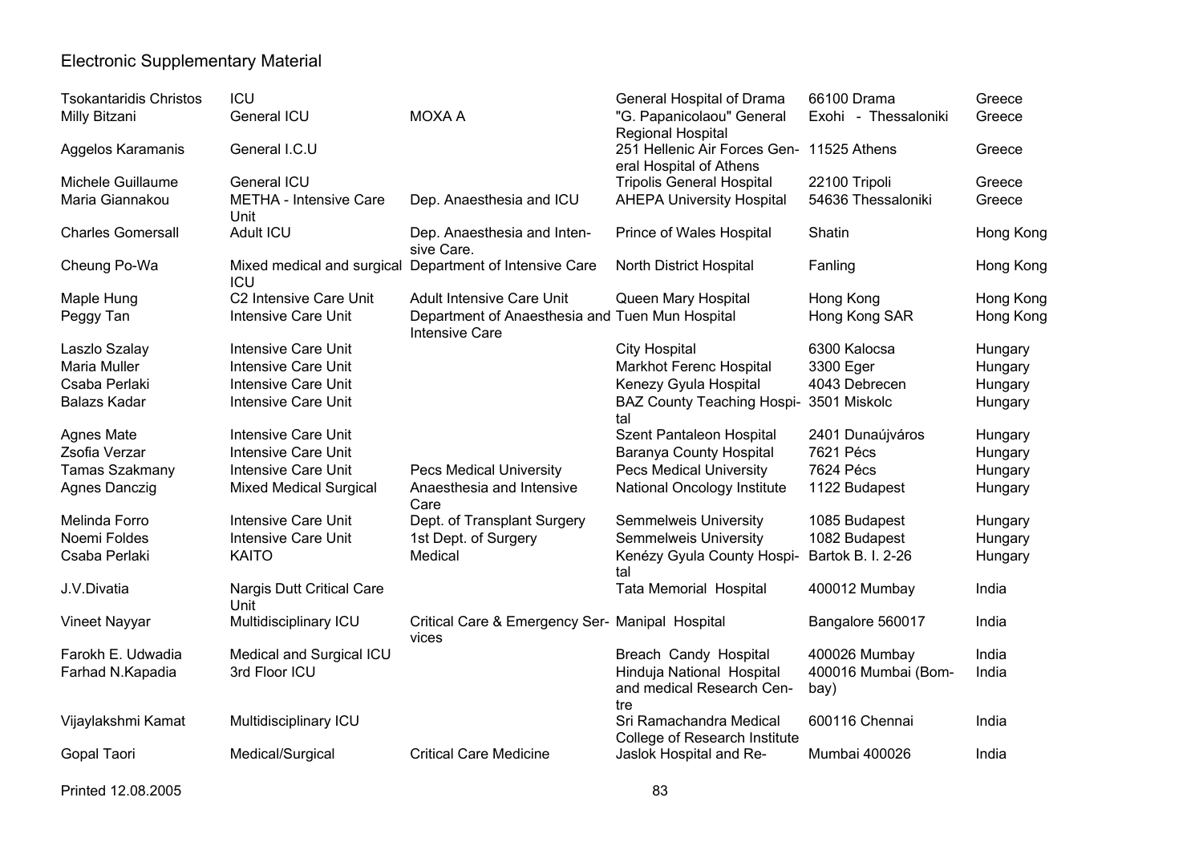# Electronic Supplementary Material

| | | | | | |
|---|---|---|---|---|---|
| Tsokantaridis Christos | ICU | | General Hospital of Drama | 66100 Drama | Greece |
| Milly Bitzani | General ICU | MOXA A | "G. Papanicolaou" General Regional Hospital | Exohi - Thessaloniki | Greece |
| Aggelos Karamanis | General I.C.U | | 251 Hellenic Air Forces General Hospital of Athens | 11525 Athens | Greece |
| Michele Guillaume | General ICU | | Tripolis General Hospital | 22100 Tripoli | Greece |
| Maria Giannakou | METHA - Intensive Care Unit | Dep. Anaesthesia and ICU | AHEPA University Hospital | 54636 Thessaloniki | Greece |
| Charles Gomersall | Adult ICU | Dep. Anaesthesia and Intensive Care. | Prince of Wales Hospital | Shatin | Hong Kong |
| Cheung Po-Wa | Mixed medical and surgical ICU | Department of Intensive Care | North District Hospital | Fanling | Hong Kong |
| Maple Hung | C2 Intensive Care Unit | Adult Intensive Care Unit | Queen Mary Hospital | Hong Kong | Hong Kong |
| Peggy Tan | Intensive Care Unit | Department of Anaesthesia and Intensive Care | Tuen Mun Hospital | Hong Kong SAR | Hong Kong |
| Laszlo Szalay | Intensive Care Unit | | City Hospital | 6300 Kalocsa | Hungary |
| Maria Muller | Intensive Care Unit | | Markhot Ferenc Hospital | 3300 Eger | Hungary |
| Csaba Perlaki | Intensive Care Unit | | Kenezy Gyula Hospital | 4043 Debrecen | Hungary |
| Balazs Kadar | Intensive Care Unit | | BAZ County Teaching Hospital | 3501 Miskolc | Hungary |
| Agnes Mate | Intensive Care Unit | | Szent Pantaleon Hospital | 2401 Dunaújváros | Hungary |
| Zsofia Verzar | Intensive Care Unit | | Baranya County Hospital | 7621 Pécs | Hungary |
| Tamas Szakmany | Intensive Care Unit | Pecs Medical University | Pecs Medical University | 7624 Pécs | Hungary |
| Agnes Danczig | Mixed Medical Surgical | Anaesthesia and Intensive Care | National Oncology Institute | 1122 Budapest | Hungary |
| Melinda Forro | Intensive Care Unit | Dept. of Transplant Surgery | Semmelweis University | 1085 Budapest | Hungary |
| Noemi Foldes | Intensive Care Unit | 1st Dept. of Surgery | Semmelweis University | 1082 Budapest | Hungary |
| Csaba Perlaki | KAITO | Medical | Kenézy Gyula County Hospital | Bartok B. l. 2-26 | Hungary |
| J.V.Divatia | Nargis Dutt Critical Care Unit | | Tata Memorial Hospital | 400012 Mumbay | India |
| Vineet Nayyar | Multidisciplinary ICU | Critical Care & Emergency Services | Manipal Hospital | Bangalore 560017 | India |
| Farokh E. Udwadia | Medical and Surgical ICU | | Breach Candy Hospital | 400026 Mumbay | India |
| Farhad N.Kapadia | 3rd Floor ICU | | Hinduja National Hospital and medical Research Centre | 400016 Mumbai (Bombay) | India |
| Vijaylakshmi Kamat | Multidisciplinary ICU | | Sri Ramachandra Medical College of Research Institute | 600116 Chennai | India |
| Gopal Taori | Medical/Surgical | Critical Care Medicine | Jaslok Hospital and Re- | Mumbai 400026 | India |

Printed 12.08.2005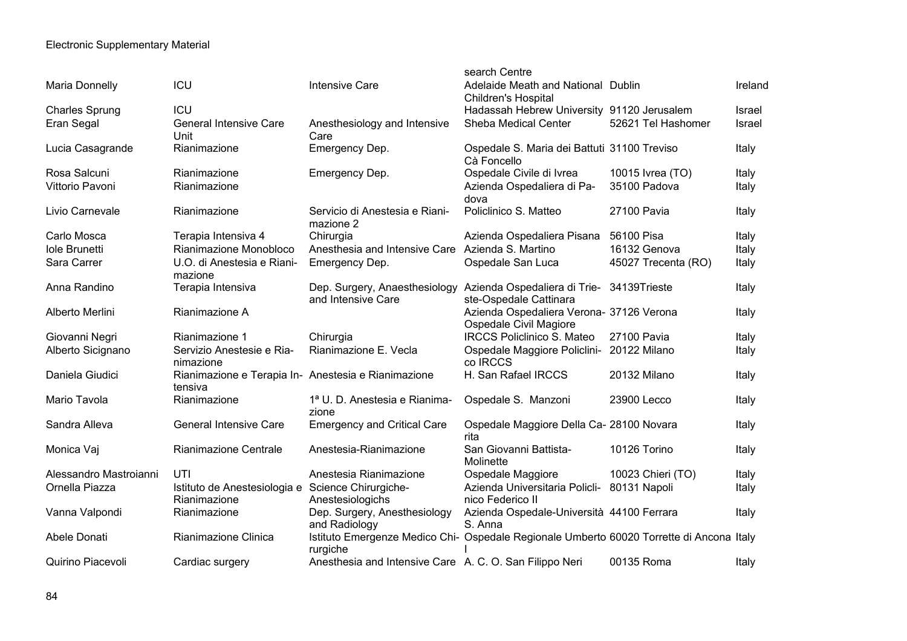| | | | search Centre | | |
|---|---|---|---|---|---|
| Maria Donnelly | ICU | Intensive Care | Adelaide Meath and National Children's Hospital | Dublin | Ireland |
| Charles Sprung | ICU | | Hadassah Hebrew University | 91120 Jerusalem | Israel |
| Eran Segal | General Intensive Care Unit | Anesthesiology and Intensive Care | Sheba Medical Center | 52621 Tel Hashomer | Israel |
| Lucia Casagrande | Rianimazione | Emergency Dep. | Ospedale S. Maria dei Battuti Cà Foncello | 31100 Treviso | Italy |
| Rosa Salcuni | Rianimazione | Emergency Dep. | Ospedale Civile di Ivrea | 10015 Ivrea (TO) | Italy |
| Vittorio Pavoni | Rianimazione | | Azienda Ospedaliera di Padova | 35100 Padova | Italy |
| Livio Carnevale | Rianimazione | Servicio di Anestesia e Rianimazione 2 | Policlinico S. Matteo | 27100 Pavia | Italy |
| Carlo Mosca | Terapia Intensiva 4 | Chirurgia | Azienda Ospedaliera Pisana | 56100 Pisa | Italy |
| Iole Brunetti | Rianimazione Monobloco | Anesthesia and Intensive Care | Azienda S. Martino | 16132 Genova | Italy |
| Sara Carrer | U.O. di Anestesia e Rianimazione | Emergency Dep. | Ospedale San Luca | 45027 Trecenta (RO) | Italy |
| Anna Randino | Terapia Intensiva | Dep. Surgery, Anaesthesiology and Intensive Care | Azienda Ospedaliera di Trieste-Ospedale Cattinara | 34139Trieste | Italy |
| Alberto Merlini | Rianimazione A | | Azienda Ospedaliera Verona-Ospedale Civil Magiore | 37126 Verona | Italy |
| Giovanni Negri | Rianimazione 1 | Chirurgia | IRCCS Policlinico S. Mateo | 27100 Pavia | Italy |
| Alberto Sicignano | Servizio Anestesie e Rianimazione | Rianimazione E. Vecla | Ospedale Maggiore Policlinico IRCCS | 20122 Milano | Italy |
| Daniela Giudici | Rianimazione e Terapia Intensiva | Anestesia e Rianimazione | H. San Rafael IRCCS | 20132 Milano | Italy |
| Mario Tavola | Rianimazione | 1ª U. D. Anestesia e Rianimazione | Ospedale S. Manzoni | 23900 Lecco | Italy |
| Sandra Alleva | General Intensive Care | Emergency and Critical Care | Ospedale Maggiore Della Carita | 28100 Novara | Italy |
| Monica Vaj | Rianimazione Centrale | Anestesia-Rianimazione | San Giovanni Battista-Molinette | 10126 Torino | Italy |
| Alessandro Mastroianni | UTI | Anestesia Rianimazione | Ospedale Maggiore | 10023 Chieri (TO) | Italy |
| Ornella Piazza | Istituto de Anestesiologia e Rianimazione | Science Chirurgiche-Anestesiologichs | Azienda Universitaria Policlinico Federico II | 80131 Napoli | Italy |
| Vanna Valpondi | Rianimazione | Dep. Surgery, Anesthesiology and Radiology | Azienda Ospedale-Università S. Anna | 44100 Ferrara | Italy |
| Abele Donati | Rianimazione Clinica | Istituto Emergenze Medico Chirurgiche | Ospedale Regionale Umberto I | 60020 Torrette di Ancona | Italy |
| Quirino Piacevoli | Cardiac surgery | Anesthesia and Intensive Care | A. C. O. San Filippo Neri | 00135 Roma | Italy |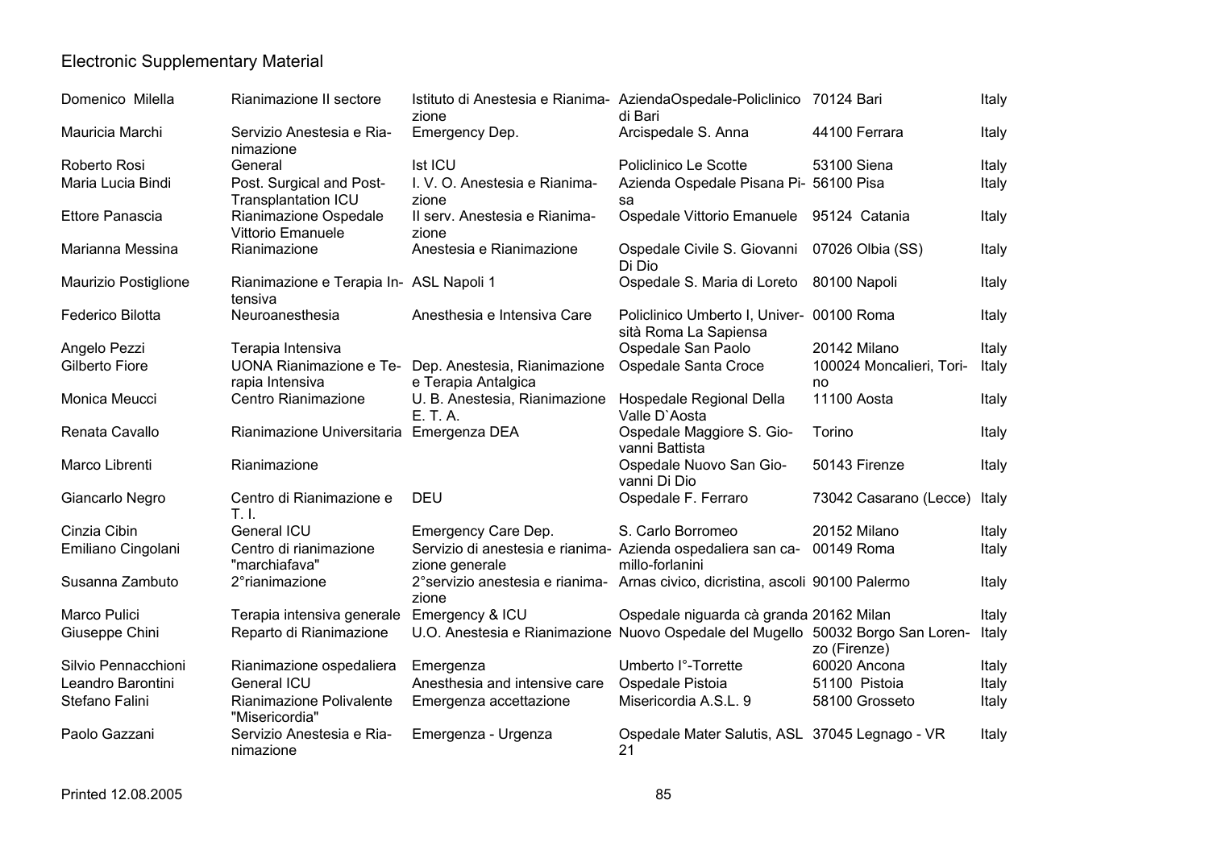Electronic Supplementary Material

| | | | | | |
|---|---|---|---|---|---|
| Domenico Milella | Rianimazione II sectore | Istituto di Anestesia e Rianimazione | AziendaOspedale-Policlinico di Bari | 70124 Bari | Italy |
| Mauricia Marchi | Servizio Anestesia e Rianimazione | Emergency Dep. | Arcispedale S. Anna | 44100 Ferrara | Italy |
| Roberto Rosi | General | Ist ICU | Policlinico Le Scotte | 53100 Siena | Italy |
| Maria Lucia Bindi | Post. Surgical and Post-Transplantation ICU | I. V. O. Anestesia e Rianimazione | Azienda Ospedale Pisana Pisa | 56100 Pisa | Italy |
| Ettore Panascia | Rianimazione Ospedale Vittorio Emanuele | II serv. Anestesia e Rianimazione | Ospedale Vittorio Emanuele | 95124 Catania | Italy |
| Marianna Messina | Rianimazione | Anestesia e Rianimazione | Ospedale Civile S. Giovanni Di Dio | 07026 Olbia (SS) | Italy |
| Maurizio Postiglione | Rianimazione e Terapia Intensiva | ASL Napoli 1 | Ospedale S. Maria di Loreto | 80100 Napoli | Italy |
| Federico Bilotta | Neuroanesthesia | Anesthesia e Intensiva Care | Policlinico Umberto I, Università Roma La Sapiensa | 00100 Roma | Italy |
| Angelo Pezzi | Terapia Intensiva | | Ospedale San Paolo | 20142 Milano | Italy |
| Gilberto Fiore | UONA Rianimazione e Terapia Intensiva | Dep. Anestesia, Rianimazione e Terapia Antalgica | Ospedale Santa Croce | 100024 Moncalieri, Torino | Italy |
| Monica Meucci | Centro Rianimazione | U. B. Anestesia, Rianimazione E. T. A. | Hospedale Regional Della Valle D`Aosta | 11100 Aosta | Italy |
| Renata Cavallo | Rianimazione Universitaria | Emergenza DEA | Ospedale Maggiore S. Giovanni Battista | Torino | Italy |
| Marco Librenti | Rianimazione | | Ospedale Nuovo San Giovanni Di Dio | 50143 Firenze | Italy |
| Giancarlo Negro | Centro di Rianimazione e T. I. | DEU | Ospedale F. Ferraro | 73042 Casarano (Lecce) | Italy |
| Cinzia Cibin | General ICU | Emergency Care Dep. | S. Carlo Borromeo | 20152 Milano | Italy |
| Emiliano Cingolani | Centro di rianimazione "marchiafava" | Servizio di anestesia e rianimazione generale | Azienda ospedaliera san camillo-forlanini | 00149 Roma | Italy |
| Susanna Zambuto | 2°rianimazione | 2°servizio anestesia e rianimazione | Arnas civico, dicristina, ascoli | 90100 Palermo | Italy |
| Marco Pulici | Terapia intensiva generale | Emergency & ICU | Ospedale niguarda cà granda | 20162 Milan | Italy |
| Giuseppe Chini | Reparto di Rianimazione | U.O. Anestesia e Rianimazione | Nuovo Ospedale del Mugello | 50032 Borgo San Lorenzo (Firenze) | Italy |
| Silvio Pennacchioni | Rianimazione ospedaliera | Emergenza | Umberto I°-Torrette | 60020 Ancona | Italy |
| Leandro Barontini | General ICU | Anesthesia and intensive care | Ospedale Pistoia | 51100 Pistoia | Italy |
| Stefano Falini | Rianimazione Polivalente "Misericordia" | Emergenza accettazione | Misericordia A.S.L. 9 | 58100 Grosseto | Italy |
| Paolo Gazzani | Servizio Anestesia e Rianimazione | Emergenza - Urgenza | Ospedale Mater Salutis, ASL 21 | 37045 Legnago - VR | Italy |

Printed 12.08.2005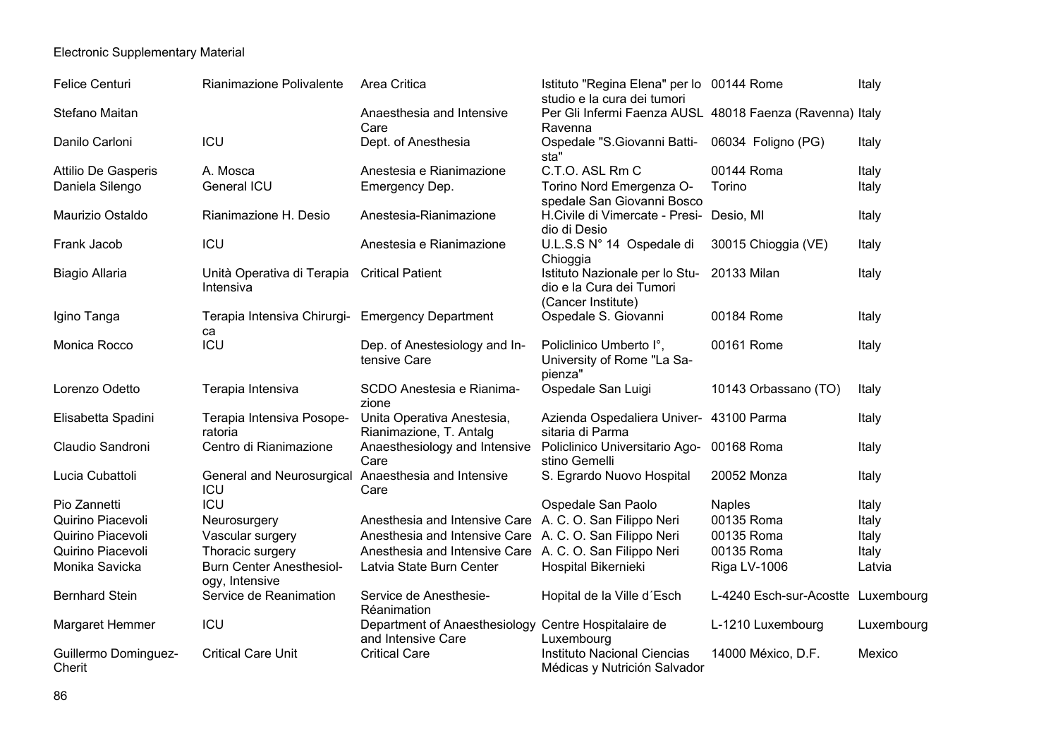Electronic Supplementary Material

| | | | | | |
|---|---|---|---|---|---|
| Felice Centuri | Rianimazione Polivalente | Area Critica | Istituto "Regina Elena" per lo studio e la cura dei tumori | 00144 Rome | Italy |
| Stefano Maitan | | Anaesthesia and Intensive Care | Per Gli Infermi Faenza AUSL Ravenna | 48018 Faenza (Ravenna) | Italy |
| Danilo Carloni | ICU | Dept. of Anesthesia | Ospedale "S.Giovanni Batti-sta" | 06034 Foligno (PG) | Italy |
| Attilio De Gasperis | A. Mosca | Anestesia e Rianimazione | C.T.O. ASL Rm C | 00144 Roma | Italy |
| Daniela Silengo | General ICU | Emergency Dep. | Torino Nord Emergenza O-spedale San Giovanni Bosco | Torino | Italy |
| Maurizio Ostaldo | Rianimazione H. Desio | Anestesia-Rianimazione | H.Civile di Vimercate - Presi-dio di Desio | Desio, MI | Italy |
| Frank Jacob | ICU | Anestesia e Rianimazione | U.L.S.S N° 14 Ospedale di Chioggia | 30015 Chioggia (VE) | Italy |
| Biagio Allaria | Unità Operativa di Terapia Intensiva | Critical Patient | Istituto Nazionale per lo Stu-dio e la Cura dei Tumori (Cancer Institute) | 20133 Milan | Italy |
| Igino Tanga | Terapia Intensiva Chirurgi-ca | Emergency Department | Ospedale S. Giovanni | 00184 Rome | Italy |
| Monica Rocco | ICU | Dep. of Anestesiology and In-tensive Care | Policlinico Umberto I°, University of Rome "La Sa-pienza" | 00161 Rome | Italy |
| Lorenzo Odetto | Terapia Intensiva | SCDO Anestesia e Rianima-zione | Ospedale San Luigi | 10143 Orbassano (TO) | Italy |
| Elisabetta Spadini | Terapia Intensiva Posope-ratoria | Unita Operativa Anestesia, Rianimazione, T. Antalg | Azienda Ospedaliera Univer-sitaria di Parma | 43100 Parma | Italy |
| Claudio Sandroni | Centro di Rianimazione | Anaesthesiology and Intensive Care | Policlinico Universitario Ago-stino Gemelli | 00168 Roma | Italy |
| Lucia Cubattoli | General and Neurosurgical ICU | Anaesthesia and Intensive Care | S. Egrardo Nuovo Hospital | 20052 Monza | Italy |
| Pio Zannetti | ICU | | Ospedale San Paolo | Naples | Italy |
| Quirino Piacevoli | Neurosurgery | Anesthesia and Intensive Care | A. C. O. San Filippo Neri | 00135 Roma | Italy |
| Quirino Piacevoli | Vascular surgery | Anesthesia and Intensive Care | A. C. O. San Filippo Neri | 00135 Roma | Italy |
| Quirino Piacevoli | Thoracic surgery | Anesthesia and Intensive Care | A. C. O. San Filippo Neri | 00135 Roma | Italy |
| Monika Savicka | Burn Center Anesthesiol-ogy, Intensive | Latvia State Burn Center | Hospital Bikernieki | Riga LV-1006 | Latvia |
| Bernhard Stein | Service de Reanimation | Service de Anesthesie-Réanimation | Hopital de la Ville d´Esch | L-4240 Esch-sur-Acostte | Luxembourg |
| Margaret Hemmer | ICU | Department of Anaesthesiology and Intensive Care | Centre Hospitalaire de Luxembourg | L-1210 Luxembourg | Luxembourg |
| Guillermo Dominguez-Cherit | Critical Care Unit | Critical Care | Instituto Nacional Ciencias Médicas y Nutrición Salvador | 14000 México, D.F. | Mexico |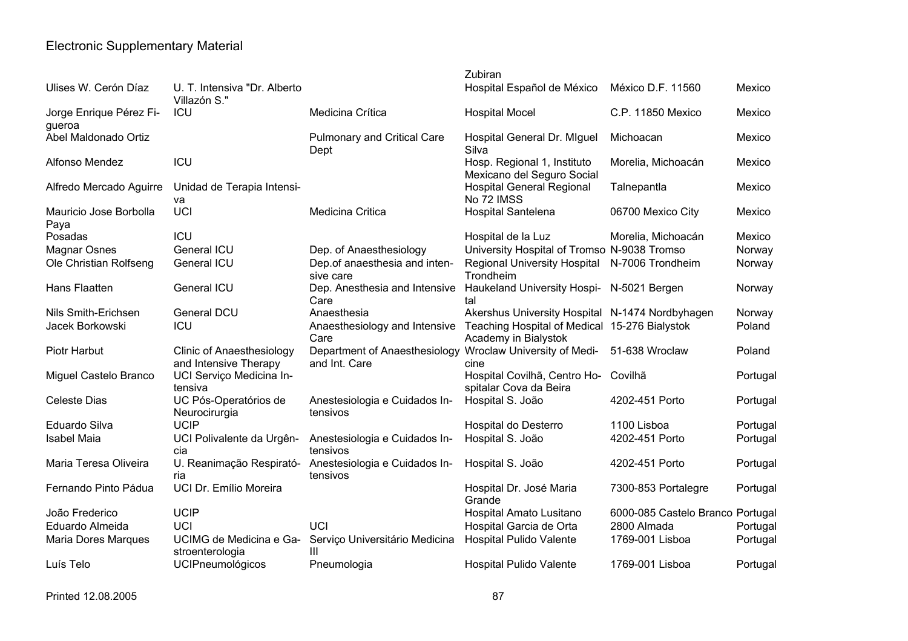Electronic Supplementary Material

| | | | | | |
|---|---|---|---|---|---|
| | | | Zubiran | | |
| Ulises W. Cerón Díaz | U. T. Intensiva "Dr. Alberto Villazón S." | | Hospital Español de México | México D.F. 11560 | Mexico |
| Jorge Enrique Pérez Figueroa | ICU | Medicina Crítica | Hospital Mocel | C.P. 11850 Mexico | Mexico |
| Abel Maldonado Ortiz | | Pulmonary and Critical Care Dept | Hospital General Dr. MIguel Silva | Michoacan | Mexico |
| Alfonso Mendez | ICU | | Hosp. Regional 1, Instituto Mexicano del Seguro Social | Morelia, Michoacán | Mexico |
| Alfredo Mercado Aguirre | Unidad de Terapia Intensiva | | Hospital General Regional No 72 IMSS | Talnepantla | Mexico |
| Mauricio Jose Borbolla Paya | UCI | Medicina Critica | Hospital Santelena | 06700 Mexico City | Mexico |
| Posadas | ICU | | Hospital de la Luz | Morelia, Michoacán | Mexico |
| Magnar Osnes | General ICU | Dep. of Anaesthesiology | University Hospital of Tromso | N-9038 Tromso | Norway |
| Ole Christian Rolfseng | General ICU | Dep.of anaesthesia and intensive care | Regional University Hospital Trondheim | N-7006 Trondheim | Norway |
| Hans Flaatten | General ICU | Dep. Anesthesia and Intensive Care | Haukeland University Hospital | N-5021 Bergen | Norway |
| Nils Smith-Erichsen | General DCU | Anaesthesia | Akershus University Hospital | N-1474 Nordbyhagen | Norway |
| Jacek Borkowski | ICU | Anaesthesiology and Intensive Care | Teaching Hospital of Medical Academy in Bialystok | 15-276 Bialystok | Poland |
| Piotr Harbut | Clinic of Anaesthesiology and Intensive Therapy | Department of Anaesthesiology and Int. Care | Wroclaw University of Medicine | 51-638 Wroclaw | Poland |
| Miguel Castelo Branco | UCI Serviço Medicina Intensiva | | Hospital Covilhã, Centro Hospitalar Cova da Beira | Covilhã | Portugal |
| Celeste Dias | UC Pós-Operatórios de Neurocirurgia | Anestesiologia e Cuidados Intensivos | Hospital S. João | 4202-451 Porto | Portugal |
| Eduardo Silva | UCIP | | Hospital do Desterro | 1100 Lisboa | Portugal |
| Isabel Maia | UCI Polivalente da Urgência | Anestesiologia e Cuidados Intensivos | Hospital S. João | 4202-451 Porto | Portugal |
| Maria Teresa Oliveira | U. Reanimação Respiratória | Anestesiologia e Cuidados Intensivos | Hospital S. João | 4202-451 Porto | Portugal |
| Fernando Pinto Pádua | UCI Dr. Emílio Moreira | | Hospital Dr. José Maria Grande | 7300-853 Portalegre | Portugal |
| João Frederico | UCIP | | Hospital Amato Lusitano | 6000-085 Castelo Branco | Portugal |
| Eduardo Almeida | UCI | UCI | Hospital Garcia de Orta | 2800 Almada | Portugal |
| Maria Dores Marques | UCIMG de Medicina e Gastroenterologia | Serviço Universitário Medicina III | Hospital Pulido Valente | 1769-001 Lisboa | Portugal |
| Luís Telo | UCIPneumológicos | Pneumologia | Hospital Pulido Valente | 1769-001 Lisboa | Portugal |

Printed 12.08.2005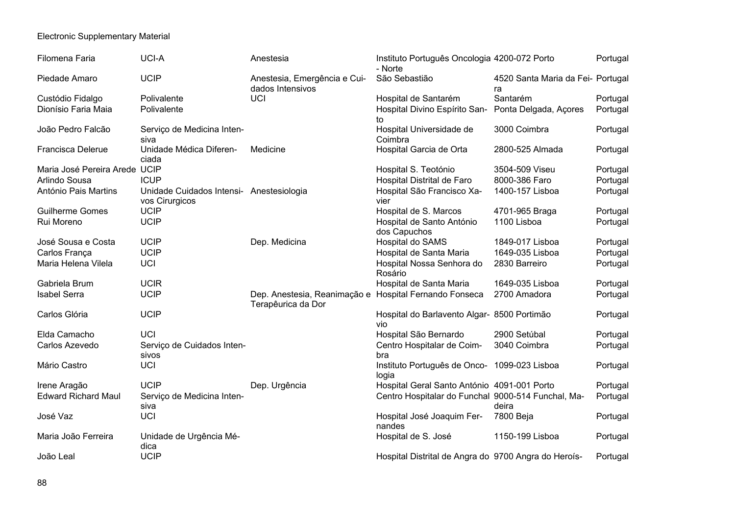Electronic Supplementary Material

| | | | | | |
|---|---|---|---|---|---|
| Filomena Faria | UCI-A | Anestesia | Instituto Português Oncologia - Norte | 4200-072 Porto | Portugal |
| Piedade Amaro | UCIP | Anestesia, Emergência e Cuidados Intensivos | São Sebastião | 4520 Santa Maria da Feira | Portugal |
| Custódio Fidalgo | Polivalente | UCI | Hospital de Santarém | Santarém | Portugal |
| Dionísio Faria Maia | Polivalente | | Hospital Divino Espírito Santo | Ponta Delgada, Açores | Portugal |
| João Pedro Falcão | Serviço de Medicina Intensiva | | Hospital Universidade de Coimbra | 3000 Coimbra | Portugal |
| Francisca Delerue | Unidade Médica Diferenciada | Medicine | Hospital Garcia de Orta | 2800-525 Almada | Portugal |
| Maria José Pereira Arede | UCIP | | Hospital S. Teotónio | 3504-509 Viseu | Portugal |
| Arlindo Sousa | ICUP | | Hospital Distrital de Faro | 8000-386 Faro | Portugal |
| António Pais Martins | Unidade Cuidados Intensivos Cirurgicos | Anestesiologia | Hospital São Francisco Xavier | 1400-157 Lisboa | Portugal |
| Guilherme Gomes | UCIP | | Hospital de S. Marcos | 4701-965 Braga | Portugal |
| Rui Moreno | UCIP | | Hospital de Santo António dos Capuchos | 1100 Lisboa | Portugal |
| José Sousa e Costa | UCIP | Dep. Medicina | Hospital do SAMS | 1849-017 Lisboa | Portugal |
| Carlos França | UCIP | | Hospital de Santa Maria | 1649-035 Lisboa | Portugal |
| Maria Helena Vilela | UCI | | Hospital Nossa Senhora do Rosário | 2830 Barreiro | Portugal |
| Gabriela Brum | UCIR | | Hospital de Santa Maria | 1649-035 Lisboa | Portugal |
| Isabel Serra | UCIP | Dep. Anestesia, Reanimação e Terapêurica da Dor | Hospital Fernando Fonseca | 2700 Amadora | Portugal |
| Carlos Glória | UCIP | | Hospital do Barlavento Algarvio | 8500 Portimão | Portugal |
| Elda Camacho | UCI | | Hospital São Bernardo | 2900 Setúbal | Portugal |
| Carlos Azevedo | Serviço de Cuidados Intensivos | | Centro Hospitalar de Coimbra | 3040 Coimbra | Portugal |
| Mário Castro | UCI | | Instituto Português de Oncologia | 1099-023 Lisboa | Portugal |
| Irene Aragão | UCIP | Dep. Urgência | Hospital Geral Santo António | 4091-001 Porto | Portugal |
| Edward Richard Maul | Serviço de Medicina Intensiva | | Centro Hospitalar do Funchal | 9000-514 Funchal, Madeira | Portugal |
| José Vaz | UCI | | Hospital José Joaquim Fernandes | 7800 Beja | Portugal |
| Maria João Ferreira | Unidade de Urgência Médica | | Hospital de S. José | 1150-199 Lisboa | Portugal |
| João Leal | UCIP | | Hospital Distrital de Angra do | 9700 Angra do Heroís- | Portugal |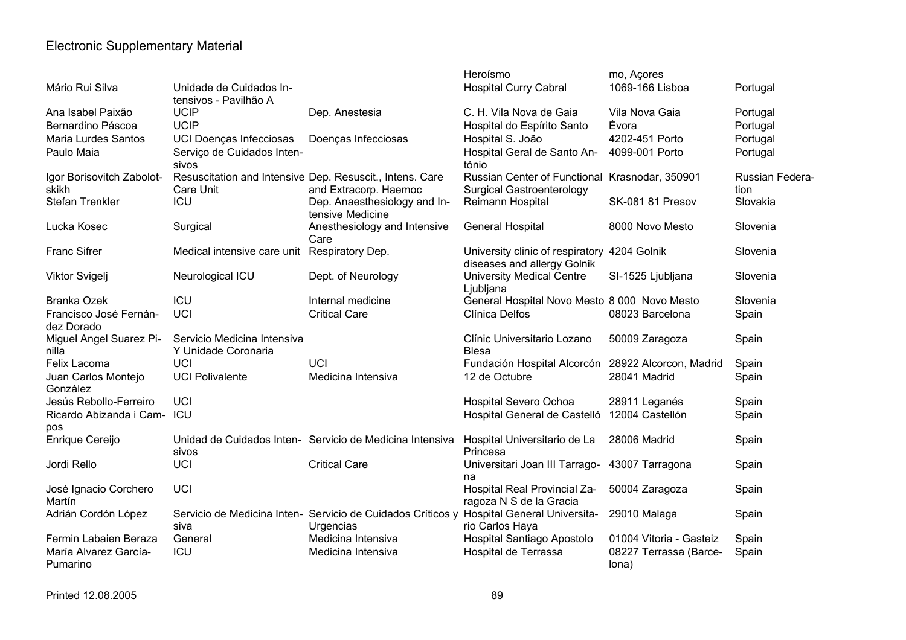Electronic Supplementary Material

| | | | | | |
|---|---|---|---|---|---|
| | | | Heroísmo | mo, Açores | |
| Mário Rui Silva | Unidade de Cuidados Intensivos - Pavilhão A | | Hospital Curry Cabral | 1069-166 Lisboa | Portugal |
| Ana Isabel Paixão | UCIP | Dep. Anestesia | C. H. Vila Nova de Gaia | Vila Nova Gaia | Portugal |
| Bernardino Páscoa | UCIP | | Hospital do Espírito Santo | Évora | Portugal |
| Maria Lurdes Santos | UCI Doenças Infecciosas | Doenças Infecciosas | Hospital S. João | 4202-451 Porto | Portugal |
| Paulo Maia | Serviço de Cuidados Intensivos | | Hospital Geral de Santo António | 4099-001 Porto | Portugal |
| Igor Borisovitch Zabolotskikh | Resuscitation and Intensive Care Unit | Dep. Resuscit., Intens. Care and Extracorp. Haemoc | Russian Center of Functional Surgical Gastroenterology | Krasnodar, 350901 | Russian Federation |
| Stefan Trenkler | ICU | Dep. Anaesthesiology and Intensive Medicine | Reimann Hospital | SK-081 81 Presov | Slovakia |
| Lucka Kosec | Surgical | Anesthesiology and Intensive Care | General Hospital | 8000 Novo Mesto | Slovenia |
| Franc Sifrer | Medical intensive care unit | Respiratory Dep. | University clinic of respiratory diseases and allergy Golnik | 4204 Golnik | Slovenia |
| Viktor Svigelj | Neurological ICU | Dept. of Neurology | University Medical Centre Ljubljana | SI-1525 Ljubljana | Slovenia |
| Branka Ozek | ICU | Internal medicine | General Hospital Novo Mesto | 8 000 Novo Mesto | Slovenia |
| Francisco José Fernández Dorado | UCI | Critical Care | Clínica Delfos | 08023 Barcelona | Spain |
| Miguel Angel Suarez Pinilla | Servicio Medicina Intensiva Y Unidade Coronaria | | Clínic Universitario Lozano Blesa | 50009 Zaragoza | Spain |
| Felix Lacoma | UCI | UCI | Fundación Hospital Alcorcón | 28922 Alcorcon, Madrid | Spain |
| Juan Carlos Montejo González | UCI Polivalente | Medicina Intensiva | 12 de Octubre | 28041 Madrid | Spain |
| Jesús Rebollo-Ferreiro | UCI | | Hospital Severo Ochoa | 28911 Leganés | Spain |
| Ricardo Abizanda i Campos | ICU | | Hospital General de Castelló | 12004 Castellón | Spain |
| Enrique Cereijo | Unidad de Cuidados Intensivos | Servicio de Medicina Intensiva | Hospital Universitario de La Princesa | 28006 Madrid | Spain |
| Jordi Rello | UCI | Critical Care | Universitari Joan III Tarragona | 43007 Tarragona | Spain |
| José Ignacio Corchero Martín | UCI | | Hospital Real Provincial Zaragoza N S de la Gracia | 50004 Zaragoza | Spain |
| Adrián Cordón López | Servicio de Medicina Intensiva | Servicio de Cuidados Críticos y Urgencias | Hospital General Universitario Carlos Haya | 29010 Malaga | Spain |
| Fermin Labaien Beraza | General | Medicina Intensiva | Hospital Santiago Apostolo | 01004 Vitoria - Gasteiz | Spain |
| María Alvarez García-Pumarino | ICU | Medicina Intensiva | Hospital de Terrassa | 08227 Terrassa (Barcelona) | Spain |

Printed 12.08.2005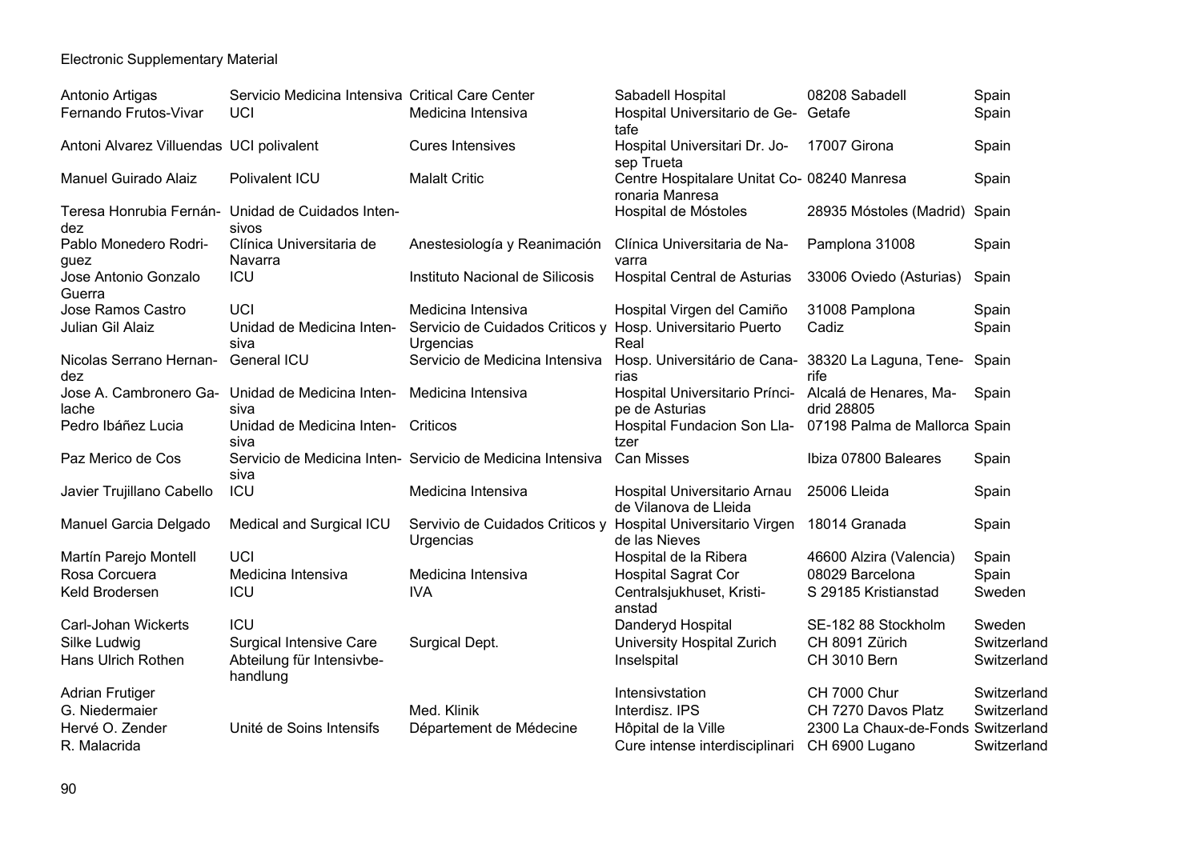Electronic Supplementary Material

| | | | | | |
|---|---|---|---|---|---|
| Antonio Artigas | Servicio Medicina Intensiva | Critical Care Center | Sabadell Hospital | 08208 Sabadell | Spain |
| Fernando Frutos-Vivar | UCI | Medicina Intensiva | Hospital Universitario de Getafe | Getafe | Spain |
| Antoni Alvarez Villuendas | UCI polivalent | Cures Intensives | Hospital Universitari Dr. Josep Trueta | 17007 Girona | Spain |
| Manuel Guirado Alaiz | Polivalent ICU | Malalt Critic | Centre Hospitalare Unitat Coronaria Manresa | 08240 Manresa | Spain |
| Teresa Honrubia Fernández | Unidad de Cuidados Intensivos | | Hospital de Móstoles | 28935 Móstoles (Madrid) | Spain |
| Pablo Monedero Rodriguez | Clínica Universitaria de Navarra | Anestesiología y Reanimación | Clínica Universitaria de Navarra | Pamplona 31008 | Spain |
| Jose Antonio Gonzalo Guerra | ICU | Instituto Nacional de Silicosis | Hospital Central de Asturias | 33006 Oviedo (Asturias) | Spain |
| Jose Ramos Castro | UCI | Medicina Intensiva | Hospital Virgen del Camiño | 31008 Pamplona | Spain |
| Julian Gil Alaiz | Unidad de Medicina Intensiva | Servicio de Cuidados Criticos y Urgencias | Hosp. Universitario Puerto Real | Cadiz | Spain |
| Nicolas Serrano Hernandez | General ICU | Servicio de Medicina Intensiva | Hosp. Universitário de Canarias | 38320 La Laguna, Tenerife | Spain |
| Jose A. Cambronero Galache | Unidad de Medicina Intensiva | Medicina Intensiva | Hospital Universitario Príncipe de Asturias | Alcalá de Henares, Madrid 28805 | Spain |
| Pedro Ibáñez Lucia | Unidad de Medicina Intensiva | Criticos | Hospital Fundacion Son Llatzer | 07198 Palma de Mallorca | Spain |
| Paz Merico de Cos | Servicio de Medicina Intensiva | Servicio de Medicina Intensiva | Can Misses | Ibiza 07800 Baleares | Spain |
| Javier Trujillano Cabello | ICU | Medicina Intensiva | Hospital Universitario Arnau de Vilanova de Lleida | 25006 Lleida | Spain |
| Manuel Garcia Delgado | Medical and Surgical ICU | Servivio de Cuidados Criticos y Urgencias | Hospital Universitario Virgen de las Nieves | 18014 Granada | Spain |
| Martín Parejo Montell | UCI | | Hospital de la Ribera | 46600 Alzira (Valencia) | Spain |
| Rosa Corcuera | Medicina Intensiva | Medicina Intensiva | Hospital Sagrat Cor | 08029 Barcelona | Spain |
| Keld Brodersen | ICU | IVA | Centralsjukhuset, Kristianstad | S 29185 Kristianstad | Sweden |
| Carl-Johan Wickerts | ICU | | Danderyd Hospital | SE-182 88 Stockholm | Sweden |
| Silke Ludwig | Surgical Intensive Care | Surgical Dept. | University Hospital Zurich | CH 8091 Zürich | Switzerland |
| Hans Ulrich Rothen | Abteilung für Intensivbehandlung | | Inselspital | CH 3010 Bern | Switzerland |
| Adrian Frutiger | | | Intensivstation | CH 7000 Chur | Switzerland |
| G. Niedermaier | | Med. Klinik | Interdisz. IPS | CH 7270 Davos Platz | Switzerland |
| Hervé O. Zender | Unité de Soins Intensifs | Département de Médecine | Hôpital de la Ville | 2300 La Chaux-de-Fonds | Switzerland |
| R. Malacrida | | | Cure intense interdisciplinari | CH 6900 Lugano | Switzerland |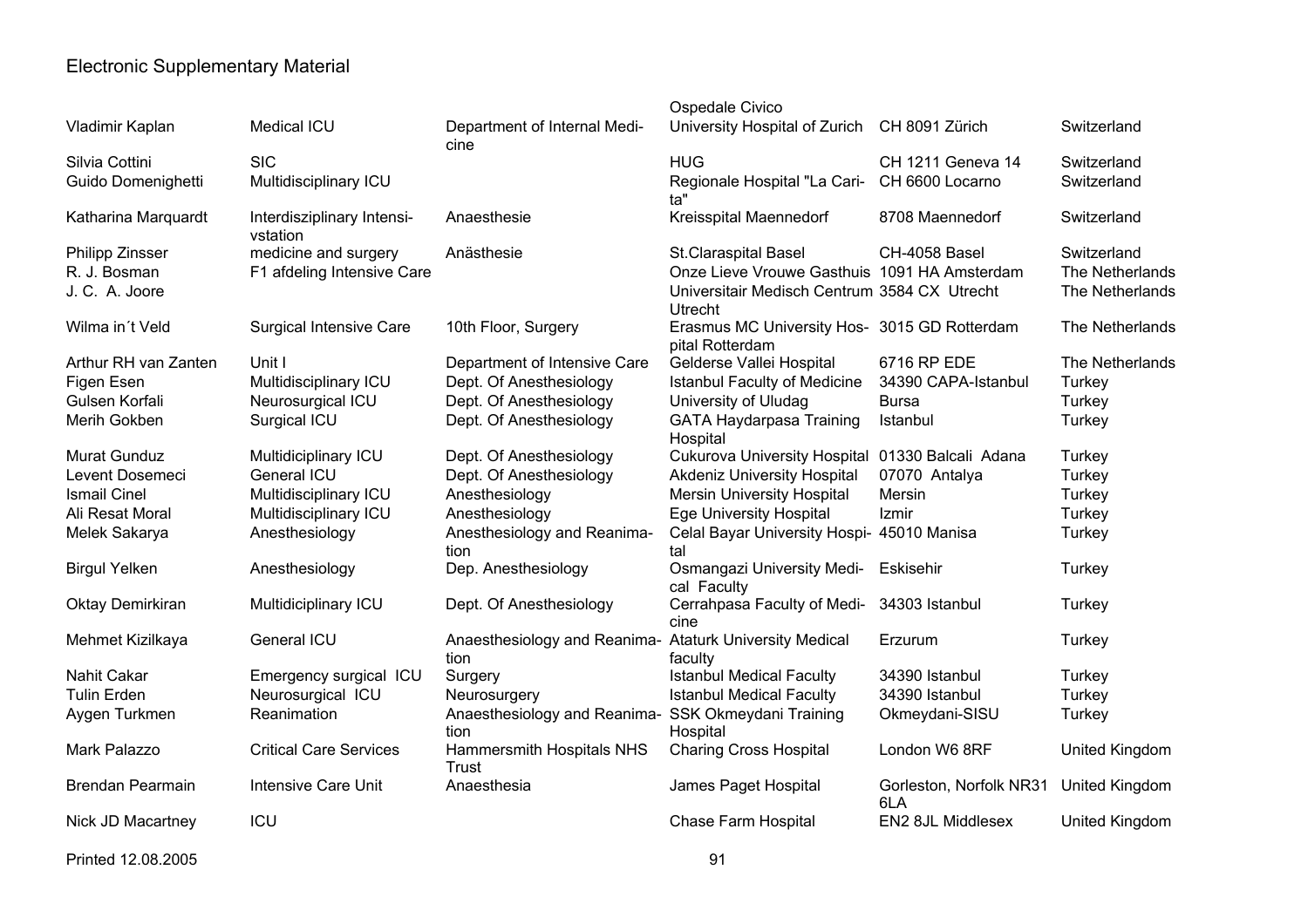# Electronic Supplementary Material

| | | | | | |
|---|---|---|---|---|---|
| | | | Ospedale Civico | | |
| Vladimir Kaplan | Medical ICU | Department of Internal Medicine | University Hospital of Zurich | CH 8091 Zürich | Switzerland |
| Silvia Cottini | SIC | | HUG | CH 1211 Geneva 14 | Switzerland |
| Guido Domenighetti | Multidisciplinary ICU | | Regionale Hospital "La Carita" | CH 6600 Locarno | Switzerland |
| Katharina Marquardt | Interdisziplinary Intensivstation | Anaesthesie | Kreisspital Maennedorf | 8708 Maennedorf | Switzerland |
| Philipp Zinsser | medicine and surgery | Anästhesie | St.Claraspital Basel | CH-4058 Basel | Switzerland |
| R. J. Bosman | F1 afdeling Intensive Care | | Onze Lieve Vrouwe Gasthuis | 1091 HA Amsterdam | The Netherlands |
| J. C. A. Joore | | | Universitair Medisch Centrum Utrecht | 3584 CX Utrecht | The Netherlands |
| Wilma in´t Veld | Surgical Intensive Care | 10th Floor, Surgery | Erasmus MC University Hospital Rotterdam | 3015 GD Rotterdam | The Netherlands |
| Arthur RH van Zanten | Unit I | Department of Intensive Care | Gelderse Vallei Hospital | 6716 RP EDE | The Netherlands |
| Figen Esen | Multidisciplinary ICU | Dept. Of Anesthesiology | Istanbul Faculty of Medicine | 34390 CAPA-Istanbul | Turkey |
| Gulsen Korfali | Neurosurgical ICU | Dept. Of Anesthesiology | University of Uludag | Bursa | Turkey |
| Merih Gokben | Surgical ICU | Dept. Of Anesthesiology | GATA Haydarpasa Training Hospital | Istanbul | Turkey |
| Murat Gunduz | Multidiciplinary ICU | Dept. Of Anesthesiology | Cukurova University Hospital | 01330 Balcali Adana | Turkey |
| Levent Dosemeci | General ICU | Dept. Of Anesthesiology | Akdeniz University Hospital | 07070 Antalya | Turkey |
| Ismail Cinel | Multidisciplinary ICU | Anesthesiology | Mersin University Hospital | Mersin | Turkey |
| Ali Resat Moral | Multidisciplinary ICU | Anesthesiology | Ege University Hospital | Izmir | Turkey |
| Melek Sakarya | Anesthesiology | Anesthesiology and Reanimation | Celal Bayar University Hospital | 45010 Manisa | Turkey |
| Birgul Yelken | Anesthesiology | Dep. Anesthesiology | Osmangazi University Medical Faculty | Eskisehir | Turkey |
| Oktay Demirkiran | Multidiciplinary ICU | Dept. Of Anesthesiology | Cerrahpasa Faculty of Medicine | 34303 Istanbul | Turkey |
| Mehmet Kizilkaya | General ICU | Anaesthesiology and Reanimation | Ataturk University Medical faculty | Erzurum | Turkey |
| Nahit Cakar | Emergency surgical ICU | Surgery | Istanbul Medical Faculty | 34390 Istanbul | Turkey |
| Tulin Erden | Neurosurgical ICU | Neurosurgery | Istanbul Medical Faculty | 34390 Istanbul | Turkey |
| Aygen Turkmen | Reanimation | Anaesthesiology and Reanimation | SSK Okmeydani Training Hospital | Okmeydani-SISU | Turkey |
| Mark Palazzo | Critical Care Services | Hammersmith Hospitals NHS Trust | Charing Cross Hospital | London W6 8RF | United Kingdom |
| Brendan Pearmain | Intensive Care Unit | Anaesthesia | James Paget Hospital | Gorleston, Norfolk NR31 6LA | United Kingdom |
| Nick JD Macartney | ICU | | Chase Farm Hospital | EN2 8JL Middlesex | United Kingdom |

Printed 12.08.2005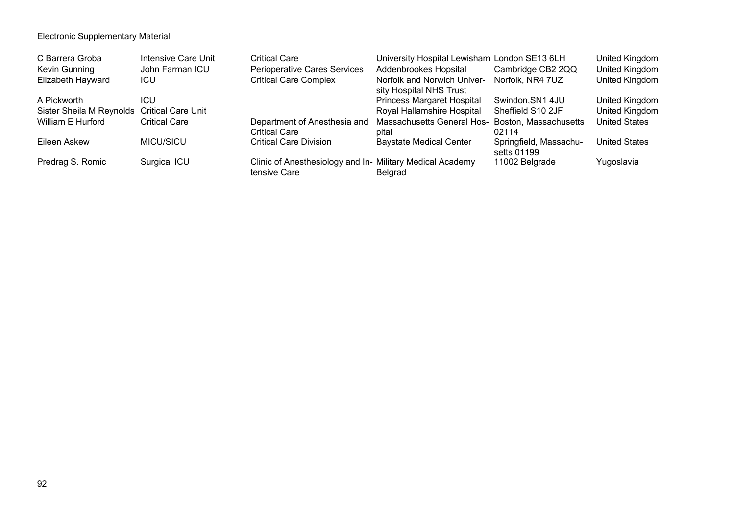Electronic Supplementary Material

| | | | | | |
|---|---|---|---|---|---|
| C Barrera Groba | Intensive Care Unit | Critical Care | University Hospital Lewisham | London SE13 6LH | United Kingdom |
| Kevin Gunning | John Farman ICU | Perioperative Cares Services | Addenbrookes Hopsital | Cambridge CB2 2QQ | United Kingdom |
| Elizabeth Hayward | ICU | Critical Care Complex | Norfolk and Norwich University Hospital NHS Trust | Norfolk, NR4 7UZ | United Kingdom |
| A Pickworth | ICU | | Princess Margaret Hospital | Swindon,SN1 4JU | United Kingdom |
| Sister Sheila M Reynolds | Critical Care Unit | | Royal Hallamshire Hospital | Sheffield S10 2JF | United Kingdom |
| William E Hurford | Critical Care | Department of Anesthesia and Critical Care | Massachusetts General Hospital | Boston, Massachusetts 02114 | United States |
| Eileen Askew | MICU/SICU | Critical Care Division | Baystate Medical Center | Springfield, Massachusetts 01199 | United States |
| Predrag S. Romic | Surgical ICU | Clinic of Anesthesiology and Intensive Care | Military Medical Academy Belgrad | 11002 Belgrade | Yugoslavia |